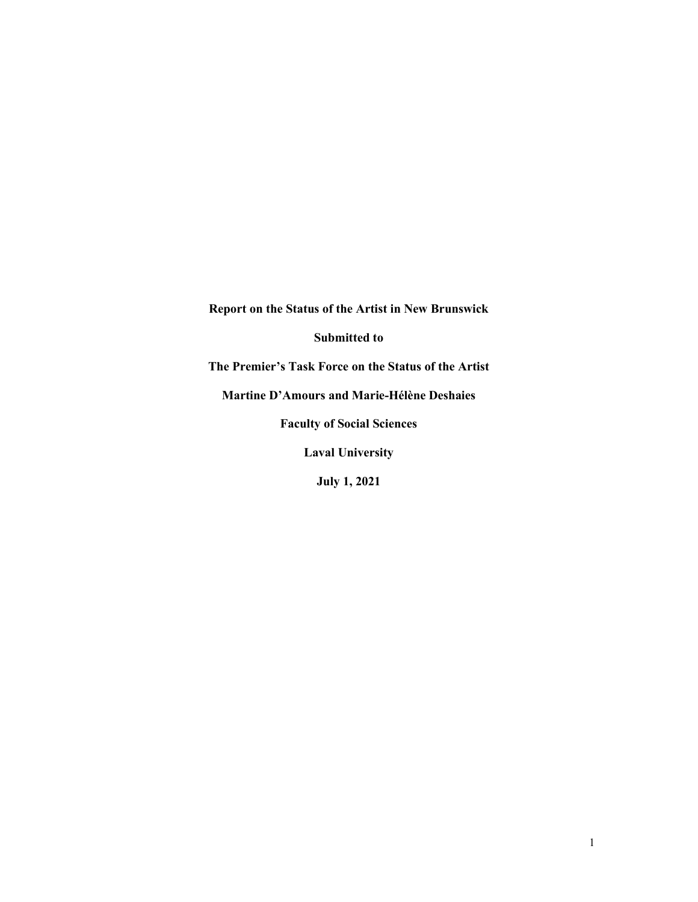**Report on the Status of the Artist in New Brunswick**

**Submitted to**

**The Premier's Task Force on the Status of the Artist**

**Martine D'Amours and Marie-Hélène Deshaies**

**Faculty of Social Sciences**

**Laval University**

**July 1, 2021**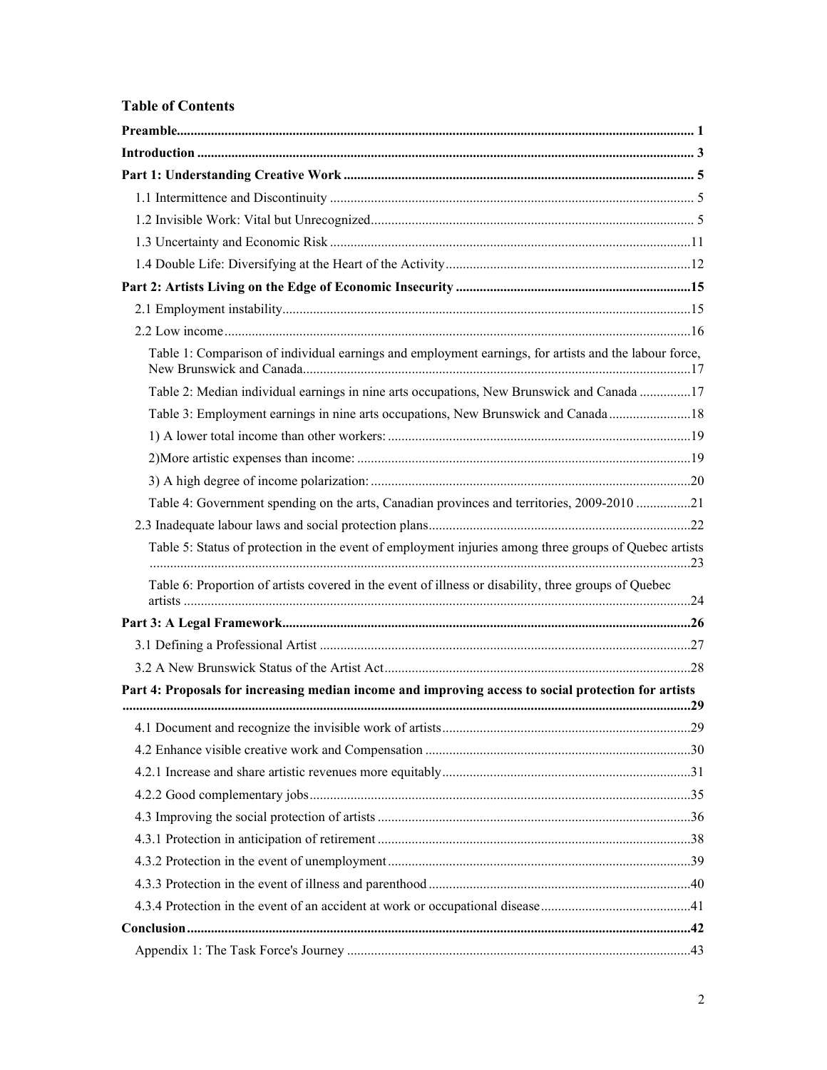## Table of Contents

**Preamble** ..... **1**

**Introduction** ..... **3**

**Part 1: Understanding Creative Work** ..... **5**

- 1.1 Intermittence and Discontinuity ..... 5
- 1.2 Invisible Work: Vital but Unrecognized ..... 5
- 1.3 Uncertainty and Economic Risk ..... 11
- 1.4 Double Life: Diversifying at the Heart of the Activity ..... 12

**Part 2: Artists Living on the Edge of Economic Insecurity** ..... **15**

- 2.1 Employment instability ..... 15
- 2.2 Low income ..... 16
  - Table 1: Comparison of individual earnings and employment earnings, for artists and the labour force, New Brunswick and Canada ..... 17
  - Table 2: Median individual earnings in nine arts occupations, New Brunswick and Canada ..... 17
  - Table 3: Employment earnings in nine arts occupations, New Brunswick and Canada ..... 18
  - 1) A lower total income than other workers: ..... 19
  - 2)More artistic expenses than income: ..... 19
  - 3) A high degree of income polarization: ..... 20
  - Table 4: Government spending on the arts, Canadian provinces and territories, 2009-2010 ..... 21
- 2.3 Inadequate labour laws and social protection plans ..... 22
  - Table 5: Status of protection in the event of employment injuries among three groups of Quebec artists ..... 23
  - Table 6: Proportion of artists covered in the event of illness or disability, three groups of Quebec artists ..... 24

**Part 3: A Legal Framework** ..... **26**

- 3.1 Defining a Professional Artist ..... 27
- 3.2 A New Brunswick Status of the Artist Act ..... 28

**Part 4: Proposals for increasing median income and improving access to social protection for artists** ..... **29**

- 4.1 Document and recognize the invisible work of artists ..... 29
- 4.2 Enhance visible creative work and Compensation ..... 30
- 4.2.1 Increase and share artistic revenues more equitably ..... 31
- 4.2.2 Good complementary jobs ..... 35
- 4.3 Improving the social protection of artists ..... 36
- 4.3.1 Protection in anticipation of retirement ..... 38
- 4.3.2 Protection in the event of unemployment ..... 39
- 4.3.3 Protection in the event of illness and parenthood ..... 40
- 4.3.4 Protection in the event of an accident at work or occupational disease ..... 41

**Conclusion** ..... **42**

- Appendix 1: The Task Force's Journey ..... 43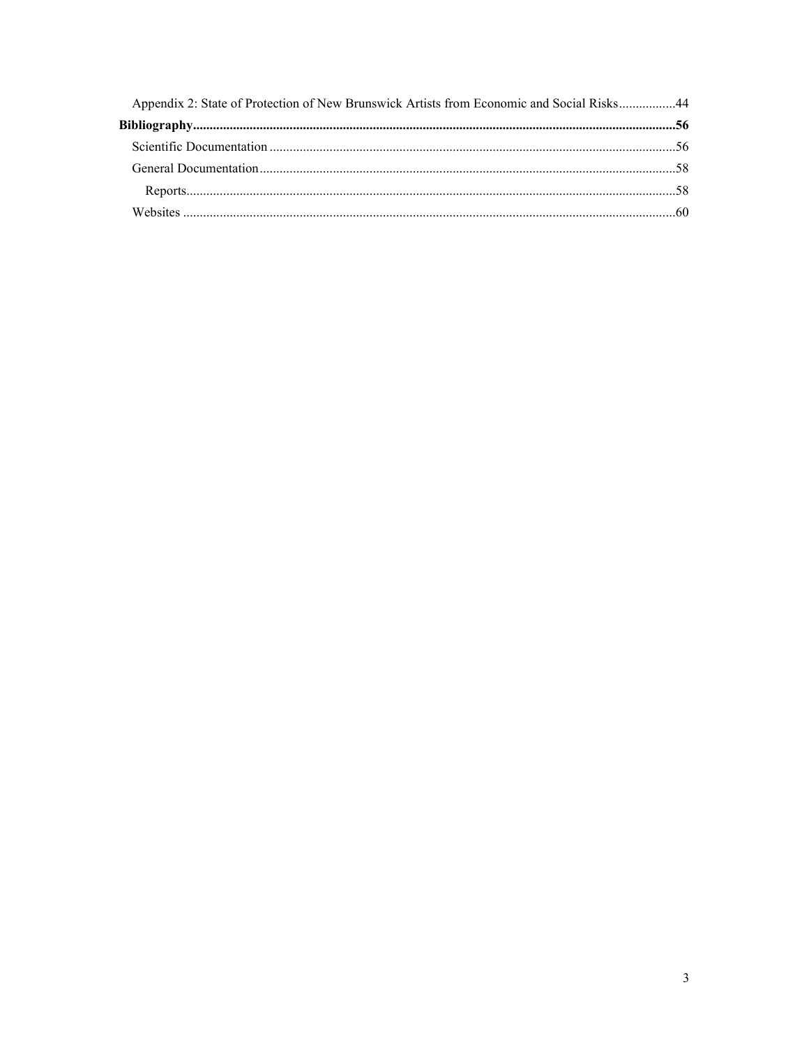Appendix 2: State of Protection of New Brunswick Artists from Economic and Social Risks.................44

**Bibliography..................................................................................................................................56**

Scientific Documentation ........................................................................................................56

General Documentation............................................................................................................58

Reports..................................................................................................................................58

Websites ...................................................................................................................................60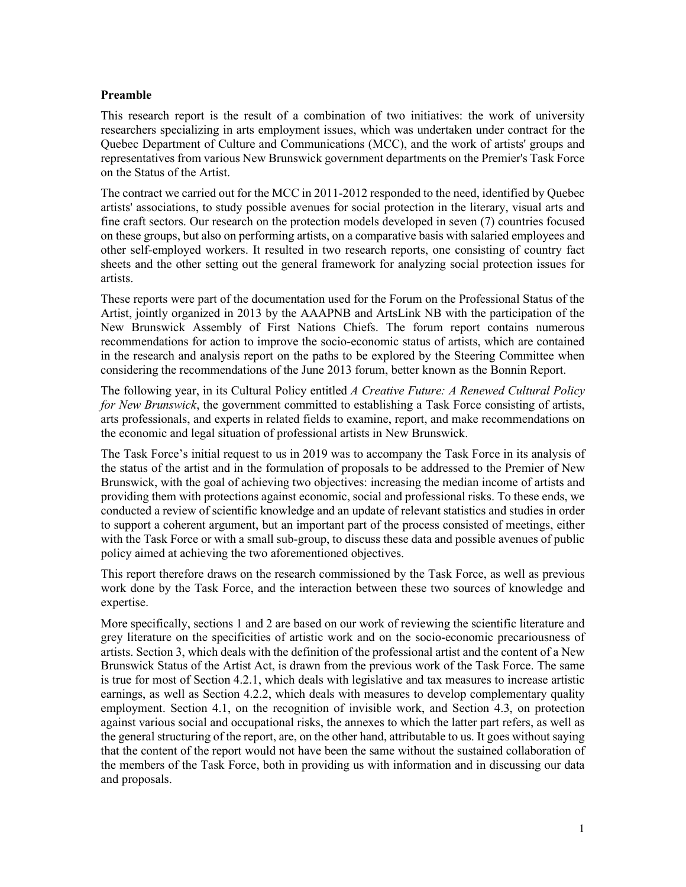## Preamble

This research report is the result of a combination of two initiatives: the work of university researchers specializing in arts employment issues, which was undertaken under contract for the Quebec Department of Culture and Communications (MCC), and the work of artists' groups and representatives from various New Brunswick government departments on the Premier's Task Force on the Status of the Artist.

The contract we carried out for the MCC in 2011-2012 responded to the need, identified by Quebec artists' associations, to study possible avenues for social protection in the literary, visual arts and fine craft sectors. Our research on the protection models developed in seven (7) countries focused on these groups, but also on performing artists, on a comparative basis with salaried employees and other self-employed workers. It resulted in two research reports, one consisting of country fact sheets and the other setting out the general framework for analyzing social protection issues for artists.

These reports were part of the documentation used for the Forum on the Professional Status of the Artist, jointly organized in 2013 by the AAAPNB and ArtsLink NB with the participation of the New Brunswick Assembly of First Nations Chiefs. The forum report contains numerous recommendations for action to improve the socio-economic status of artists, which are contained in the research and analysis report on the paths to be explored by the Steering Committee when considering the recommendations of the June 2013 forum, better known as the Bonnin Report.

The following year, in its Cultural Policy entitled *A Creative Future: A Renewed Cultural Policy for New Brunswick*, the government committed to establishing a Task Force consisting of artists, arts professionals, and experts in related fields to examine, report, and make recommendations on the economic and legal situation of professional artists in New Brunswick.

The Task Force's initial request to us in 2019 was to accompany the Task Force in its analysis of the status of the artist and in the formulation of proposals to be addressed to the Premier of New Brunswick, with the goal of achieving two objectives: increasing the median income of artists and providing them with protections against economic, social and professional risks. To these ends, we conducted a review of scientific knowledge and an update of relevant statistics and studies in order to support a coherent argument, but an important part of the process consisted of meetings, either with the Task Force or with a small sub-group, to discuss these data and possible avenues of public policy aimed at achieving the two aforementioned objectives.

This report therefore draws on the research commissioned by the Task Force, as well as previous work done by the Task Force, and the interaction between these two sources of knowledge and expertise.

More specifically, sections 1 and 2 are based on our work of reviewing the scientific literature and grey literature on the specificities of artistic work and on the socio-economic precariousness of artists. Section 3, which deals with the definition of the professional artist and the content of a New Brunswick Status of the Artist Act, is drawn from the previous work of the Task Force. The same is true for most of Section 4.2.1, which deals with legislative and tax measures to increase artistic earnings, as well as Section 4.2.2, which deals with measures to develop complementary quality employment. Section 4.1, on the recognition of invisible work, and Section 4.3, on protection against various social and occupational risks, the annexes to which the latter part refers, as well as the general structuring of the report, are, on the other hand, attributable to us. It goes without saying that the content of the report would not have been the same without the sustained collaboration of the members of the Task Force, both in providing us with information and in discussing our data and proposals.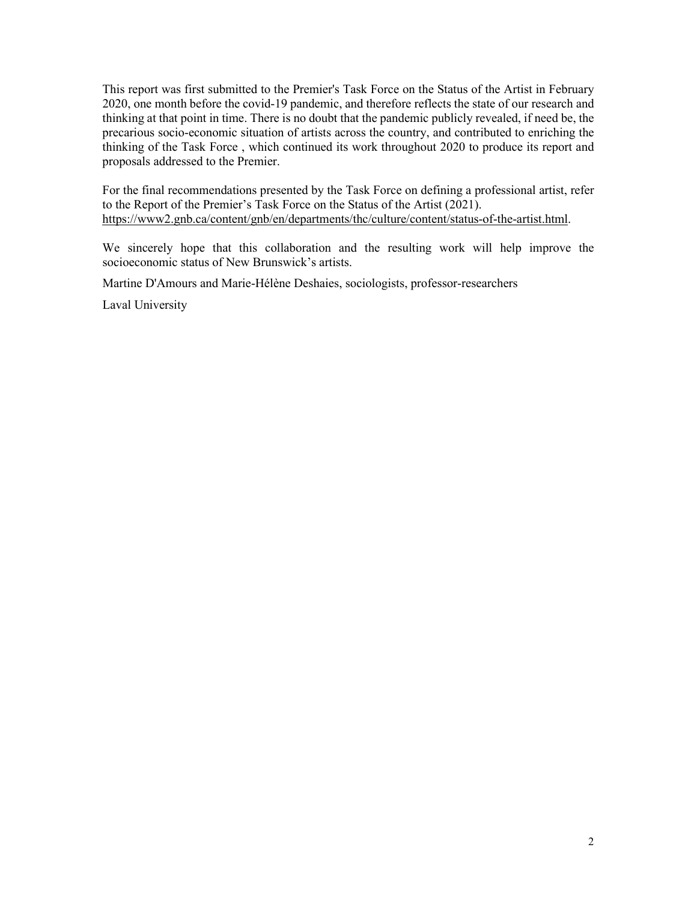This report was first submitted to the Premier's Task Force on the Status of the Artist in February 2020, one month before the covid-19 pandemic, and therefore reflects the state of our research and thinking at that point in time. There is no doubt that the pandemic publicly revealed, if need be, the precarious socio-economic situation of artists across the country, and contributed to enriching the thinking of the Task Force , which continued its work throughout 2020 to produce its report and proposals addressed to the Premier.

For the final recommendations presented by the Task Force on defining a professional artist, refer to the Report of the Premier's Task Force on the Status of the Artist (2021). https://www2.gnb.ca/content/gnb/en/departments/thc/culture/content/status-of-the-artist.html.

We sincerely hope that this collaboration and the resulting work will help improve the socioeconomic status of New Brunswick's artists.

Martine D'Amours and Marie-Hélène Deshaies, sociologists, professor-researchers

Laval University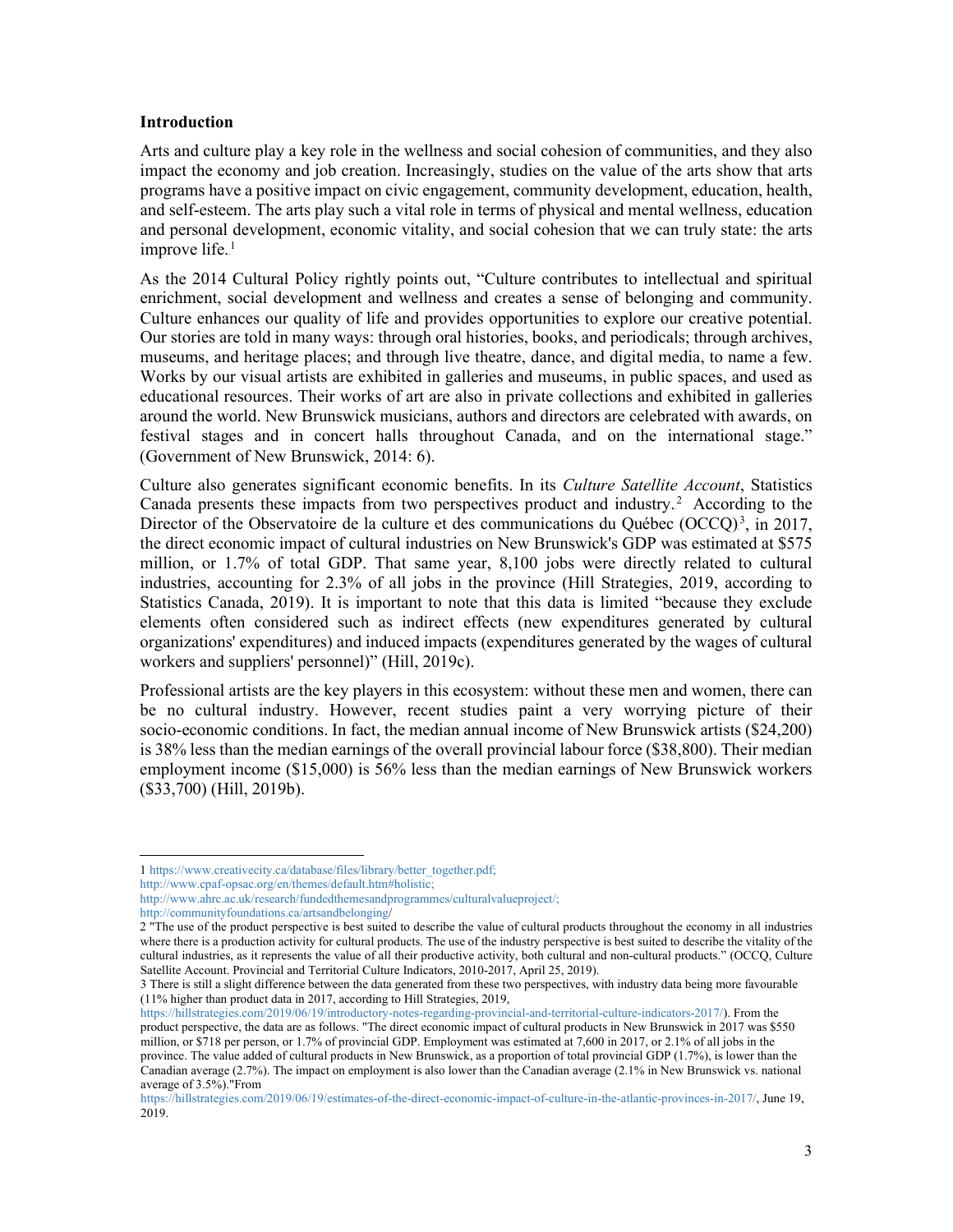**Introduction**

Arts and culture play a key role in the wellness and social cohesion of communities, and they also impact the economy and job creation. Increasingly, studies on the value of the arts show that arts programs have a positive impact on civic engagement, community development, education, health, and self-esteem. The arts play such a vital role in terms of physical and mental wellness, education and personal development, economic vitality, and social cohesion that we can truly state: the arts improve life.[1]

As the 2014 Cultural Policy rightly points out, "Culture contributes to intellectual and spiritual enrichment, social development and wellness and creates a sense of belonging and community. Culture enhances our quality of life and provides opportunities to explore our creative potential. Our stories are told in many ways: through oral histories, books, and periodicals; through archives, museums, and heritage places; and through live theatre, dance, and digital media, to name a few. Works by our visual artists are exhibited in galleries and museums, in public spaces, and used as educational resources. Their works of art are also in private collections and exhibited in galleries around the world. New Brunswick musicians, authors and directors are celebrated with awards, on festival stages and in concert halls throughout Canada, and on the international stage." (Government of New Brunswick, 2014: 6).

Culture also generates significant economic benefits. In its *Culture Satellite Account*, Statistics Canada presents these impacts from two perspectives product and industry.[2] According to the Director of the Observatoire de la culture et des communications du Québec (OCCQ)[3], in 2017, the direct economic impact of cultural industries on New Brunswick's GDP was estimated at $575 million, or 1.7% of total GDP. That same year, 8,100 jobs were directly related to cultural industries, accounting for 2.3% of all jobs in the province (Hill Strategies, 2019, according to Statistics Canada, 2019). It is important to note that this data is limited "because they exclude elements often considered such as indirect effects (new expenditures generated by cultural organizations' expenditures) and induced impacts (expenditures generated by the wages of cultural workers and suppliers' personnel)" (Hill, 2019c).

Professional artists are the key players in this ecosystem: without these men and women, there can be no cultural industry. However, recent studies paint a very worrying picture of their socio-economic conditions. In fact, the median annual income of New Brunswick artists ($24,200) is 38% less than the median earnings of the overall provincial labour force ($38,800). Their median employment income ($15,000) is 56% less than the median earnings of New Brunswick workers ($33,700) (Hill, 2019b).

---

1 https://www.creativecity.ca/database/files/library/better_together.pdf; http://www.cpaf-opsac.org/en/themes/default.htm#holistic; http://www.ahrc.ac.uk/research/fundedthemesandprogrammes/culturalvalueproject/; http://communityfoundations.ca/artsandbelonging/

2 "The use of the product perspective is best suited to describe the value of cultural products throughout the economy in all industries where there is a production activity for cultural products. The use of the industry perspective is best suited to describe the vitality of the cultural industries, as it represents the value of all their productive activity, both cultural and non-cultural products." (OCCQ, Culture Satellite Account. Provincial and Territorial Culture Indicators, 2010-2017, April 25, 2019).

3 There is still a slight difference between the data generated from these two perspectives, with industry data being more favourable (11% higher than product data in 2017, according to Hill Strategies, 2019, https://hillstrategies.com/2019/06/19/introductory-notes-regarding-provincial-and-territorial-culture-indicators-2017/). From the product perspective, the data are as follows. "The direct economic impact of cultural products in New Brunswick in 2017 was $550 million, or $718 per person, or 1.7% of provincial GDP. Employment was estimated at 7,600 in 2017, or 2.1% of all jobs in the province. The value added of cultural products in New Brunswick, as a proportion of total provincial GDP (1.7%), is lower than the Canadian average (2.7%). The impact on employment is also lower than the Canadian average (2.1% in New Brunswick vs. national average of 3.5%)."From https://hillstrategies.com/2019/06/19/estimates-of-the-direct-economic-impact-of-culture-in-the-atlantic-provinces-in-2017/, June 19, 2019.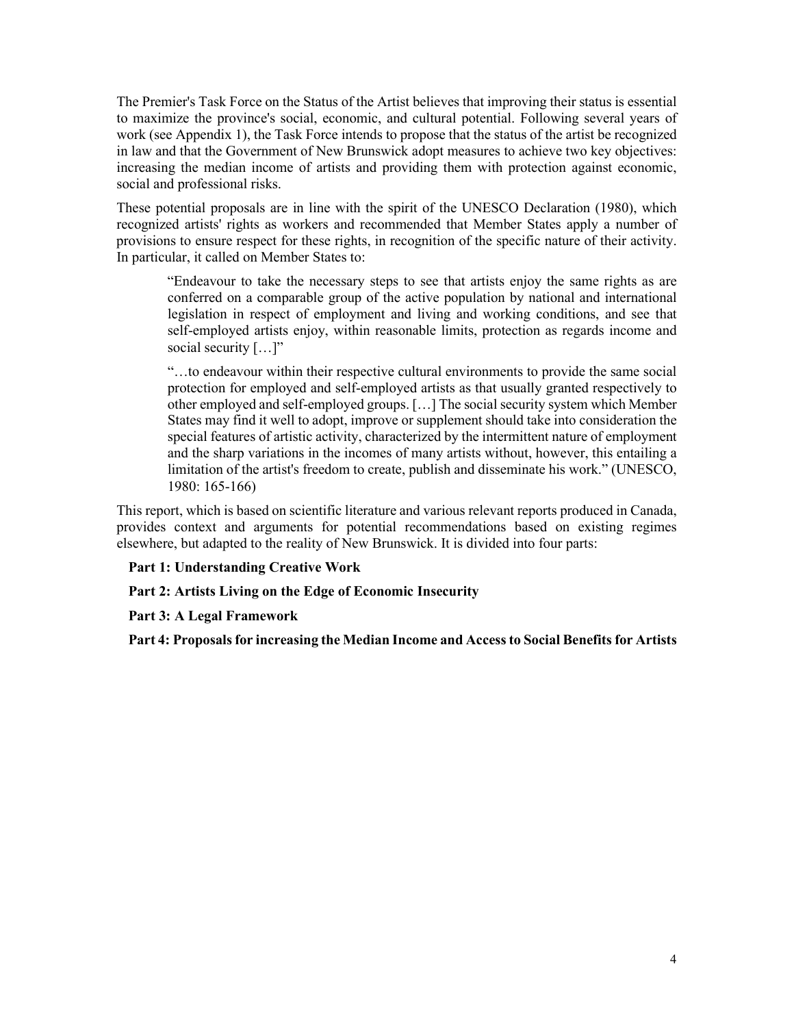The Premier's Task Force on the Status of the Artist believes that improving their status is essential to maximize the province's social, economic, and cultural potential. Following several years of work (see Appendix 1), the Task Force intends to propose that the status of the artist be recognized in law and that the Government of New Brunswick adopt measures to achieve two key objectives: increasing the median income of artists and providing them with protection against economic, social and professional risks.

These potential proposals are in line with the spirit of the UNESCO Declaration (1980), which recognized artists' rights as workers and recommended that Member States apply a number of provisions to ensure respect for these rights, in recognition of the specific nature of their activity. In particular, it called on Member States to:

> "Endeavour to take the necessary steps to see that artists enjoy the same rights as are conferred on a comparable group of the active population by national and international legislation in respect of employment and living and working conditions, and see that self-employed artists enjoy, within reasonable limits, protection as regards income and social security […]"
>
> "…to endeavour within their respective cultural environments to provide the same social protection for employed and self-employed artists as that usually granted respectively to other employed and self-employed groups. […] The social security system which Member States may find it well to adopt, improve or supplement should take into consideration the special features of artistic activity, characterized by the intermittent nature of employment and the sharp variations in the incomes of many artists without, however, this entailing a limitation of the artist's freedom to create, publish and disseminate his work." (UNESCO, 1980: 165-166)

This report, which is based on scientific literature and various relevant reports produced in Canada, provides context and arguments for potential recommendations based on existing regimes elsewhere, but adapted to the reality of New Brunswick. It is divided into four parts:

**Part 1: Understanding Creative Work**

**Part 2: Artists Living on the Edge of Economic Insecurity**

**Part 3: A Legal Framework**

**Part 4: Proposals for increasing the Median Income and Access to Social Benefits for Artists**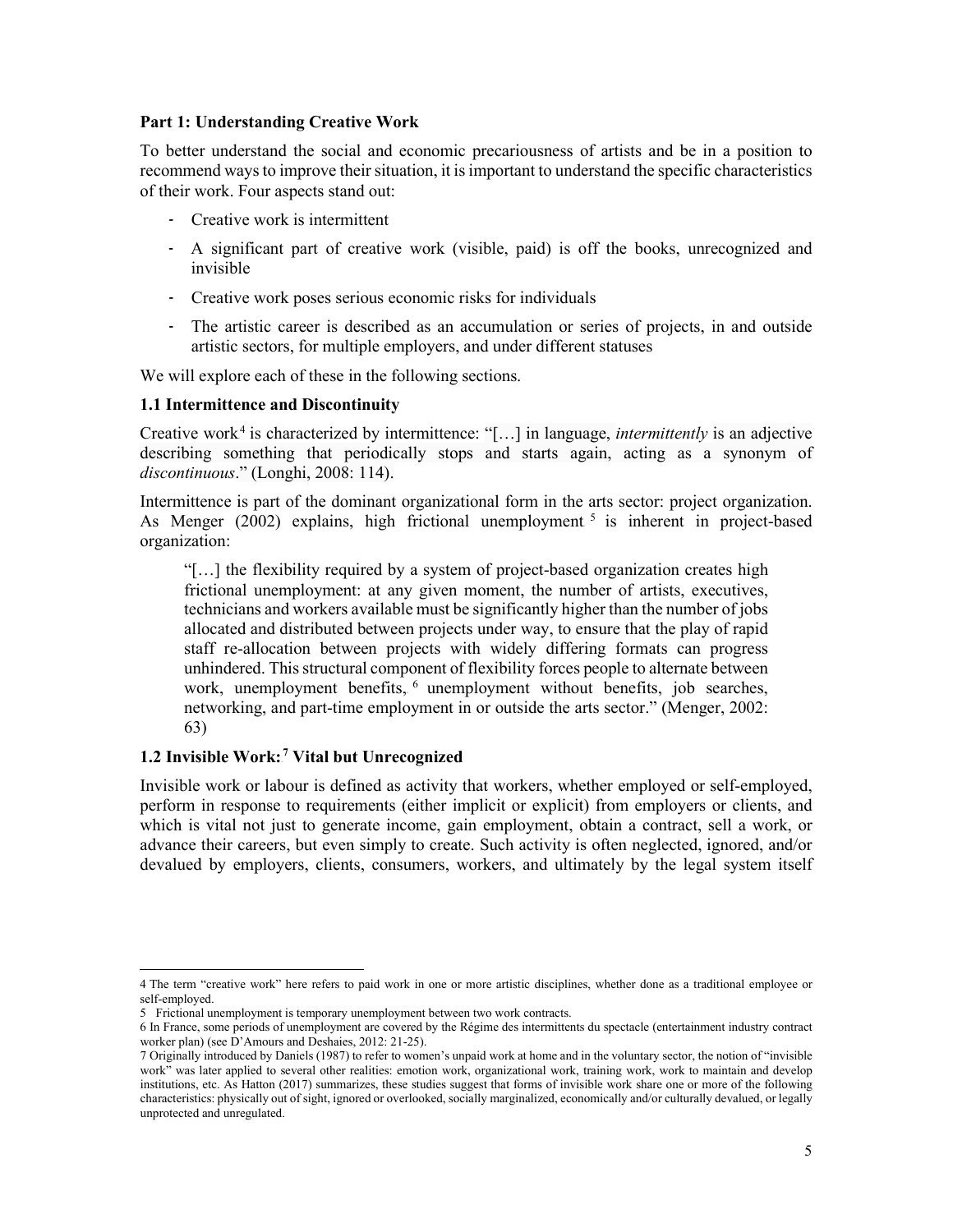## Part 1: Understanding Creative Work

To better understand the social and economic precariousness of artists and be in a position to recommend ways to improve their situation, it is important to understand the specific characteristics of their work. Four aspects stand out:

- Creative work is intermittent
- A significant part of creative work (visible, paid) is off the books, unrecognized and invisible
- Creative work poses serious economic risks for individuals
- The artistic career is described as an accumulation or series of projects, in and outside artistic sectors, for multiple employers, and under different statuses

We will explore each of these in the following sections.

### 1.1 Intermittence and Discontinuity

Creative work[4] is characterized by intermittence: "[…] in language, *intermittently* is an adjective describing something that periodically stops and starts again, acting as a synonym of *discontinuous*." (Longhi, 2008: 114).

Intermittence is part of the dominant organizational form in the arts sector: project organization. As Menger (2002) explains, high frictional unemployment[5] is inherent in project-based organization:

> "[…] the flexibility required by a system of project-based organization creates high frictional unemployment: at any given moment, the number of artists, executives, technicians and workers available must be significantly higher than the number of jobs allocated and distributed between projects under way, to ensure that the play of rapid staff re-allocation between projects with widely differing formats can progress unhindered. This structural component of flexibility forces people to alternate between work, unemployment benefits,[6] unemployment without benefits, job searches, networking, and part-time employment in or outside the arts sector." (Menger, 2002: 63)

### 1.2 Invisible Work:[7] Vital but Unrecognized

Invisible work or labour is defined as activity that workers, whether employed or self-employed, perform in response to requirements (either implicit or explicit) from employers or clients, and which is vital not just to generate income, gain employment, obtain a contract, sell a work, or advance their careers, but even simply to create. Such activity is often neglected, ignored, and/or devalued by employers, clients, consumers, workers, and ultimately by the legal system itself

---

4 The term "creative work" here refers to paid work in one or more artistic disciplines, whether done as a traditional employee or self-employed.

5 Frictional unemployment is temporary unemployment between two work contracts.

6 In France, some periods of unemployment are covered by the Régime des intermittents du spectacle (entertainment industry contract worker plan) (see D'Amours and Deshaies, 2012: 21-25).

7 Originally introduced by Daniels (1987) to refer to women's unpaid work at home and in the voluntary sector, the notion of "invisible work" was later applied to several other realities: emotion work, organizational work, training work, work to maintain and develop institutions, etc. As Hatton (2017) summarizes, these studies suggest that forms of invisible work share one or more of the following characteristics: physically out of sight, ignored or overlooked, socially marginalized, economically and/or culturally devalued, or legally unprotected and unregulated.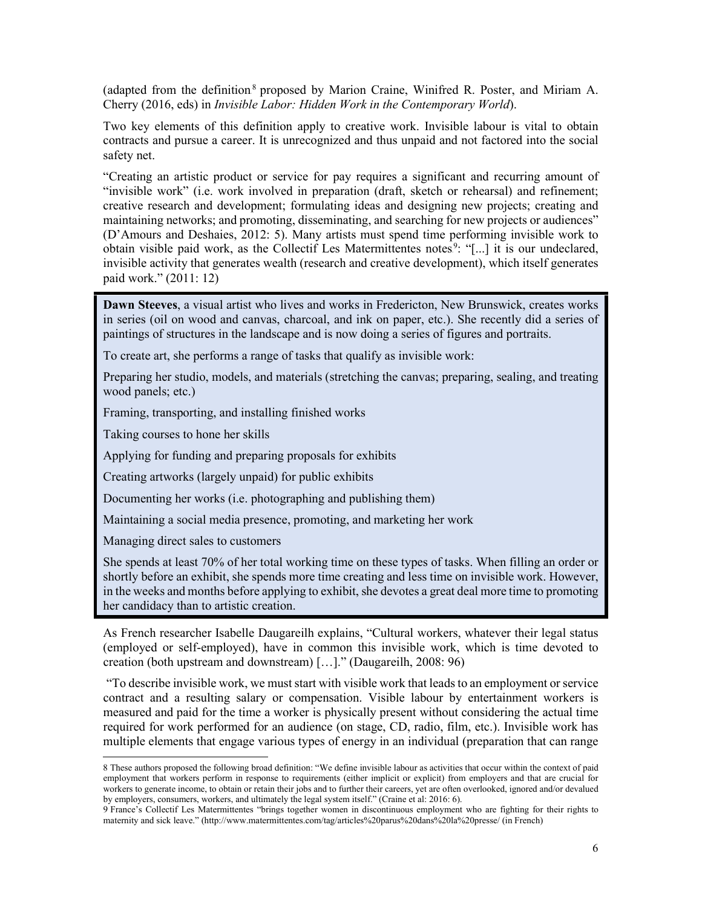(adapted from the definition[8] proposed by Marion Craine, Winifred R. Poster, and Miriam A. Cherry (2016, eds) in *Invisible Labor: Hidden Work in the Contemporary World*).

Two key elements of this definition apply to creative work. Invisible labour is vital to obtain contracts and pursue a career. It is unrecognized and thus unpaid and not factored into the social safety net.

"Creating an artistic product or service for pay requires a significant and recurring amount of "invisible work" (i.e. work involved in preparation (draft, sketch or rehearsal) and refinement; creative research and development; formulating ideas and designing new projects; creating and maintaining networks; and promoting, disseminating, and searching for new projects or audiences" (D'Amours and Deshaies, 2012: 5). Many artists must spend time performing invisible work to obtain visible paid work, as the Collectif Les Matermittentes notes[9]: "[...] it is our undeclared, invisible activity that generates wealth (research and creative development), which itself generates paid work." (2011: 12)

> **Dawn Steeves**, a visual artist who lives and works in Fredericton, New Brunswick, creates works in series (oil on wood and canvas, charcoal, and ink on paper, etc.). She recently did a series of paintings of structures in the landscape and is now doing a series of figures and portraits.
>
> To create art, she performs a range of tasks that qualify as invisible work:
>
> Preparing her studio, models, and materials (stretching the canvas; preparing, sealing, and treating wood panels; etc.)
>
> Framing, transporting, and installing finished works
>
> Taking courses to hone her skills
>
> Applying for funding and preparing proposals for exhibits
>
> Creating artworks (largely unpaid) for public exhibits
>
> Documenting her works (i.e. photographing and publishing them)
>
> Maintaining a social media presence, promoting, and marketing her work
>
> Managing direct sales to customers
>
> She spends at least 70% of her total working time on these types of tasks. When filling an order or shortly before an exhibit, she spends more time creating and less time on invisible work. However, in the weeks and months before applying to exhibit, she devotes a great deal more time to promoting her candidacy than to artistic creation.

As French researcher Isabelle Daugareilh explains, "Cultural workers, whatever their legal status (employed or self-employed), have in common this invisible work, which is time devoted to creation (both upstream and downstream) […]." (Daugareilh, 2008: 96)

"To describe invisible work, we must start with visible work that leads to an employment or service contract and a resulting salary or compensation. Visible labour by entertainment workers is measured and paid for the time a worker is physically present without considering the actual time required for work performed for an audience (on stage, CD, radio, film, etc.). Invisible work has multiple elements that engage various types of energy in an individual (preparation that can range

---

8 These authors proposed the following broad definition: "We define invisible labour as activities that occur within the context of paid employment that workers perform in response to requirements (either implicit or explicit) from employers and that are crucial for workers to generate income, to obtain or retain their jobs and to further their careers, yet are often overlooked, ignored and/or devalued by employers, consumers, workers, and ultimately the legal system itself." (Craine et al: 2016: 6).

9 France's Collectif Les Matermittentes "brings together women in discontinuous employment who are fighting for their rights to maternity and sick leave." (http://www.matermittentes.com/tag/articles%20parus%20dans%20la%20presse/ (in French)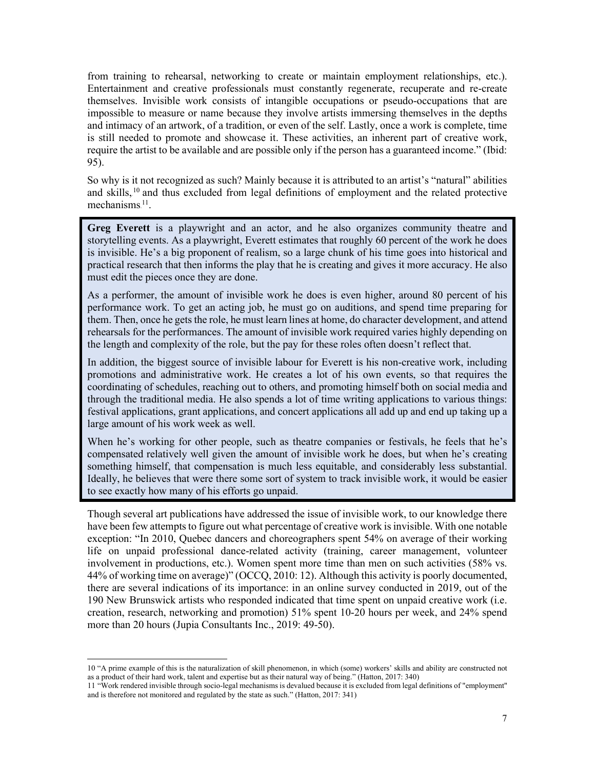from training to rehearsal, networking to create or maintain employment relationships, etc.). Entertainment and creative professionals must constantly regenerate, recuperate and re-create themselves. Invisible work consists of intangible occupations or pseudo-occupations that are impossible to measure or name because they involve artists immersing themselves in the depths and intimacy of an artwork, of a tradition, or even of the self. Lastly, once a work is complete, time is still needed to promote and showcase it. These activities, an inherent part of creative work, require the artist to be available and are possible only if the person has a guaranteed income." (Ibid: 95).

So why is it not recognized as such? Mainly because it is attributed to an artist's "natural" abilities and skills,[10] and thus excluded from legal definitions of employment and the related protective mechanisms[11].

> **Greg Everett** is a playwright and an actor, and he also organizes community theatre and storytelling events. As a playwright, Everett estimates that roughly 60 percent of the work he does is invisible. He's a big proponent of realism, so a large chunk of his time goes into historical and practical research that then informs the play that he is creating and gives it more accuracy. He also must edit the pieces once they are done.
>
> As a performer, the amount of invisible work he does is even higher, around 80 percent of his performance work. To get an acting job, he must go on auditions, and spend time preparing for them. Then, once he gets the role, he must learn lines at home, do character development, and attend rehearsals for the performances. The amount of invisible work required varies highly depending on the length and complexity of the role, but the pay for these roles often doesn't reflect that.
>
> In addition, the biggest source of invisible labour for Everett is his non-creative work, including promotions and administrative work. He creates a lot of his own events, so that requires the coordinating of schedules, reaching out to others, and promoting himself both on social media and through the traditional media. He also spends a lot of time writing applications to various things: festival applications, grant applications, and concert applications all add up and end up taking up a large amount of his work week as well.
>
> When he's working for other people, such as theatre companies or festivals, he feels that he's compensated relatively well given the amount of invisible work he does, but when he's creating something himself, that compensation is much less equitable, and considerably less substantial. Ideally, he believes that were there some sort of system to track invisible work, it would be easier to see exactly how many of his efforts go unpaid.

Though several art publications have addressed the issue of invisible work, to our knowledge there have been few attempts to figure out what percentage of creative work is invisible. With one notable exception: "In 2010, Quebec dancers and choreographers spent 54% on average of their working life on unpaid professional dance-related activity (training, career management, volunteer involvement in productions, etc.). Women spent more time than men on such activities (58% vs. 44% of working time on average)" (OCCQ, 2010: 12). Although this activity is poorly documented, there are several indications of its importance: in an online survey conducted in 2019, out of the 190 New Brunswick artists who responded indicated that time spent on unpaid creative work (i.e. creation, research, networking and promotion) 51% spent 10-20 hours per week, and 24% spend more than 20 hours (Jupia Consultants Inc., 2019: 49-50).

---

10 "A prime example of this is the naturalization of skill phenomenon, in which (some) workers' skills and ability are constructed not as a product of their hard work, talent and expertise but as their natural way of being." (Hatton, 2017: 340)

11 "Work rendered invisible through socio-legal mechanisms is devalued because it is excluded from legal definitions of "employment" and is therefore not monitored and regulated by the state as such." (Hatton, 2017: 341)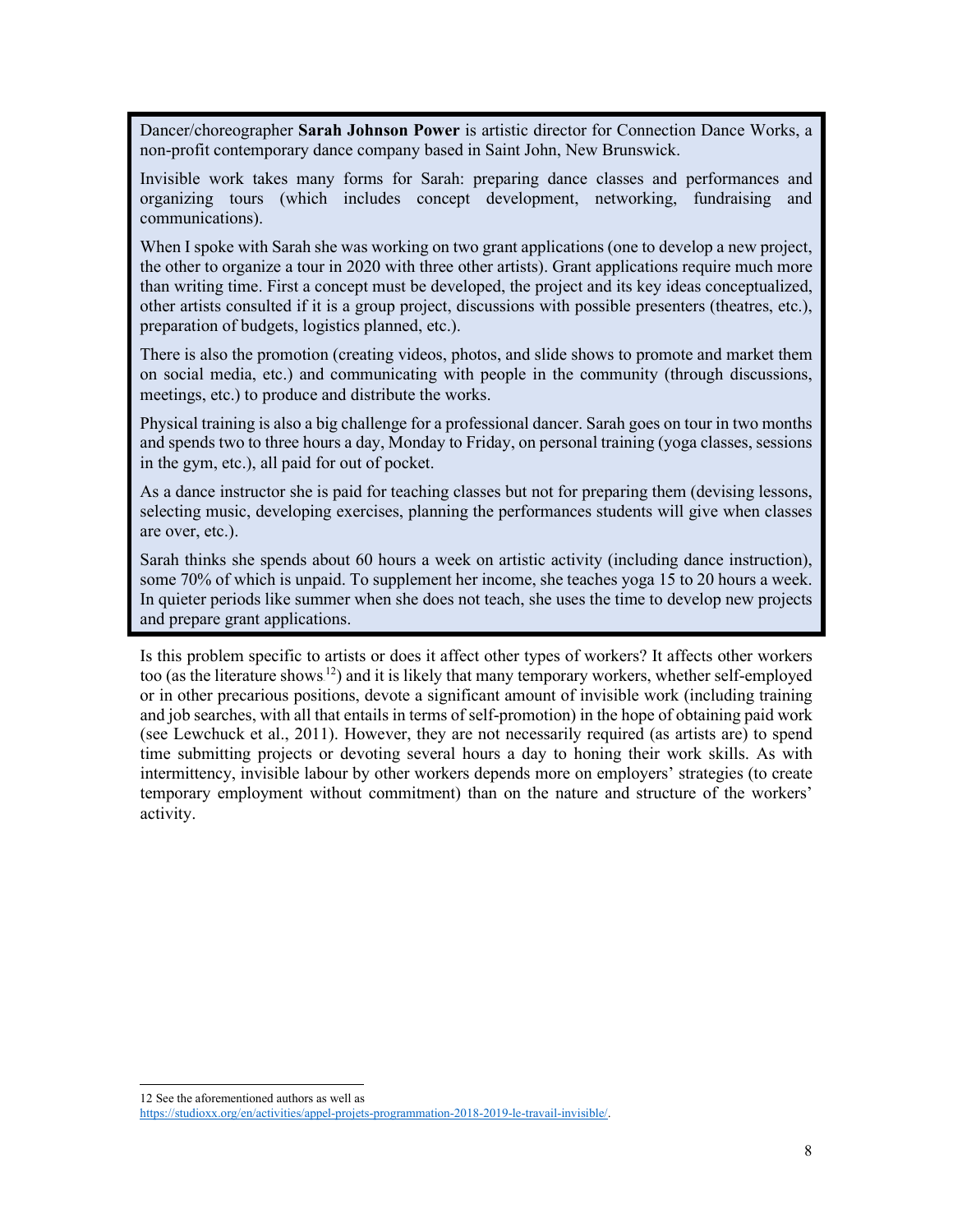> Dancer/choreographer **Sarah Johnson Power** is artistic director for Connection Dance Works, a non-profit contemporary dance company based in Saint John, New Brunswick.
>
> Invisible work takes many forms for Sarah: preparing dance classes and performances and organizing tours (which includes concept development, networking, fundraising and communications).
>
> When I spoke with Sarah she was working on two grant applications (one to develop a new project, the other to organize a tour in 2020 with three other artists). Grant applications require much more than writing time. First a concept must be developed, the project and its key ideas conceptualized, other artists consulted if it is a group project, discussions with possible presenters (theatres, etc.), preparation of budgets, logistics planned, etc.).
>
> There is also the promotion (creating videos, photos, and slide shows to promote and market them on social media, etc.) and communicating with people in the community (through discussions, meetings, etc.) to produce and distribute the works.
>
> Physical training is also a big challenge for a professional dancer. Sarah goes on tour in two months and spends two to three hours a day, Monday to Friday, on personal training (yoga classes, sessions in the gym, etc.), all paid for out of pocket.
>
> As a dance instructor she is paid for teaching classes but not for preparing them (devising lessons, selecting music, developing exercises, planning the performances students will give when classes are over, etc.).
>
> Sarah thinks she spends about 60 hours a week on artistic activity (including dance instruction), some 70% of which is unpaid. To supplement her income, she teaches yoga 15 to 20 hours a week. In quieter periods like summer when she does not teach, she uses the time to develop new projects and prepare grant applications.

Is this problem specific to artists or does it affect other types of workers? It affects other workers too (as the literature shows[12]) and it is likely that many temporary workers, whether self-employed or in other precarious positions, devote a significant amount of invisible work (including training and job searches, with all that entails in terms of self-promotion) in the hope of obtaining paid work (see Lewchuck et al., 2011). However, they are not necessarily required (as artists are) to spend time submitting projects or devoting several hours a day to honing their work skills. As with intermittency, invisible labour by other workers depends more on employers' strategies (to create temporary employment without commitment) than on the nature and structure of the workers' activity.

---

12 See the aforementioned authors as well as https://studioxx.org/en/activities/appel-projets-programmation-2018-2019-le-travail-invisible/.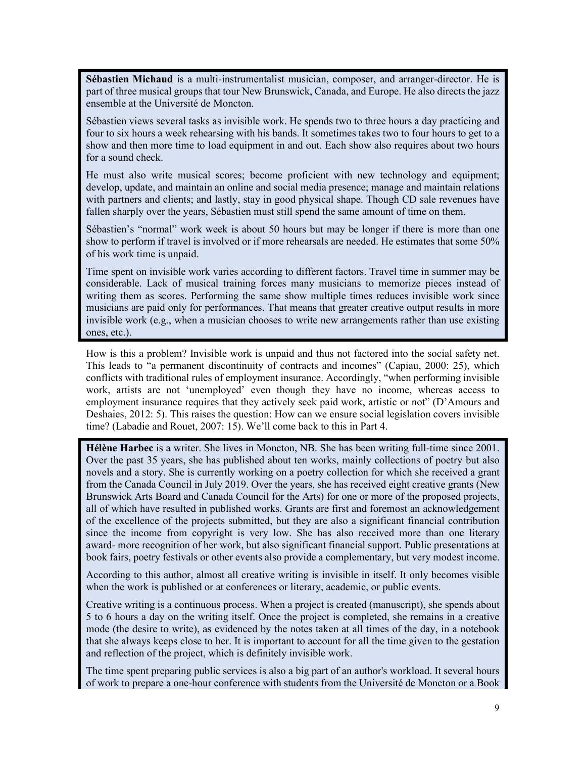**Sébastien Michaud** is a multi-instrumentalist musician, composer, and arranger-director. He is part of three musical groups that tour New Brunswick, Canada, and Europe. He also directs the jazz ensemble at the Université de Moncton.

Sébastien views several tasks as invisible work. He spends two to three hours a day practicing and four to six hours a week rehearsing with his bands. It sometimes takes two to four hours to get to a show and then more time to load equipment in and out. Each show also requires about two hours for a sound check.

He must also write musical scores; become proficient with new technology and equipment; develop, update, and maintain an online and social media presence; manage and maintain relations with partners and clients; and lastly, stay in good physical shape. Though CD sale revenues have fallen sharply over the years, Sébastien must still spend the same amount of time on them.

Sébastien's "normal" work week is about 50 hours but may be longer if there is more than one show to perform if travel is involved or if more rehearsals are needed. He estimates that some 50% of his work time is unpaid.

Time spent on invisible work varies according to different factors. Travel time in summer may be considerable. Lack of musical training forces many musicians to memorize pieces instead of writing them as scores. Performing the same show multiple times reduces invisible work since musicians are paid only for performances. That means that greater creative output results in more invisible work (e.g., when a musician chooses to write new arrangements rather than use existing ones, etc.).

How is this a problem? Invisible work is unpaid and thus not factored into the social safety net. This leads to "a permanent discontinuity of contracts and incomes" (Capiau, 2000: 25), which conflicts with traditional rules of employment insurance. Accordingly, "when performing invisible work, artists are not 'unemployed' even though they have no income, whereas access to employment insurance requires that they actively seek paid work, artistic or not" (D'Amours and Deshaies, 2012: 5). This raises the question: How can we ensure social legislation covers invisible time? (Labadie and Rouet, 2007: 15). We'll come back to this in Part 4.

**Hélène Harbec** is a writer. She lives in Moncton, NB. She has been writing full-time since 2001. Over the past 35 years, she has published about ten works, mainly collections of poetry but also novels and a story. She is currently working on a poetry collection for which she received a grant from the Canada Council in July 2019. Over the years, she has received eight creative grants (New Brunswick Arts Board and Canada Council for the Arts) for one or more of the proposed projects, all of which have resulted in published works. Grants are first and foremost an acknowledgement of the excellence of the projects submitted, but they are also a significant financial contribution since the income from copyright is very low. She has also received more than one literary award- more recognition of her work, but also significant financial support. Public presentations at book fairs, poetry festivals or other events also provide a complementary, but very modest income.

According to this author, almost all creative writing is invisible in itself. It only becomes visible when the work is published or at conferences or literary, academic, or public events.

Creative writing is a continuous process. When a project is created (manuscript), she spends about 5 to 6 hours a day on the writing itself. Once the project is completed, she remains in a creative mode (the desire to write), as evidenced by the notes taken at all times of the day, in a notebook that she always keeps close to her. It is important to account for all the time given to the gestation and reflection of the project, which is definitely invisible work.

The time spent preparing public services is also a big part of an author's workload. It several hours of work to prepare a one-hour conference with students from the Université de Moncton or a Book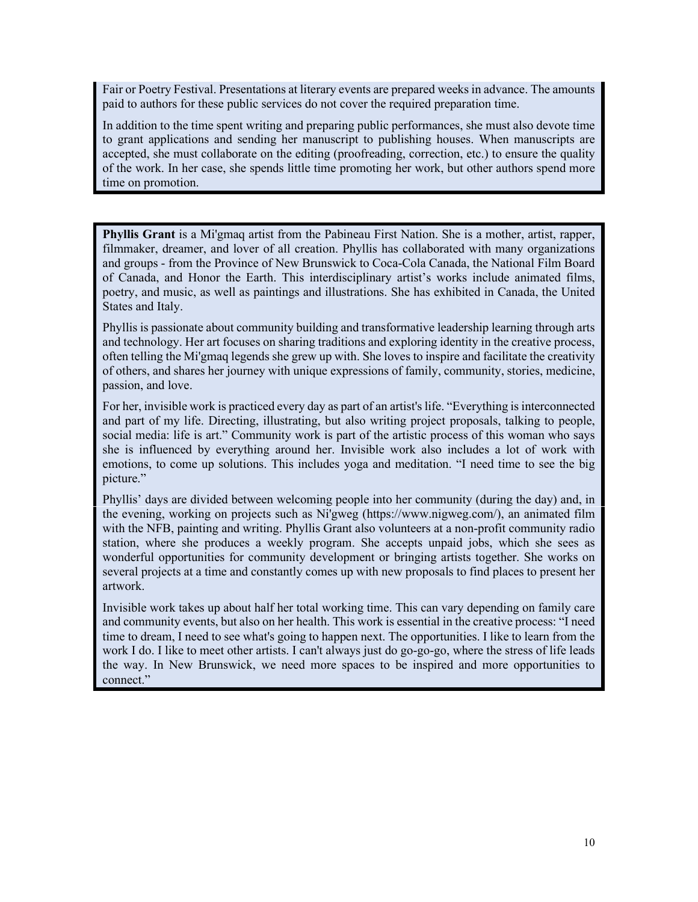Fair or Poetry Festival. Presentations at literary events are prepared weeks in advance. The amounts paid to authors for these public services do not cover the required preparation time.

In addition to the time spent writing and preparing public performances, she must also devote time to grant applications and sending her manuscript to publishing houses. When manuscripts are accepted, she must collaborate on the editing (proofreading, correction, etc.) to ensure the quality of the work. In her case, she spends little time promoting her work, but other authors spend more time on promotion.

**Phyllis Grant** is a Mi'gmaq artist from the Pabineau First Nation. She is a mother, artist, rapper, filmmaker, dreamer, and lover of all creation. Phyllis has collaborated with many organizations and groups - from the Province of New Brunswick to Coca-Cola Canada, the National Film Board of Canada, and Honor the Earth. This interdisciplinary artist's works include animated films, poetry, and music, as well as paintings and illustrations. She has exhibited in Canada, the United States and Italy.

Phyllis is passionate about community building and transformative leadership learning through arts and technology. Her art focuses on sharing traditions and exploring identity in the creative process, often telling the Mi'gmaq legends she grew up with. She loves to inspire and facilitate the creativity of others, and shares her journey with unique expressions of family, community, stories, medicine, passion, and love.

For her, invisible work is practiced every day as part of an artist's life. "Everything is interconnected and part of my life. Directing, illustrating, but also writing project proposals, talking to people, social media: life is art." Community work is part of the artistic process of this woman who says she is influenced by everything around her. Invisible work also includes a lot of work with emotions, to come up solutions. This includes yoga and meditation. "I need time to see the big picture."

Phyllis' days are divided between welcoming people into her community (during the day) and, in the evening, working on projects such as Ni'gweg (https://www.nigweg.com/), an animated film with the NFB, painting and writing. Phyllis Grant also volunteers at a non-profit community radio station, where she produces a weekly program. She accepts unpaid jobs, which she sees as wonderful opportunities for community development or bringing artists together. She works on several projects at a time and constantly comes up with new proposals to find places to present her artwork.

Invisible work takes up about half her total working time. This can vary depending on family care and community events, but also on her health. This work is essential in the creative process: "I need time to dream, I need to see what's going to happen next. The opportunities. I like to learn from the work I do. I like to meet other artists. I can't always just do go-go-go, where the stress of life leads the way. In New Brunswick, we need more spaces to be inspired and more opportunities to connect."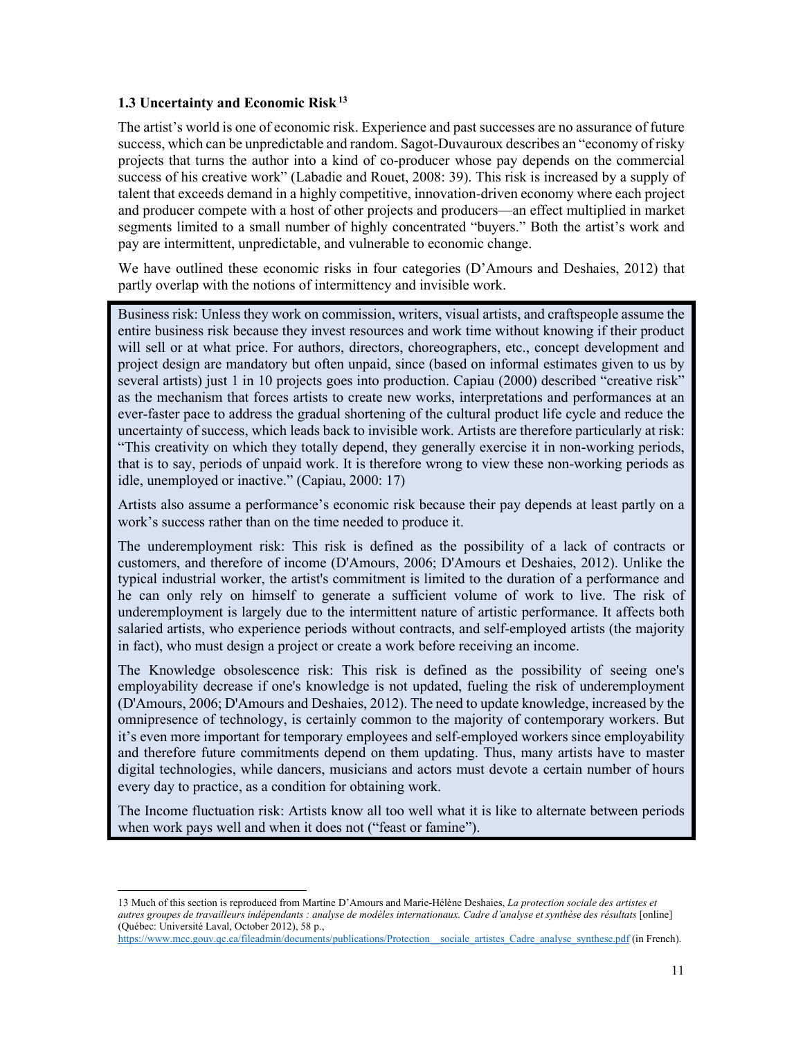### 1.3 Uncertainty and Economic Risk[13]

The artist's world is one of economic risk. Experience and past successes are no assurance of future success, which can be unpredictable and random. Sagot-Duvauroux describes an "economy of risky projects that turns the author into a kind of co-producer whose pay depends on the commercial success of his creative work" (Labadie and Rouet, 2008: 39). This risk is increased by a supply of talent that exceeds demand in a highly competitive, innovation-driven economy where each project and producer compete with a host of other projects and producers—an effect multiplied in market segments limited to a small number of highly concentrated "buyers." Both the artist's work and pay are intermittent, unpredictable, and vulnerable to economic change.

We have outlined these economic risks in four categories (D'Amours and Deshaies, 2012) that partly overlap with the notions of intermittency and invisible work.

Business risk: Unless they work on commission, writers, visual artists, and craftspeople assume the entire business risk because they invest resources and work time without knowing if their product will sell or at what price. For authors, directors, choreographers, etc., concept development and project design are mandatory but often unpaid, since (based on informal estimates given to us by several artists) just 1 in 10 projects goes into production. Capiau (2000) described "creative risk" as the mechanism that forces artists to create new works, interpretations and performances at an ever-faster pace to address the gradual shortening of the cultural product life cycle and reduce the uncertainty of success, which leads back to invisible work. Artists are therefore particularly at risk: "This creativity on which they totally depend, they generally exercise it in non-working periods, that is to say, periods of unpaid work. It is therefore wrong to view these non-working periods as idle, unemployed or inactive." (Capiau, 2000: 17)

Artists also assume a performance's economic risk because their pay depends at least partly on a work's success rather than on the time needed to produce it.

The underemployment risk: This risk is defined as the possibility of a lack of contracts or customers, and therefore of income (D'Amours, 2006; D'Amours et Deshaies, 2012). Unlike the typical industrial worker, the artist's commitment is limited to the duration of a performance and he can only rely on himself to generate a sufficient volume of work to live. The risk of underemployment is largely due to the intermittent nature of artistic performance. It affects both salaried artists, who experience periods without contracts, and self-employed artists (the majority in fact), who must design a project or create a work before receiving an income.

The Knowledge obsolescence risk: This risk is defined as the possibility of seeing one's employability decrease if one's knowledge is not updated, fueling the risk of underemployment (D'Amours, 2006; D'Amours and Deshaies, 2012). The need to update knowledge, increased by the omnipresence of technology, is certainly common to the majority of contemporary workers. But it's even more important for temporary employees and self-employed workers since employability and therefore future commitments depend on them updating. Thus, many artists have to master digital technologies, while dancers, musicians and actors must devote a certain number of hours every day to practice, as a condition for obtaining work.

The Income fluctuation risk: Artists know all too well what it is like to alternate between periods when work pays well and when it does not ("feast or famine").

---

13 Much of this section is reproduced from Martine D'Amours and Marie-Hélène Deshaies, *La protection sociale des artistes et autres groupes de travailleurs indépendants : analyse de modèles internationaux. Cadre d'analyse et synthèse des résultats* [online] (Québec: Université Laval, October 2012), 58 p., https://www.mcc.gouv.qc.ca/fileadmin/documents/publications/Protection__sociale_artistes_Cadre_analyse_synthese.pdf (in French).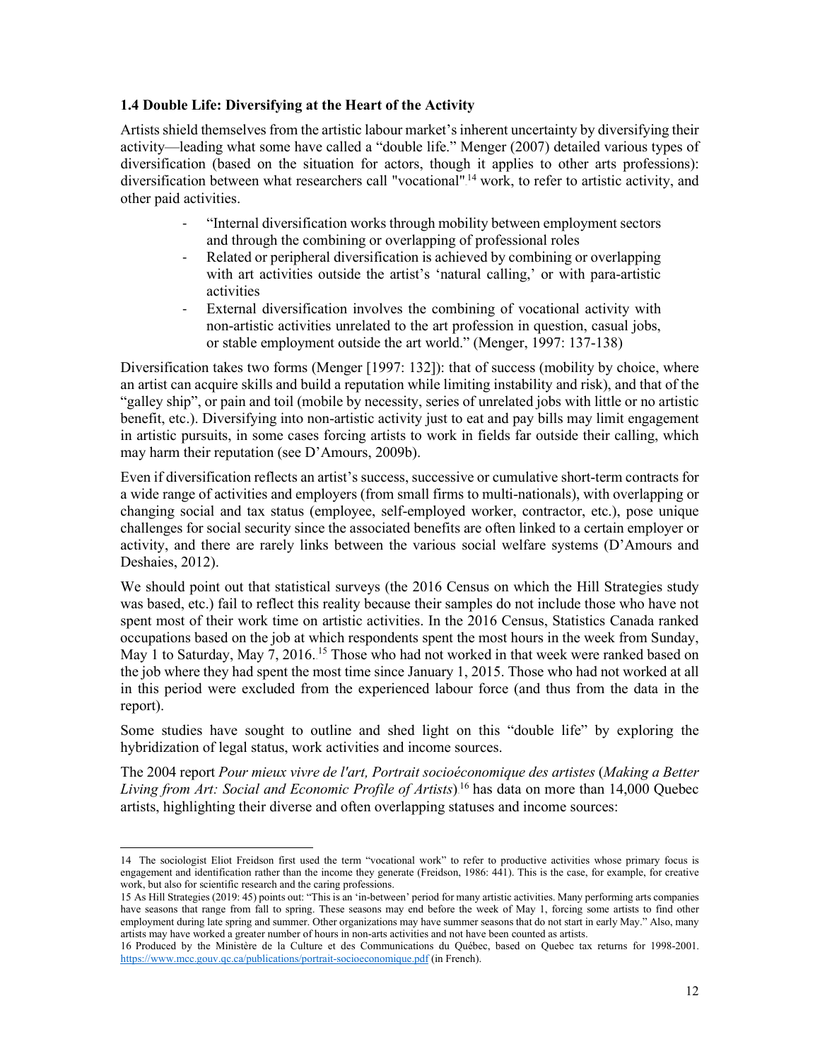### 1.4 Double Life: Diversifying at the Heart of the Activity

Artists shield themselves from the artistic labour market's inherent uncertainty by diversifying their activity—leading what some have called a "double life." Menger (2007) detailed various types of diversification (based on the situation for actors, though it applies to other arts professions): diversification between what researchers call "vocational"[14] work, to refer to artistic activity, and other paid activities.

- "Internal diversification works through mobility between employment sectors and through the combining or overlapping of professional roles
- Related or peripheral diversification is achieved by combining or overlapping with art activities outside the artist's 'natural calling,' or with para-artistic activities
- External diversification involves the combining of vocational activity with non-artistic activities unrelated to the art profession in question, casual jobs, or stable employment outside the art world." (Menger, 1997: 137-138)

Diversification takes two forms (Menger [1997: 132]): that of success (mobility by choice, where an artist can acquire skills and build a reputation while limiting instability and risk), and that of the "galley ship", or pain and toil (mobile by necessity, series of unrelated jobs with little or no artistic benefit, etc.). Diversifying into non-artistic activity just to eat and pay bills may limit engagement in artistic pursuits, in some cases forcing artists to work in fields far outside their calling, which may harm their reputation (see D'Amours, 2009b).

Even if diversification reflects an artist's success, successive or cumulative short-term contracts for a wide range of activities and employers (from small firms to multi-nationals), with overlapping or changing social and tax status (employee, self-employed worker, contractor, etc.), pose unique challenges for social security since the associated benefits are often linked to a certain employer or activity, and there are rarely links between the various social welfare systems (D'Amours and Deshaies, 2012).

We should point out that statistical surveys (the 2016 Census on which the Hill Strategies study was based, etc.) fail to reflect this reality because their samples do not include those who have not spent most of their work time on artistic activities. In the 2016 Census, Statistics Canada ranked occupations based on the job at which respondents spent the most hours in the week from Sunday, May 1 to Saturday, May 7, 2016.[15] Those who had not worked in that week were ranked based on the job where they had spent the most time since January 1, 2015. Those who had not worked at all in this period were excluded from the experienced labour force (and thus from the data in the report).

Some studies have sought to outline and shed light on this "double life" by exploring the hybridization of legal status, work activities and income sources.

The 2004 report *Pour mieux vivre de l'art, Portrait socioéconomique des artistes* (*Making a Better Living from Art: Social and Economic Profile of Artists*).[16] has data on more than 14,000 Quebec artists, highlighting their diverse and often overlapping statuses and income sources:

---

14 The sociologist Eliot Freidson first used the term "vocational work" to refer to productive activities whose primary focus is engagement and identification rather than the income they generate (Freidson, 1986: 441). This is the case, for example, for creative work, but also for scientific research and the caring professions.

15 As Hill Strategies (2019: 45) points out: "This is an 'in-between' period for many artistic activities. Many performing arts companies have seasons that range from fall to spring. These seasons may end before the week of May 1, forcing some artists to find other employment during late spring and summer. Other organizations may have summer seasons that do not start in early May." Also, many artists may have worked a greater number of hours in non-arts activities and not have been counted as artists.

16 Produced by the Ministère de la Culture et des Communications du Québec, based on Quebec tax returns for 1998-2001. https://www.mcc.gouv.qc.ca/publications/portrait-socioeconomique.pdf (in French).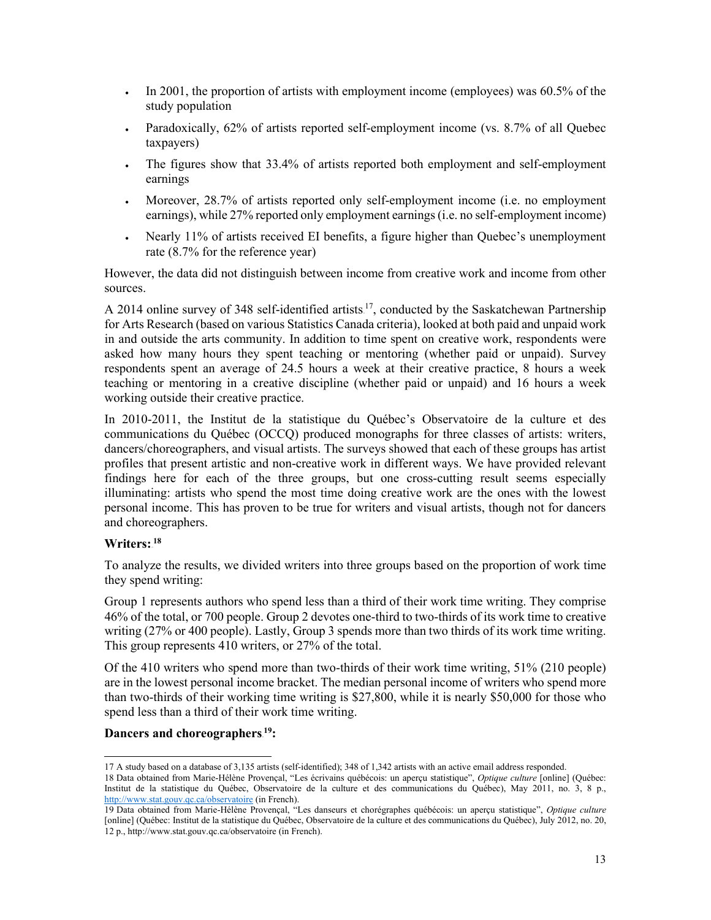- In 2001, the proportion of artists with employment income (employees) was 60.5% of the study population
- Paradoxically, 62% of artists reported self-employment income (vs. 8.7% of all Quebec taxpayers)
- The figures show that 33.4% of artists reported both employment and self-employment earnings
- Moreover, 28.7% of artists reported only self-employment income (i.e. no employment earnings), while 27% reported only employment earnings (i.e. no self-employment income)
- Nearly 11% of artists received EI benefits, a figure higher than Quebec's unemployment rate (8.7% for the reference year)

However, the data did not distinguish between income from creative work and income from other sources.

A 2014 online survey of 348 self-identified artists[17], conducted by the Saskatchewan Partnership for Arts Research (based on various Statistics Canada criteria), looked at both paid and unpaid work in and outside the arts community. In addition to time spent on creative work, respondents were asked how many hours they spent teaching or mentoring (whether paid or unpaid). Survey respondents spent an average of 24.5 hours a week at their creative practice, 8 hours a week teaching or mentoring in a creative discipline (whether paid or unpaid) and 16 hours a week working outside their creative practice.

In 2010-2011, the Institut de la statistique du Québec's Observatoire de la culture et des communications du Québec (OCCQ) produced monographs for three classes of artists: writers, dancers/choreographers, and visual artists. The surveys showed that each of these groups has artist profiles that present artistic and non-creative work in different ways. We have provided relevant findings here for each of the three groups, but one cross-cutting result seems especially illuminating: artists who spend the most time doing creative work are the ones with the lowest personal income. This has proven to be true for writers and visual artists, though not for dancers and choreographers.

**Writers:** [18]

To analyze the results, we divided writers into three groups based on the proportion of work time they spend writing:

Group 1 represents authors who spend less than a third of their work time writing. They comprise 46% of the total, or 700 people. Group 2 devotes one-third to two-thirds of its work time to creative writing (27% or 400 people). Lastly, Group 3 spends more than two thirds of its work time writing. This group represents 410 writers, or 27% of the total.

Of the 410 writers who spend more than two-thirds of their work time writing, 51% (210 people) are in the lowest personal income bracket. The median personal income of writers who spend more than two-thirds of their working time writing is $27,800, while it is nearly $50,000 for those who spend less than a third of their work time writing.

**Dancers and choreographers** [19]**:**

---

17 A study based on a database of 3,135 artists (self-identified); 348 of 1,342 artists with an active email address responded.

18 Data obtained from Marie-Hélène Provençal, "Les écrivains québécois: un aperçu statistique", *Optique culture* [online] (Québec: Institut de la statistique du Québec, Observatoire de la culture et des communications du Québec), May 2011, no. 3, 8 p., http://www.stat.gouv.qc.ca/observatoire (in French).

19 Data obtained from Marie-Hélène Provençal, "Les danseurs et chorégraphes québécois: un aperçu statistique", *Optique culture* [online] (Québec: Institut de la statistique du Québec, Observatoire de la culture et des communications du Québec), July 2012, no. 20, 12 p., http://www.stat.gouv.qc.ca/observatoire (in French).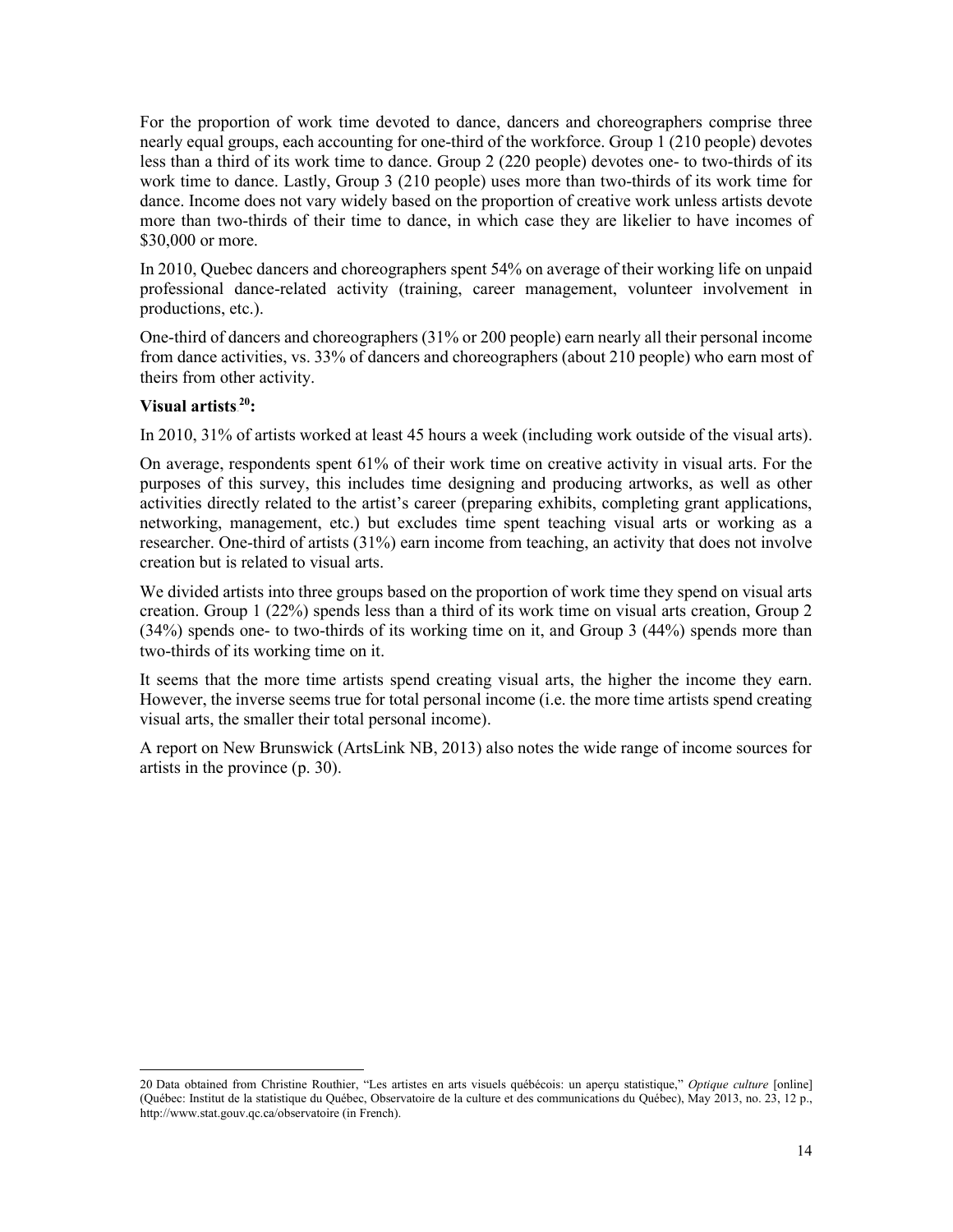For the proportion of work time devoted to dance, dancers and choreographers comprise three nearly equal groups, each accounting for one-third of the workforce. Group 1 (210 people) devotes less than a third of its work time to dance. Group 2 (220 people) devotes one- to two-thirds of its work time to dance. Lastly, Group 3 (210 people) uses more than two-thirds of its work time for dance. Income does not vary widely based on the proportion of creative work unless artists devote more than two-thirds of their time to dance, in which case they are likelier to have incomes of $30,000 or more.

In 2010, Quebec dancers and choreographers spent 54% on average of their working life on unpaid professional dance-related activity (training, career management, volunteer involvement in productions, etc.).

One-third of dancers and choreographers (31% or 200 people) earn nearly all their personal income from dance activities, vs. 33% of dancers and choreographers (about 210 people) who earn most of theirs from other activity.

**Visual artists[20]:**

In 2010, 31% of artists worked at least 45 hours a week (including work outside of the visual arts).

On average, respondents spent 61% of their work time on creative activity in visual arts. For the purposes of this survey, this includes time designing and producing artworks, as well as other activities directly related to the artist's career (preparing exhibits, completing grant applications, networking, management, etc.) but excludes time spent teaching visual arts or working as a researcher. One-third of artists (31%) earn income from teaching, an activity that does not involve creation but is related to visual arts.

We divided artists into three groups based on the proportion of work time they spend on visual arts creation. Group 1 (22%) spends less than a third of its work time on visual arts creation, Group 2 (34%) spends one- to two-thirds of its working time on it, and Group 3 (44%) spends more than two-thirds of its working time on it.

It seems that the more time artists spend creating visual arts, the higher the income they earn. However, the inverse seems true for total personal income (i.e. the more time artists spend creating visual arts, the smaller their total personal income).

A report on New Brunswick (ArtsLink NB, 2013) also notes the wide range of income sources for artists in the province (p. 30).

---

20 Data obtained from Christine Routhier, "Les artistes en arts visuels québécois: un aperçu statistique," *Optique culture* [online] (Québec: Institut de la statistique du Québec, Observatoire de la culture et des communications du Québec), May 2013, no. 23, 12 p., http://www.stat.gouv.qc.ca/observatoire (in French).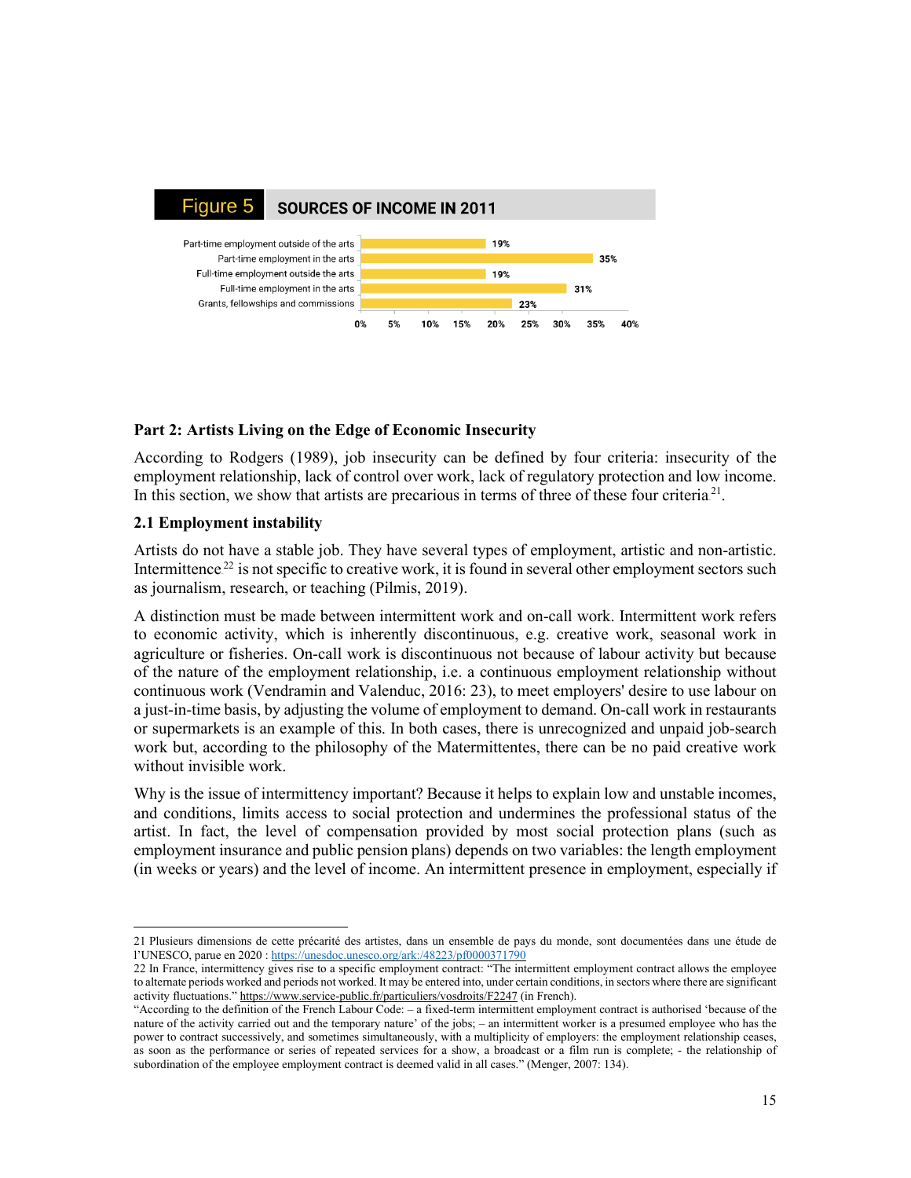**Figure 5** SOURCES OF INCOME IN 2011

| Source | % |
|---|---|
| Part-time employment outside of the arts | 19% |
| Part-time employment in the arts | 35% |
| Full-time employment outside the arts | 19% |
| Full-time employment in the arts | 31% |
| Grants, fellowships and commissions | 23% |

## Part 2: Artists Living on the Edge of Economic Insecurity

According to Rodgers (1989), job insecurity can be defined by four criteria: insecurity of the employment relationship, lack of control over work, lack of regulatory protection and low income. In this section, we show that artists are precarious in terms of three of these four criteria[21].

### 2.1 Employment instability

Artists do not have a stable job. They have several types of employment, artistic and non-artistic. Intermittence[22] is not specific to creative work, it is found in several other employment sectors such as journalism, research, or teaching (Pilmis, 2019).

A distinction must be made between intermittent work and on-call work. Intermittent work refers to economic activity, which is inherently discontinuous, e.g. creative work, seasonal work in agriculture or fisheries. On-call work is discontinuous not because of labour activity but because of the nature of the employment relationship, i.e. a continuous employment relationship without continuous work (Vendramin and Valenduc, 2016: 23), to meet employers' desire to use labour on a just-in-time basis, by adjusting the volume of employment to demand. On-call work in restaurants or supermarkets is an example of this. In both cases, there is unrecognized and unpaid job-search work but, according to the philosophy of the Matermittentes, there can be no paid creative work without invisible work.

Why is the issue of intermittency important? Because it helps to explain low and unstable incomes, and conditions, limits access to social protection and undermines the professional status of the artist. In fact, the level of compensation provided by most social protection plans (such as employment insurance and public pension plans) depends on two variables: the length employment (in weeks or years) and the level of income. An intermittent presence in employment, especially if

---

21 Plusieurs dimensions de cette précarité des artistes, dans un ensemble de pays du monde, sont documentées dans une étude de l'UNESCO, parue en 2020 : https://unesdoc.unesco.org/ark:/48223/pf0000371790

22 In France, intermittency gives rise to a specific employment contract: "The intermittent employment contract allows the employee to alternate periods worked and periods not worked. It may be entered into, under certain conditions, in sectors where there are significant activity fluctuations." https://www.service-public.fr/particuliers/vosdroits/F2247 (in French).

"According to the definition of the French Labour Code: – a fixed-term intermittent employment contract is authorised 'because of the nature of the activity carried out and the temporary nature' of the jobs; – an intermittent worker is a presumed employee who has the power to contract successively, and sometimes simultaneously, with a multiplicity of employers: the employment relationship ceases, as soon as the performance or series of repeated services for a show, a broadcast or a film run is complete; - the relationship of subordination of the employee employment contract is deemed valid in all cases." (Menger, 2007: 134).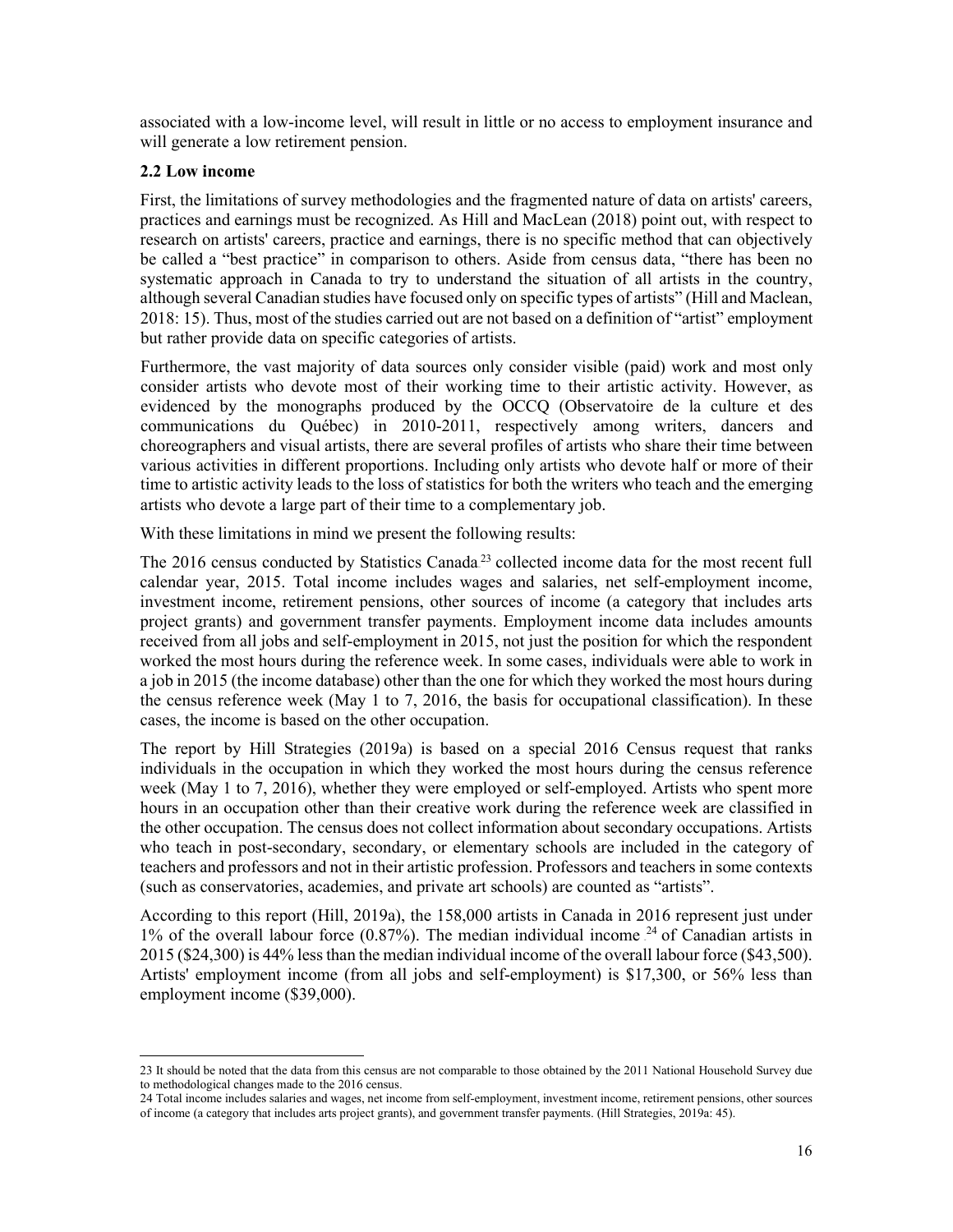associated with a low-income level, will result in little or no access to employment insurance and will generate a low retirement pension.

### 2.2 Low income

First, the limitations of survey methodologies and the fragmented nature of data on artists' careers, practices and earnings must be recognized. As Hill and MacLean (2018) point out, with respect to research on artists' careers, practice and earnings, there is no specific method that can objectively be called a "best practice" in comparison to others. Aside from census data, "there has been no systematic approach in Canada to try to understand the situation of all artists in the country, although several Canadian studies have focused only on specific types of artists" (Hill and Maclean, 2018: 15). Thus, most of the studies carried out are not based on a definition of "artist" employment but rather provide data on specific categories of artists.

Furthermore, the vast majority of data sources only consider visible (paid) work and most only consider artists who devote most of their working time to their artistic activity. However, as evidenced by the monographs produced by the OCCQ (Observatoire de la culture et des communications du Québec) in 2010-2011, respectively among writers, dancers and choreographers and visual artists, there are several profiles of artists who share their time between various activities in different proportions. Including only artists who devote half or more of their time to artistic activity leads to the loss of statistics for both the writers who teach and the emerging artists who devote a large part of their time to a complementary job.

With these limitations in mind we present the following results:

The 2016 census conducted by Statistics Canada [23] collected income data for the most recent full calendar year, 2015. Total income includes wages and salaries, net self-employment income, investment income, retirement pensions, other sources of income (a category that includes arts project grants) and government transfer payments. Employment income data includes amounts received from all jobs and self-employment in 2015, not just the position for which the respondent worked the most hours during the reference week. In some cases, individuals were able to work in a job in 2015 (the income database) other than the one for which they worked the most hours during the census reference week (May 1 to 7, 2016, the basis for occupational classification). In these cases, the income is based on the other occupation.

The report by Hill Strategies (2019a) is based on a special 2016 Census request that ranks individuals in the occupation in which they worked the most hours during the census reference week (May 1 to 7, 2016), whether they were employed or self-employed. Artists who spent more hours in an occupation other than their creative work during the reference week are classified in the other occupation. The census does not collect information about secondary occupations. Artists who teach in post-secondary, secondary, or elementary schools are included in the category of teachers and professors and not in their artistic profession. Professors and teachers in some contexts (such as conservatories, academies, and private art schools) are counted as "artists".

According to this report (Hill, 2019a), the 158,000 artists in Canada in 2016 represent just under 1% of the overall labour force (0.87%). The median individual income [24] of Canadian artists in 2015 ($24,300) is 44% less than the median individual income of the overall labour force ($43,500). Artists' employment income (from all jobs and self-employment) is $17,300, or 56% less than employment income ($39,000).

---

23 It should be noted that the data from this census are not comparable to those obtained by the 2011 National Household Survey due to methodological changes made to the 2016 census.

24 Total income includes salaries and wages, net income from self-employment, investment income, retirement pensions, other sources of income (a category that includes arts project grants), and government transfer payments. (Hill Strategies, 2019a: 45).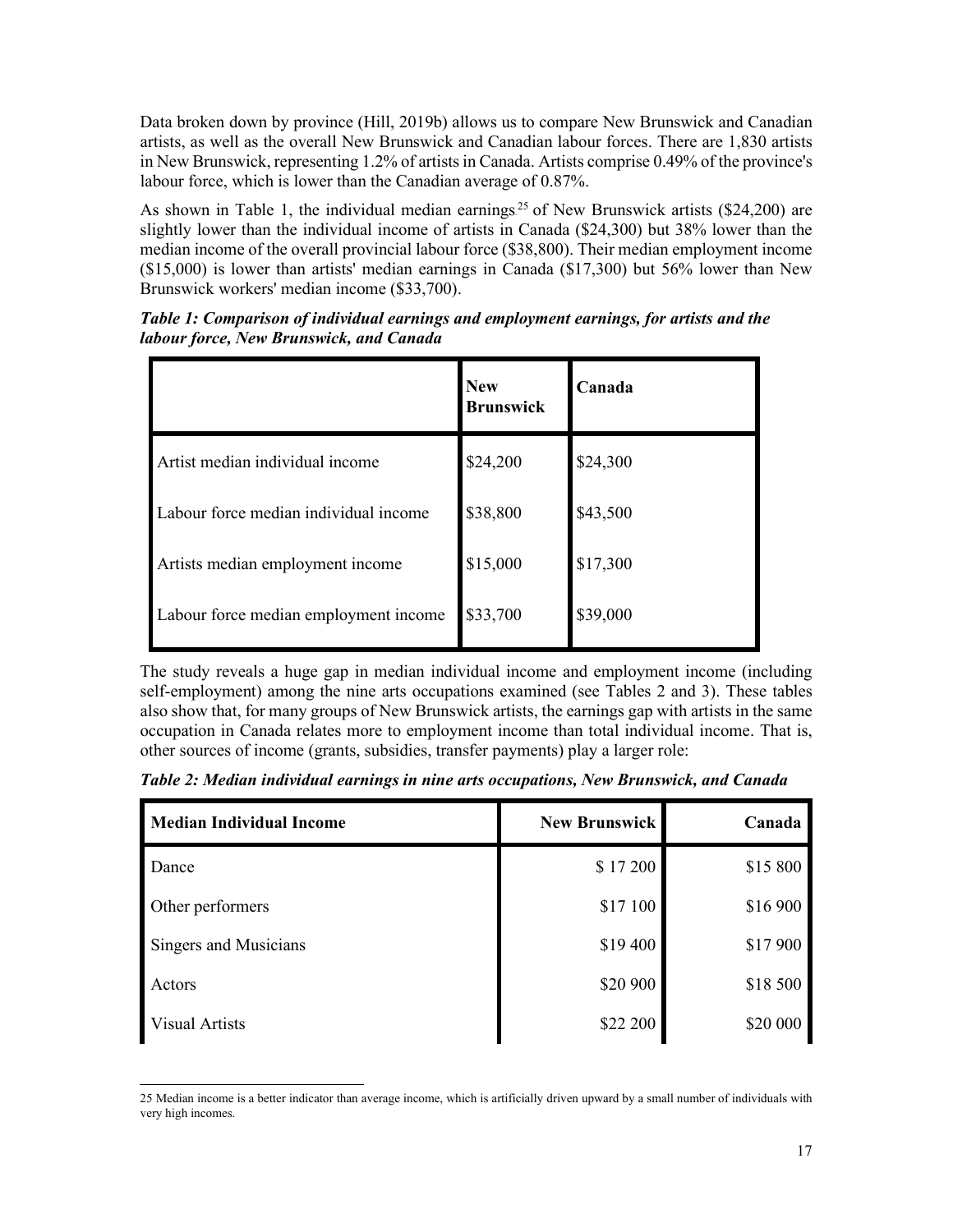Data broken down by province (Hill, 2019b) allows us to compare New Brunswick and Canadian artists, as well as the overall New Brunswick and Canadian labour forces. There are 1,830 artists in New Brunswick, representing 1.2% of artists in Canada. Artists comprise 0.49% of the province's labour force, which is lower than the Canadian average of 0.87%.

As shown in Table 1, the individual median earnings[25] of New Brunswick artists ($24,200) are slightly lower than the individual income of artists in Canada ($24,300) but 38% lower than the median income of the overall provincial labour force ($38,800). Their median employment income ($15,000) is lower than artists' median earnings in Canada ($17,300) but 56% lower than New Brunswick workers' median income ($33,700).

***Table 1: Comparison of individual earnings and employment earnings, for artists and the labour force, New Brunswick, and Canada***

| | **New Brunswick** | **Canada** |
|---|---|---|
| Artist median individual income | $24,200 | $24,300 |
| Labour force median individual income | $38,800 | $43,500 |
| Artists median employment income | $15,000 | $17,300 |
| Labour force median employment income | $33,700 | $39,000 |

The study reveals a huge gap in median individual income and employment income (including self-employment) among the nine arts occupations examined (see Tables 2 and 3). These tables also show that, for many groups of New Brunswick artists, the earnings gap with artists in the same occupation in Canada relates more to employment income than total individual income. That is, other sources of income (grants, subsidies, transfer payments) play a larger role:

***Table 2: Median individual earnings in nine arts occupations, New Brunswick, and Canada***

| **Median Individual Income** | **New Brunswick** | **Canada** |
|---|---:|---:|
| Dance | $ 17 200 | $15 800 |
| Other performers | $17 100 | $16 900 |
| Singers and Musicians | $19 400 | $17 900 |
| Actors | $20 900 | $18 500 |
| Visual Artists | $22 200 | $20 000 |

25 Median income is a better indicator than average income, which is artificially driven upward by a small number of individuals with very high incomes.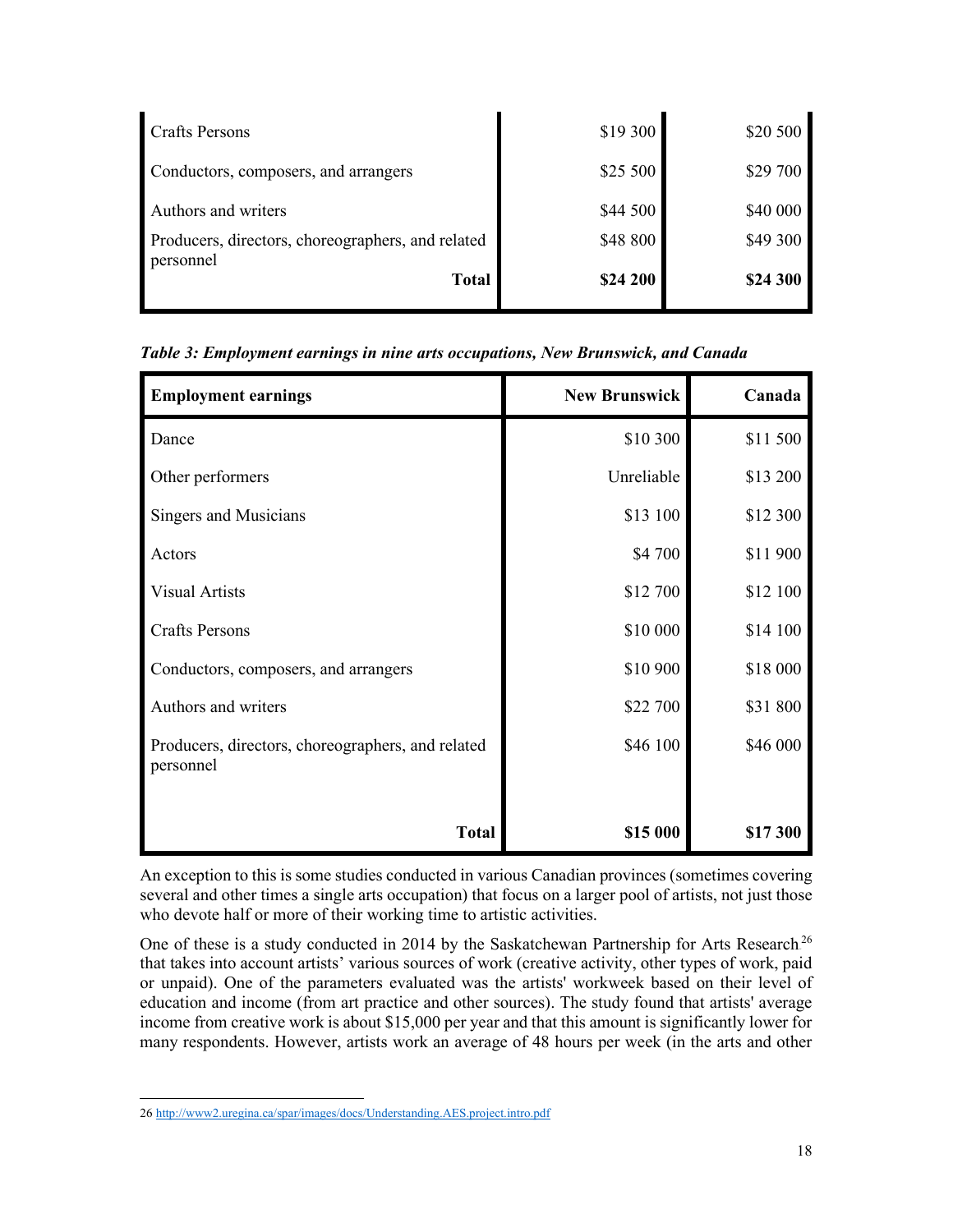| | | |
|---|---:|---:|
| Crafts Persons | $19 300 | $20 500 |
| Conductors, composers, and arrangers | $25 500 | $29 700 |
| Authors and writers | $44 500 | $40 000 |
| Producers, directors, choreographers, and related personnel | $48 800 | $49 300 |
| **Total** | **$24 200** | **$24 300** |

***Table 3: Employment earnings in nine arts occupations, New Brunswick, and Canada***

| **Employment earnings** | **New Brunswick** | **Canada** |
|---|---:|---:|
| Dance | $10 300 | $11 500 |
| Other performers | Unreliable | $13 200 |
| Singers and Musicians | $13 100 | $12 300 |
| Actors | $4 700 | $11 900 |
| Visual Artists | $12 700 | $12 100 |
| Crafts Persons | $10 000 | $14 100 |
| Conductors, composers, and arrangers | $10 900 | $18 000 |
| Authors and writers | $22 700 | $31 800 |
| Producers, directors, choreographers, and related personnel | $46 100 | $46 000 |
| **Total** | **$15 000** | **$17 300** |

An exception to this is some studies conducted in various Canadian provinces (sometimes covering several and other times a single arts occupation) that focus on a larger pool of artists, not just those who devote half or more of their working time to artistic activities.

One of these is a study conducted in 2014 by the Saskatchewan Partnership for Arts Research[26] that takes into account artists' various sources of work (creative activity, other types of work, paid or unpaid). One of the parameters evaluated was the artists' workweek based on their level of education and income (from art practice and other sources). The study found that artists' average income from creative work is about $15,000 per year and that this amount is significantly lower for many respondents. However, artists work an average of 48 hours per week (in the arts and other

26 http://www2.uregina.ca/spar/images/docs/Understanding.AES.project.intro.pdf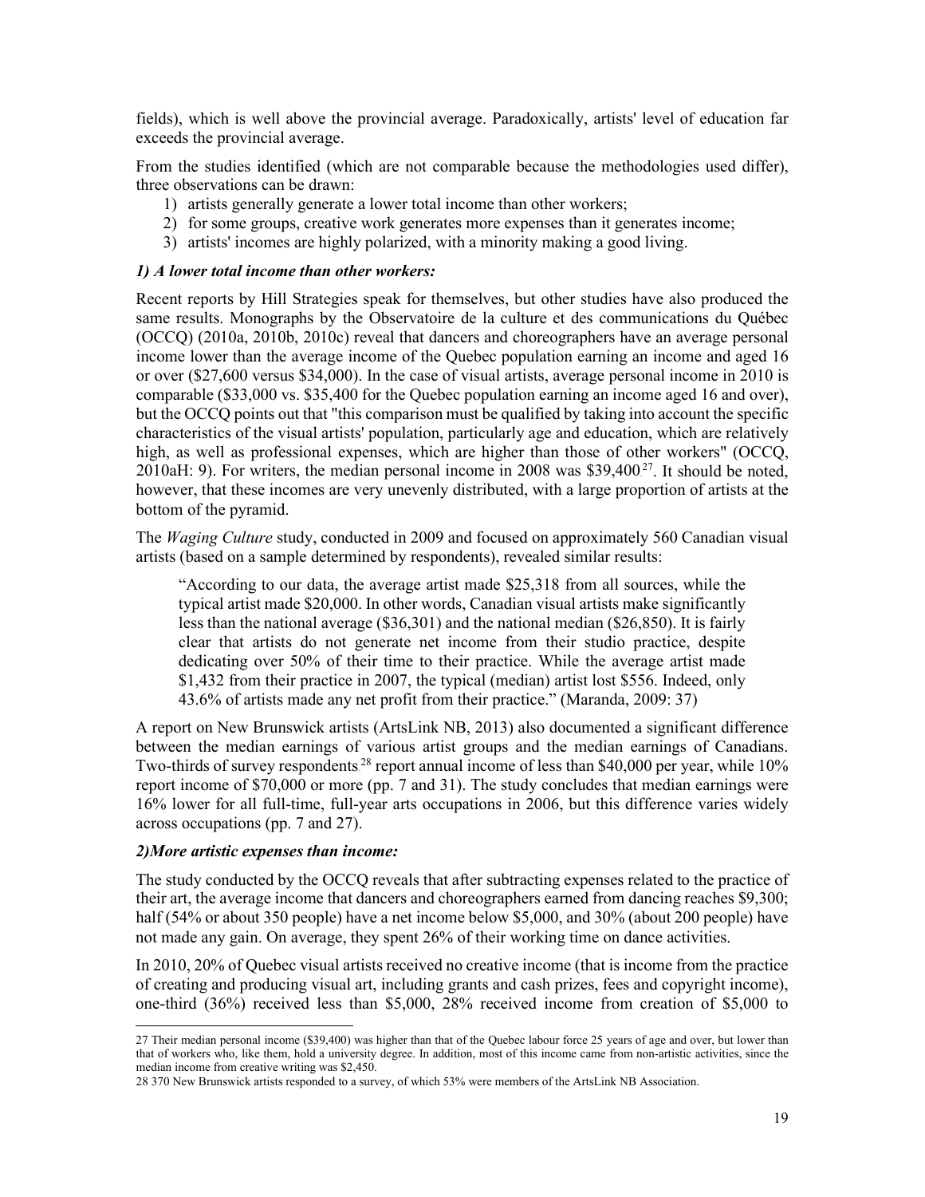fields), which is well above the provincial average. Paradoxically, artists' level of education far exceeds the provincial average.

From the studies identified (which are not comparable because the methodologies used differ), three observations can be drawn:

1) artists generally generate a lower total income than other workers;
2) for some groups, creative work generates more expenses than it generates income;
3) artists' incomes are highly polarized, with a minority making a good living.

***1) A lower total income than other workers:***

Recent reports by Hill Strategies speak for themselves, but other studies have also produced the same results. Monographs by the Observatoire de la culture et des communications du Québec (OCCQ) (2010a, 2010b, 2010c) reveal that dancers and choreographers have an average personal income lower than the average income of the Quebec population earning an income and aged 16 or over ($27,600 versus $34,000). In the case of visual artists, average personal income in 2010 is comparable ($33,000 vs. $35,400 for the Quebec population earning an income aged 16 and over), but the OCCQ points out that "this comparison must be qualified by taking into account the specific characteristics of the visual artists' population, particularly age and education, which are relatively high, as well as professional expenses, which are higher than those of other workers" (OCCQ, 2010aH: 9). For writers, the median personal income in 2008 was $39,400[27]. It should be noted, however, that these incomes are very unevenly distributed, with a large proportion of artists at the bottom of the pyramid.

The *Waging Culture* study, conducted in 2009 and focused on approximately 560 Canadian visual artists (based on a sample determined by respondents), revealed similar results:

> "According to our data, the average artist made $25,318 from all sources, while the typical artist made $20,000. In other words, Canadian visual artists make significantly less than the national average ($36,301) and the national median ($26,850). It is fairly clear that artists do not generate net income from their studio practice, despite dedicating over 50% of their time to their practice. While the average artist made $1,432 from their practice in 2007, the typical (median) artist lost $556. Indeed, only 43.6% of artists made any net profit from their practice." (Maranda, 2009: 37)

A report on New Brunswick artists (ArtsLink NB, 2013) also documented a significant difference between the median earnings of various artist groups and the median earnings of Canadians. Two-thirds of survey respondents[28] report annual income of less than $40,000 per year, while 10% report income of $70,000 or more (pp. 7 and 31). The study concludes that median earnings were 16% lower for all full-time, full-year arts occupations in 2006, but this difference varies widely across occupations (pp. 7 and 27).

***2)More artistic expenses than income:***

The study conducted by the OCCQ reveals that after subtracting expenses related to the practice of their art, the average income that dancers and choreographers earned from dancing reaches $9,300; half (54% or about 350 people) have a net income below $5,000, and 30% (about 200 people) have not made any gain. On average, they spent 26% of their working time on dance activities.

In 2010, 20% of Quebec visual artists received no creative income (that is income from the practice of creating and producing visual art, including grants and cash prizes, fees and copyright income), one-third (36%) received less than $5,000, 28% received income from creation of $5,000 to

---

27 Their median personal income ($39,400) was higher than that of the Quebec labour force 25 years of age and over, but lower than that of workers who, like them, hold a university degree. In addition, most of this income came from non-artistic activities, since the median income from creative writing was $2,450.

28 370 New Brunswick artists responded to a survey, of which 53% were members of the ArtsLink NB Association.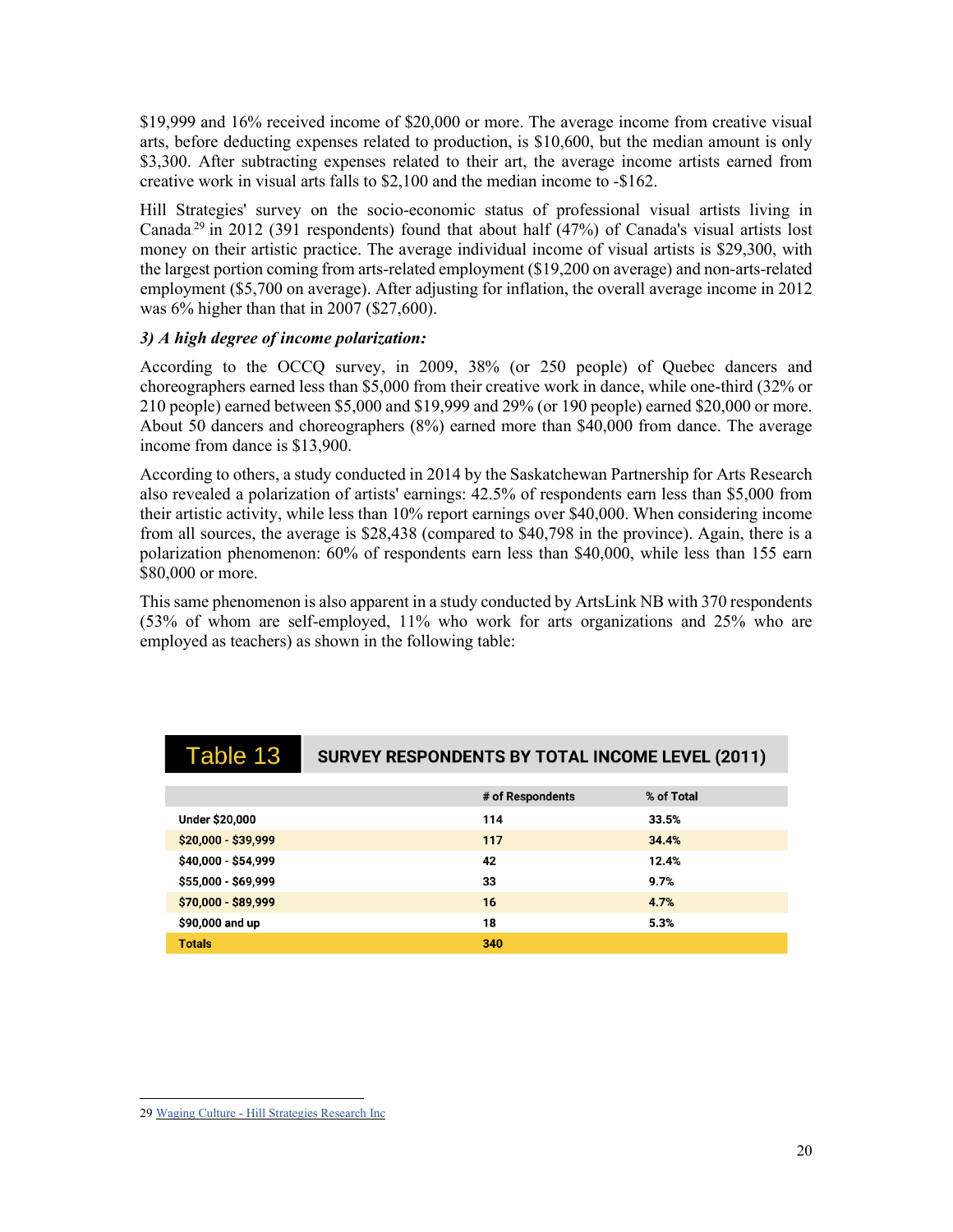$19,999 and 16% received income of $20,000 or more. The average income from creative visual arts, before deducting expenses related to production, is $10,600, but the median amount is only $3,300. After subtracting expenses related to their art, the average income artists earned from creative work in visual arts falls to $2,100 and the median income to -$162.

Hill Strategies' survey on the socio-economic status of professional visual artists living in Canada[29] in 2012 (391 respondents) found that about half (47%) of Canada's visual artists lost money on their artistic practice. The average individual income of visual artists is $29,300, with the largest portion coming from arts-related employment ($19,200 on average) and non-arts-related employment ($5,700 on average). After adjusting for inflation, the overall average income in 2012 was 6% higher than that in 2007 ($27,600).

***3) A high degree of income polarization:***

According to the OCCQ survey, in 2009, 38% (or 250 people) of Quebec dancers and choreographers earned less than $5,000 from their creative work in dance, while one-third (32% or 210 people) earned between $5,000 and $19,999 and 29% (or 190 people) earned $20,000 or more. About 50 dancers and choreographers (8%) earned more than $40,000 from dance. The average income from dance is $13,900.

According to others, a study conducted in 2014 by the Saskatchewan Partnership for Arts Research also revealed a polarization of artists' earnings: 42.5% of respondents earn less than $5,000 from their artistic activity, while less than 10% report earnings over $40,000. When considering income from all sources, the average is $28,438 (compared to $40,798 in the province). Again, there is a polarization phenomenon: 60% of respondents earn less than $40,000, while less than 155 earn $80,000 or more.

This same phenomenon is also apparent in a study conducted by ArtsLink NB with 370 respondents (53% of whom are self-employed, 11% who work for arts organizations and 25% who are employed as teachers) as shown in the following table:

**Table 13 SURVEY RESPONDENTS BY TOTAL INCOME LEVEL (2011)**

| | # of Respondents | % of Total |
|---|---|---|
| Under $20,000 | 114 | 33.5% |
| $20,000 - $39,999 | 117 | 34.4% |
| $40,000 - $54,999 | 42 | 12.4% |
| $55,000 - $69,999 | 33 | 9.7% |
| $70,000 - $89,999 | 16 | 4.7% |
| $90,000 and up | 18 | 5.3% |
| Totals | 340 | |

29 Waging Culture - Hill Strategies Research Inc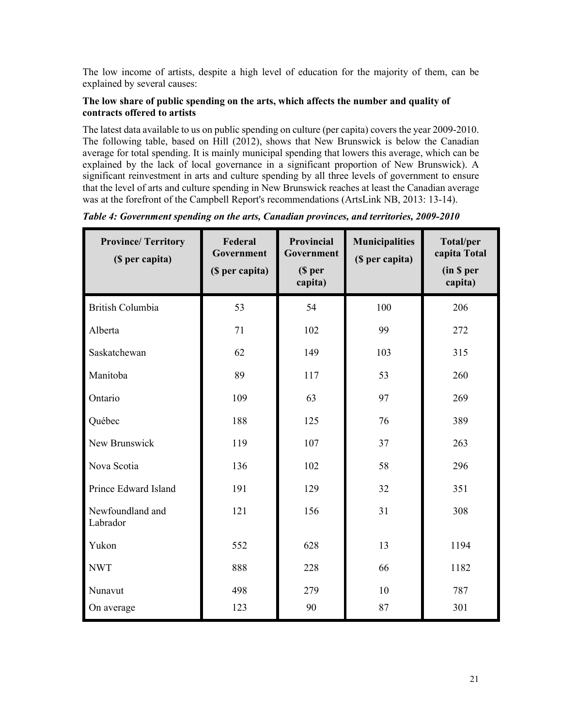The low income of artists, despite a high level of education for the majority of them, can be explained by several causes:

**The low share of public spending on the arts, which affects the number and quality of contracts offered to artists**

The latest data available to us on public spending on culture (per capita) covers the year 2009-2010. The following table, based on Hill (2012), shows that New Brunswick is below the Canadian average for total spending. It is mainly municipal spending that lowers this average, which can be explained by the lack of local governance in a significant proportion of New Brunswick). A significant reinvestment in arts and culture spending by all three levels of government to ensure that the level of arts and culture spending in New Brunswick reaches at least the Canadian average was at the forefront of the Campbell Report's recommendations (ArtsLink NB, 2013: 13-14).

***Table 4: Government spending on the arts, Canadian provinces, and territories, 2009-2010***

| Province/ Territory ($ per capita) | Federal Government ($ per capita) | Provincial Government ($ per capita) | Municipalities ($ per capita) | Total/per capita Total (in $ per capita) |
|---|---|---|---|---|
| British Columbia | 53 | 54 | 100 | 206 |
| Alberta | 71 | 102 | 99 | 272 |
| Saskatchewan | 62 | 149 | 103 | 315 |
| Manitoba | 89 | 117 | 53 | 260 |
| Ontario | 109 | 63 | 97 | 269 |
| Québec | 188 | 125 | 76 | 389 |
| New Brunswick | 119 | 107 | 37 | 263 |
| Nova Scotia | 136 | 102 | 58 | 296 |
| Prince Edward Island | 191 | 129 | 32 | 351 |
| Newfoundland and Labrador | 121 | 156 | 31 | 308 |
| Yukon | 552 | 628 | 13 | 1194 |
| NWT | 888 | 228 | 66 | 1182 |
| Nunavut | 498 | 279 | 10 | 787 |
| On average | 123 | 90 | 87 | 301 |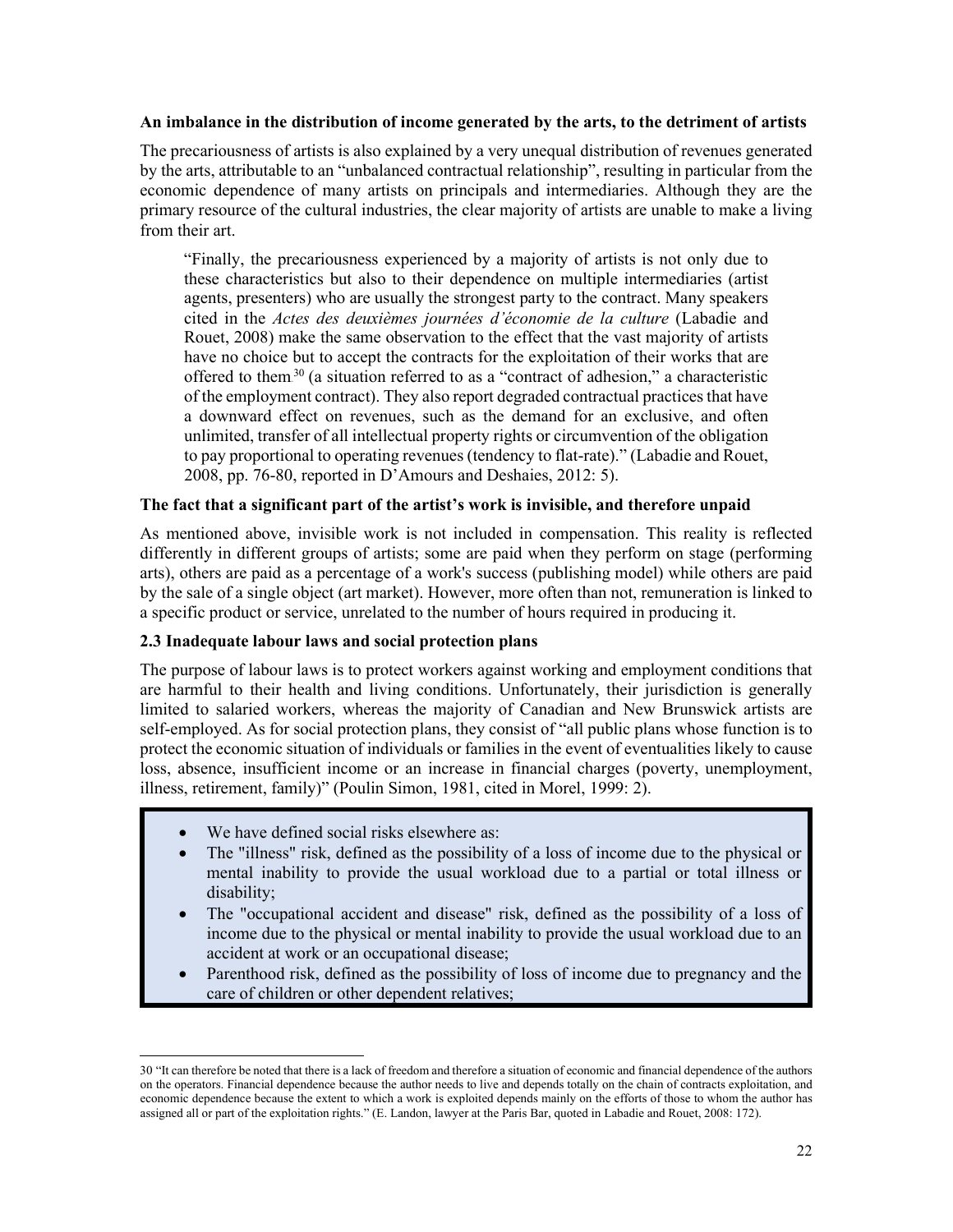**An imbalance in the distribution of income generated by the arts, to the detriment of artists**

The precariousness of artists is also explained by a very unequal distribution of revenues generated by the arts, attributable to an "unbalanced contractual relationship", resulting in particular from the economic dependence of many artists on principals and intermediaries. Although they are the primary resource of the cultural industries, the clear majority of artists are unable to make a living from their art.

> "Finally, the precariousness experienced by a majority of artists is not only due to these characteristics but also to their dependence on multiple intermediaries (artist agents, presenters) who are usually the strongest party to the contract. Many speakers cited in the *Actes des deuxièmes journées d'économie de la culture* (Labadie and Rouet, 2008) make the same observation to the effect that the vast majority of artists have no choice but to accept the contracts for the exploitation of their works that are offered to them[30] (a situation referred to as a "contract of adhesion," a characteristic of the employment contract). They also report degraded contractual practices that have a downward effect on revenues, such as the demand for an exclusive, and often unlimited, transfer of all intellectual property rights or circumvention of the obligation to pay proportional to operating revenues (tendency to flat-rate)." (Labadie and Rouet, 2008, pp. 76-80, reported in D'Amours and Deshaies, 2012: 5).

**The fact that a significant part of the artist's work is invisible, and therefore unpaid**

As mentioned above, invisible work is not included in compensation. This reality is reflected differently in different groups of artists; some are paid when they perform on stage (performing arts), others are paid as a percentage of a work's success (publishing model) while others are paid by the sale of a single object (art market). However, more often than not, remuneration is linked to a specific product or service, unrelated to the number of hours required in producing it.

### 2.3 Inadequate labour laws and social protection plans

The purpose of labour laws is to protect workers against working and employment conditions that are harmful to their health and living conditions. Unfortunately, their jurisdiction is generally limited to salaried workers, whereas the majority of Canadian and New Brunswick artists are self-employed. As for social protection plans, they consist of "all public plans whose function is to protect the economic situation of individuals or families in the event of eventualities likely to cause loss, absence, insufficient income or an increase in financial charges (poverty, unemployment, illness, retirement, family)" (Poulin Simon, 1981, cited in Morel, 1999: 2).

- We have defined social risks elsewhere as:
- The "illness" risk, defined as the possibility of a loss of income due to the physical or mental inability to provide the usual workload due to a partial or total illness or disability;
- The "occupational accident and disease" risk, defined as the possibility of a loss of income due to the physical or mental inability to provide the usual workload due to an accident at work or an occupational disease;
- Parenthood risk, defined as the possibility of loss of income due to pregnancy and the care of children or other dependent relatives;

---

30 "It can therefore be noted that there is a lack of freedom and therefore a situation of economic and financial dependence of the authors on the operators. Financial dependence because the author needs to live and depends totally on the chain of contracts exploitation, and economic dependence because the extent to which a work is exploited depends mainly on the efforts of those to whom the author has assigned all or part of the exploitation rights." (E. Landon, lawyer at the Paris Bar, quoted in Labadie and Rouet, 2008: 172).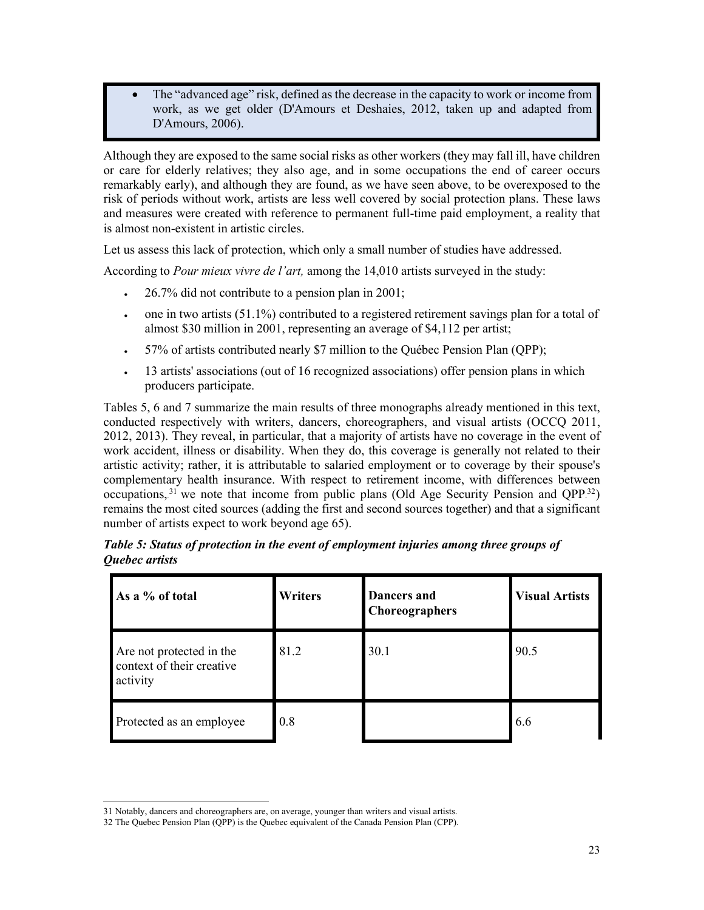- The "advanced age" risk, defined as the decrease in the capacity to work or income from work, as we get older (D'Amours et Deshaies, 2012, taken up and adapted from D'Amours, 2006).

Although they are exposed to the same social risks as other workers (they may fall ill, have children or care for elderly relatives; they also age, and in some occupations the end of career occurs remarkably early), and although they are found, as we have seen above, to be overexposed to the risk of periods without work, artists are less well covered by social protection plans. These laws and measures were created with reference to permanent full-time paid employment, a reality that is almost non-existent in artistic circles.

Let us assess this lack of protection, which only a small number of studies have addressed.

According to *Pour mieux vivre de l'art,* among the 14,010 artists surveyed in the study:

- 26.7% did not contribute to a pension plan in 2001;
- one in two artists (51.1%) contributed to a registered retirement savings plan for a total of almost $30 million in 2001, representing an average of $4,112 per artist;
- 57% of artists contributed nearly $7 million to the Québec Pension Plan (QPP);
- 13 artists' associations (out of 16 recognized associations) offer pension plans in which producers participate.

Tables 5, 6 and 7 summarize the main results of three monographs already mentioned in this text, conducted respectively with writers, dancers, choreographers, and visual artists (OCCQ 2011, 2012, 2013). They reveal, in particular, that a majority of artists have no coverage in the event of work accident, illness or disability. When they do, this coverage is generally not related to their artistic activity; rather, it is attributable to salaried employment or to coverage by their spouse's complementary health insurance. With respect to retirement income, with differences between occupations,[31] we note that income from public plans (Old Age Security Pension and QPP[32]) remains the most cited sources (adding the first and second sources together) and that a significant number of artists expect to work beyond age 65).

***Table 5: Status of protection in the event of employment injuries among three groups of Quebec artists***

| As a % of total | Writers | Dancers and Choreographers | Visual Artists |
|---|---|---|---|
| Are not protected in the context of their creative activity | 81.2 | 30.1 | 90.5 |
| Protected as an employee | 0.8 | | 6.6 |

31 Notably, dancers and choreographers are, on average, younger than writers and visual artists.

32 The Quebec Pension Plan (QPP) is the Quebec equivalent of the Canada Pension Plan (CPP).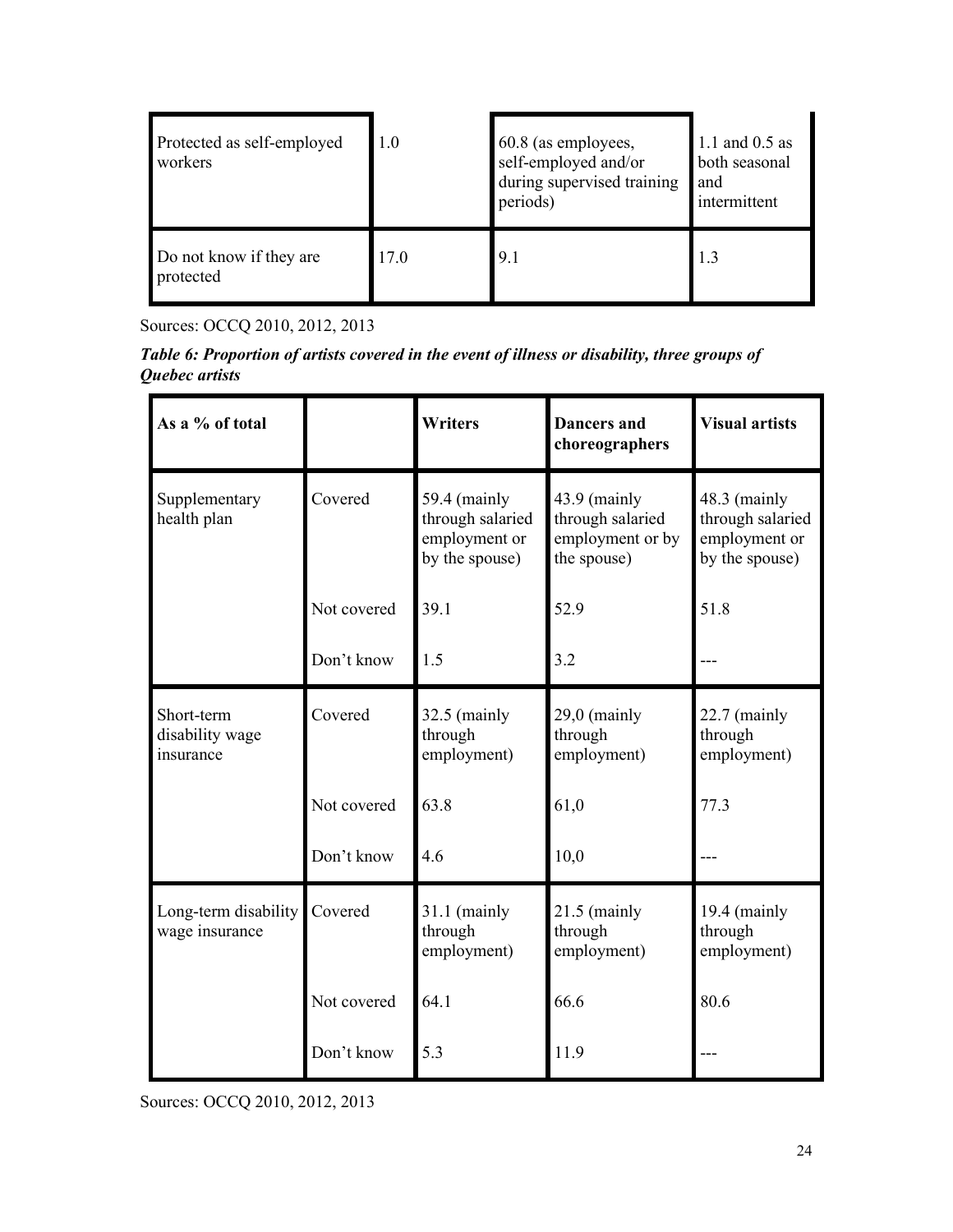| Protected as self-employed workers | 1.0 | 60.8 (as employees, self-employed and/or during supervised training periods) | 1.1 and 0.5 as both seasonal and intermittent |
|---|---|---|---|
| Do not know if they are protected | 17.0 | 9.1 | 1.3 |

Sources: OCCQ 2010, 2012, 2013

***Table 6: Proportion of artists covered in the event of illness or disability, three groups of Quebec artists***

| As a % of total | | Writers | Dancers and choreographers | Visual artists |
|---|---|---|---|---|
| Supplementary health plan | Covered | 59.4 (mainly through salaried employment or by the spouse) | 43.9 (mainly through salaried employment or by the spouse) | 48.3 (mainly through salaried employment or by the spouse) |
| | Not covered | 39.1 | 52.9 | 51.8 |
| | Don't know | 1.5 | 3.2 | --- |
| Short-term disability wage insurance | Covered | 32.5 (mainly through employment) | 29,0 (mainly through employment) | 22.7 (mainly through employment) |
| | Not covered | 63.8 | 61,0 | 77.3 |
| | Don't know | 4.6 | 10,0 | --- |
| Long-term disability wage insurance | Covered | 31.1 (mainly through employment) | 21.5 (mainly through employment) | 19.4 (mainly through employment) |
| | Not covered | 64.1 | 66.6 | 80.6 |
| | Don't know | 5.3 | 11.9 | --- |

Sources: OCCQ 2010, 2012, 2013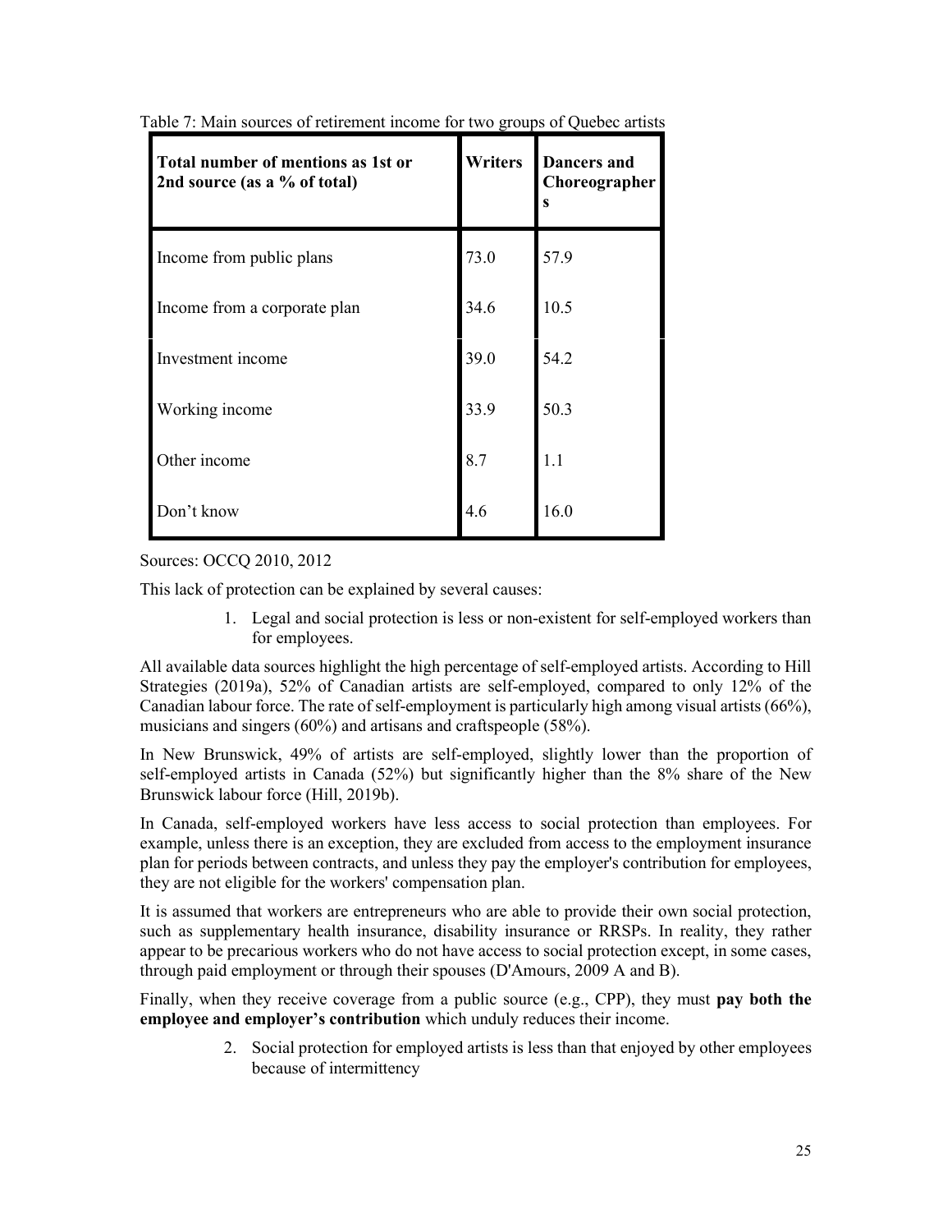Table 7: Main sources of retirement income for two groups of Quebec artists

| Total number of mentions as 1st or 2nd source (as a % of total) | Writers | Dancers and Choreographers |
|---|---|---|
| Income from public plans | 73.0 | 57.9 |
| Income from a corporate plan | 34.6 | 10.5 |
| Investment income | 39.0 | 54.2 |
| Working income | 33.9 | 50.3 |
| Other income | 8.7 | 1.1 |
| Don't know | 4.6 | 16.0 |

Sources: OCCQ 2010, 2012

This lack of protection can be explained by several causes:

1. Legal and social protection is less or non-existent for self-employed workers than for employees.

All available data sources highlight the high percentage of self-employed artists. According to Hill Strategies (2019a), 52% of Canadian artists are self-employed, compared to only 12% of the Canadian labour force. The rate of self-employment is particularly high among visual artists (66%), musicians and singers (60%) and artisans and craftspeople (58%).

In New Brunswick, 49% of artists are self-employed, slightly lower than the proportion of self-employed artists in Canada (52%) but significantly higher than the 8% share of the New Brunswick labour force (Hill, 2019b).

In Canada, self-employed workers have less access to social protection than employees. For example, unless there is an exception, they are excluded from access to the employment insurance plan for periods between contracts, and unless they pay the employer's contribution for employees, they are not eligible for the workers' compensation plan.

It is assumed that workers are entrepreneurs who are able to provide their own social protection, such as supplementary health insurance, disability insurance or RRSPs. In reality, they rather appear to be precarious workers who do not have access to social protection except, in some cases, through paid employment or through their spouses (D'Amours, 2009 A and B).

Finally, when they receive coverage from a public source (e.g., CPP), they must **pay both the employee and employer's contribution** which unduly reduces their income.

2. Social protection for employed artists is less than that enjoyed by other employees because of intermittency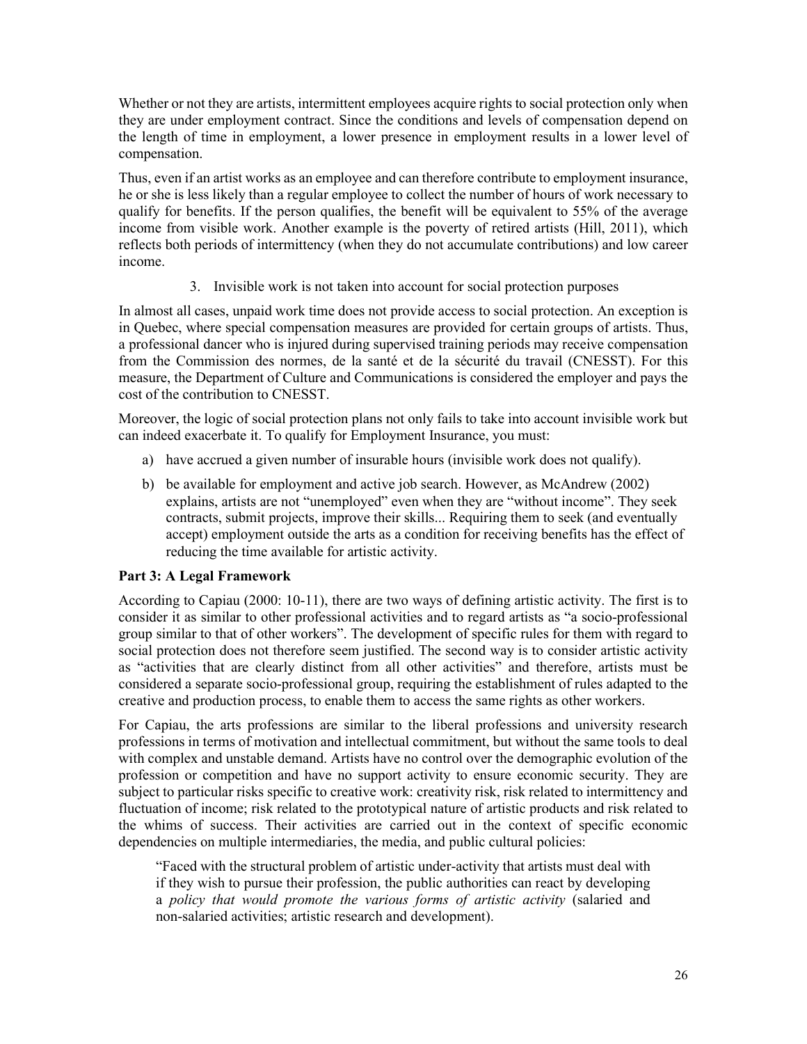Whether or not they are artists, intermittent employees acquire rights to social protection only when they are under employment contract. Since the conditions and levels of compensation depend on the length of time in employment, a lower presence in employment results in a lower level of compensation.

Thus, even if an artist works as an employee and can therefore contribute to employment insurance, he or she is less likely than a regular employee to collect the number of hours of work necessary to qualify for benefits. If the person qualifies, the benefit will be equivalent to 55% of the average income from visible work. Another example is the poverty of retired artists (Hill, 2011), which reflects both periods of intermittency (when they do not accumulate contributions) and low career income.

3. Invisible work is not taken into account for social protection purposes

In almost all cases, unpaid work time does not provide access to social protection. An exception is in Quebec, where special compensation measures are provided for certain groups of artists. Thus, a professional dancer who is injured during supervised training periods may receive compensation from the Commission des normes, de la santé et de la sécurité du travail (CNESST). For this measure, the Department of Culture and Communications is considered the employer and pays the cost of the contribution to CNESST.

Moreover, the logic of social protection plans not only fails to take into account invisible work but can indeed exacerbate it. To qualify for Employment Insurance, you must:

a) have accrued a given number of insurable hours (invisible work does not qualify).
b) be available for employment and active job search. However, as McAndrew (2002) explains, artists are not "unemployed" even when they are "without income". They seek contracts, submit projects, improve their skills... Requiring them to seek (and eventually accept) employment outside the arts as a condition for receiving benefits has the effect of reducing the time available for artistic activity.

### Part 3: A Legal Framework

According to Capiau (2000: 10-11), there are two ways of defining artistic activity. The first is to consider it as similar to other professional activities and to regard artists as "a socio-professional group similar to that of other workers". The development of specific rules for them with regard to social protection does not therefore seem justified. The second way is to consider artistic activity as "activities that are clearly distinct from all other activities" and therefore, artists must be considered a separate socio-professional group, requiring the establishment of rules adapted to the creative and production process, to enable them to access the same rights as other workers.

For Capiau, the arts professions are similar to the liberal professions and university research professions in terms of motivation and intellectual commitment, but without the same tools to deal with complex and unstable demand. Artists have no control over the demographic evolution of the profession or competition and have no support activity to ensure economic security. They are subject to particular risks specific to creative work: creativity risk, risk related to intermittency and fluctuation of income; risk related to the prototypical nature of artistic products and risk related to the whims of success. Their activities are carried out in the context of specific economic dependencies on multiple intermediaries, the media, and public cultural policies:

> "Faced with the structural problem of artistic under-activity that artists must deal with if they wish to pursue their profession, the public authorities can react by developing a *policy that would promote the various forms of artistic activity* (salaried and non-salaried activities; artistic research and development).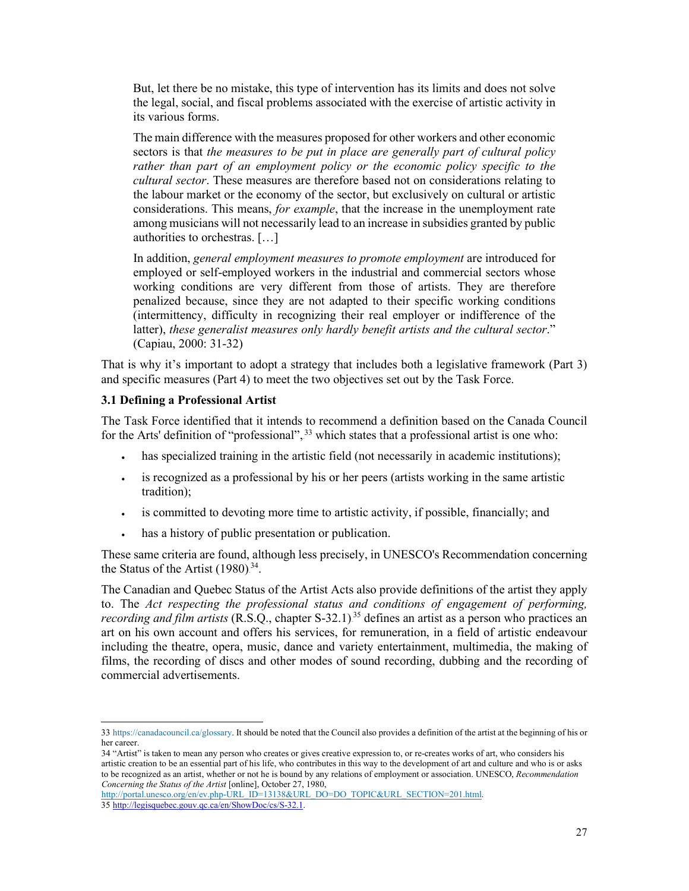> But, let there be no mistake, this type of intervention has its limits and does not solve the legal, social, and fiscal problems associated with the exercise of artistic activity in its various forms.
>
> The main difference with the measures proposed for other workers and other economic sectors is that *the measures to be put in place are generally part of cultural policy rather than part of an employment policy or the economic policy specific to the cultural sector*. These measures are therefore based not on considerations relating to the labour market or the economy of the sector, but exclusively on cultural or artistic considerations. This means, *for example*, that the increase in the unemployment rate among musicians will not necessarily lead to an increase in subsidies granted by public authorities to orchestras. […]
>
> In addition, *general employment measures to promote employment* are introduced for employed or self-employed workers in the industrial and commercial sectors whose working conditions are very different from those of artists. They are therefore penalized because, since they are not adapted to their specific working conditions (intermittency, difficulty in recognizing their real employer or indifference of the latter), *these generalist measures only hardly benefit artists and the cultural sector*." (Capiau, 2000: 31-32)

That is why it's important to adopt a strategy that includes both a legislative framework (Part 3) and specific measures (Part 4) to meet the two objectives set out by the Task Force.

### 3.1 Defining a Professional Artist

The Task Force identified that it intends to recommend a definition based on the Canada Council for the Arts' definition of "professional",[33] which states that a professional artist is one who:

- has specialized training in the artistic field (not necessarily in academic institutions);
- is recognized as a professional by his or her peers (artists working in the same artistic tradition);
- is committed to devoting more time to artistic activity, if possible, financially; and
- has a history of public presentation or publication.

These same criteria are found, although less precisely, in UNESCO's Recommendation concerning the Status of the Artist (1980)[34].

The Canadian and Quebec Status of the Artist Acts also provide definitions of the artist they apply to. The *Act respecting the professional status and conditions of engagement of performing, recording and film artists* (R.S.Q., chapter S-32.1)[35] defines an artist as a person who practices an art on his own account and offers his services, for remuneration, in a field of artistic endeavour including the theatre, opera, music, dance and variety entertainment, multimedia, the making of films, the recording of discs and other modes of sound recording, dubbing and the recording of commercial advertisements.

---

33 https://canadacouncil.ca/glossary. It should be noted that the Council also provides a definition of the artist at the beginning of his or her career.

34 "Artist" is taken to mean any person who creates or gives creative expression to, or re-creates works of art, who considers his artistic creation to be an essential part of his life, who contributes in this way to the development of art and culture and who is or asks to be recognized as an artist, whether or not he is bound by any relations of employment or association. UNESCO, *Recommendation Concerning the Status of the Artist* [online], October 27, 1980, http://portal.unesco.org/en/ev.php-URL_ID=13138&URL_DO=DO_TOPIC&URL_SECTION=201.html.

35 http://legisquebec.gouv.qc.ca/en/ShowDoc/cs/S-32.1.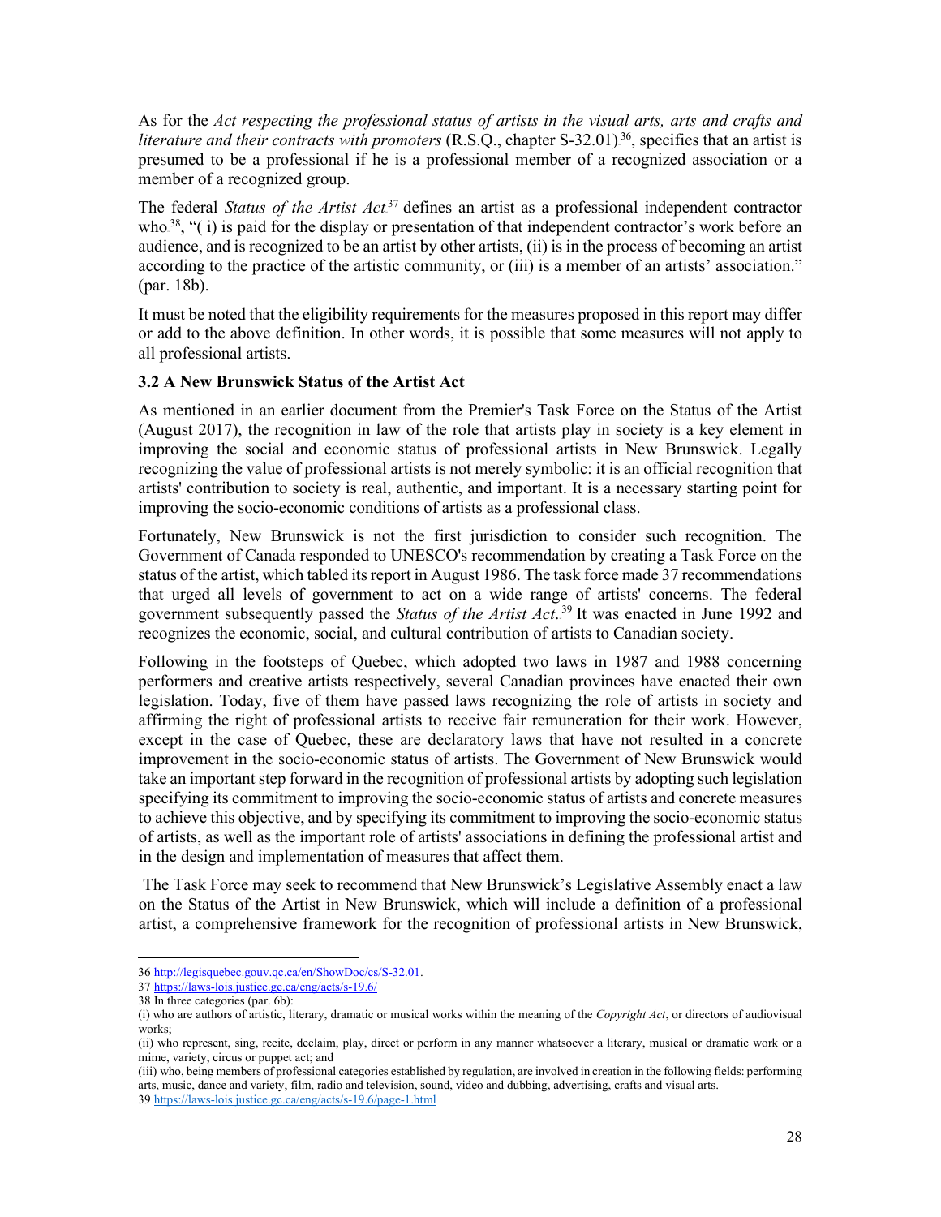As for the *Act respecting the professional status of artists in the visual arts, arts and crafts and literature and their contracts with promoters* (R.S.Q., chapter S-32.01)[36], specifies that an artist is presumed to be a professional if he is a professional member of a recognized association or a member of a recognized group.

The federal *Status of the Artist Act*[37] defines an artist as a professional independent contractor who[38], "( i) is paid for the display or presentation of that independent contractor's work before an audience, and is recognized to be an artist by other artists, (ii) is in the process of becoming an artist according to the practice of the artistic community, or (iii) is a member of an artists' association." (par. 18b).

It must be noted that the eligibility requirements for the measures proposed in this report may differ or add to the above definition. In other words, it is possible that some measures will not apply to all professional artists.

### 3.2 A New Brunswick Status of the Artist Act

As mentioned in an earlier document from the Premier's Task Force on the Status of the Artist (August 2017), the recognition in law of the role that artists play in society is a key element in improving the social and economic status of professional artists in New Brunswick. Legally recognizing the value of professional artists is not merely symbolic: it is an official recognition that artists' contribution to society is real, authentic, and important. It is a necessary starting point for improving the socio-economic conditions of artists as a professional class.

Fortunately, New Brunswick is not the first jurisdiction to consider such recognition. The Government of Canada responded to UNESCO's recommendation by creating a Task Force on the status of the artist, which tabled its report in August 1986. The task force made 37 recommendations that urged all levels of government to act on a wide range of artists' concerns. The federal government subsequently passed the *Status of the Artist Act*.[39] It was enacted in June 1992 and recognizes the economic, social, and cultural contribution of artists to Canadian society.

Following in the footsteps of Quebec, which adopted two laws in 1987 and 1988 concerning performers and creative artists respectively, several Canadian provinces have enacted their own legislation. Today, five of them have passed laws recognizing the role of artists in society and affirming the right of professional artists to receive fair remuneration for their work. However, except in the case of Quebec, these are declaratory laws that have not resulted in a concrete improvement in the socio-economic status of artists. The Government of New Brunswick would take an important step forward in the recognition of professional artists by adopting such legislation specifying its commitment to improving the socio-economic status of artists and concrete measures to achieve this objective, and by specifying its commitment to improving the socio-economic status of artists, as well as the important role of artists' associations in defining the professional artist and in the design and implementation of measures that affect them.

The Task Force may seek to recommend that New Brunswick's Legislative Assembly enact a law on the Status of the Artist in New Brunswick, which will include a definition of a professional artist, a comprehensive framework for the recognition of professional artists in New Brunswick,

---

36 http://legisquebec.gouv.qc.ca/en/ShowDoc/cs/S-32.01.

37 https://laws-lois.justice.gc.ca/eng/acts/s-19.6/

38 In three categories (par. 6b):

(i) who are authors of artistic, literary, dramatic or musical works within the meaning of the *Copyright Act*, or directors of audiovisual works;

(ii) who represent, sing, recite, declaim, play, direct or perform in any manner whatsoever a literary, musical or dramatic work or a mime, variety, circus or puppet act; and

(iii) who, being members of professional categories established by regulation, are involved in creation in the following fields: performing arts, music, dance and variety, film, radio and television, sound, video and dubbing, advertising, crafts and visual arts.

39 https://laws-lois.justice.gc.ca/eng/acts/s-19.6/page-1.html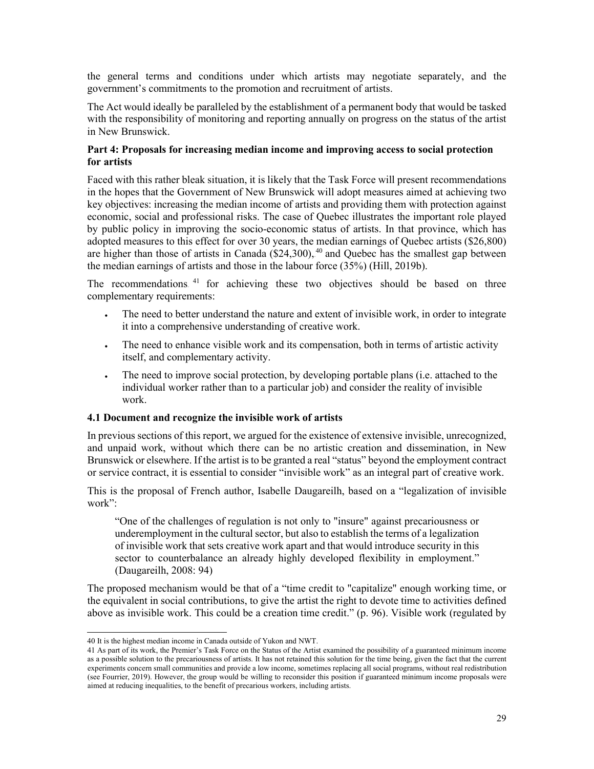the general terms and conditions under which artists may negotiate separately, and the government's commitments to the promotion and recruitment of artists.

The Act would ideally be paralleled by the establishment of a permanent body that would be tasked with the responsibility of monitoring and reporting annually on progress on the status of the artist in New Brunswick.

### Part 4: Proposals for increasing median income and improving access to social protection for artists

Faced with this rather bleak situation, it is likely that the Task Force will present recommendations in the hopes that the Government of New Brunswick will adopt measures aimed at achieving two key objectives: increasing the median income of artists and providing them with protection against economic, social and professional risks. The case of Quebec illustrates the important role played by public policy in improving the socio-economic status of artists. In that province, which has adopted measures to this effect for over 30 years, the median earnings of Quebec artists ($26,800) are higher than those of artists in Canada ($24,300), [40] and Quebec has the smallest gap between the median earnings of artists and those in the labour force (35%) (Hill, 2019b).

The recommendations [41] for achieving these two objectives should be based on three complementary requirements:

- The need to better understand the nature and extent of invisible work, in order to integrate it into a comprehensive understanding of creative work.
- The need to enhance visible work and its compensation, both in terms of artistic activity itself, and complementary activity.
- The need to improve social protection, by developing portable plans (i.e. attached to the individual worker rather than to a particular job) and consider the reality of invisible work.

#### 4.1 Document and recognize the invisible work of artists

In previous sections of this report, we argued for the existence of extensive invisible, unrecognized, and unpaid work, without which there can be no artistic creation and dissemination, in New Brunswick or elsewhere. If the artist is to be granted a real "status" beyond the employment contract or service contract, it is essential to consider "invisible work" as an integral part of creative work.

This is the proposal of French author, Isabelle Daugareilh, based on a "legalization of invisible work":

> "One of the challenges of regulation is not only to "insure" against precariousness or underemployment in the cultural sector, but also to establish the terms of a legalization of invisible work that sets creative work apart and that would introduce security in this sector to counterbalance an already highly developed flexibility in employment." (Daugareilh, 2008: 94)

The proposed mechanism would be that of a "time credit to "capitalize" enough working time, or the equivalent in social contributions, to give the artist the right to devote time to activities defined above as invisible work. This could be a creation time credit." (p. 96). Visible work (regulated by

---

40 It is the highest median income in Canada outside of Yukon and NWT.

41 As part of its work, the Premier's Task Force on the Status of the Artist examined the possibility of a guaranteed minimum income as a possible solution to the precariousness of artists. It has not retained this solution for the time being, given the fact that the current experiments concern small communities and provide a low income, sometimes replacing all social programs, without real redistribution (see Fourrier, 2019). However, the group would be willing to reconsider this position if guaranteed minimum income proposals were aimed at reducing inequalities, to the benefit of precarious workers, including artists.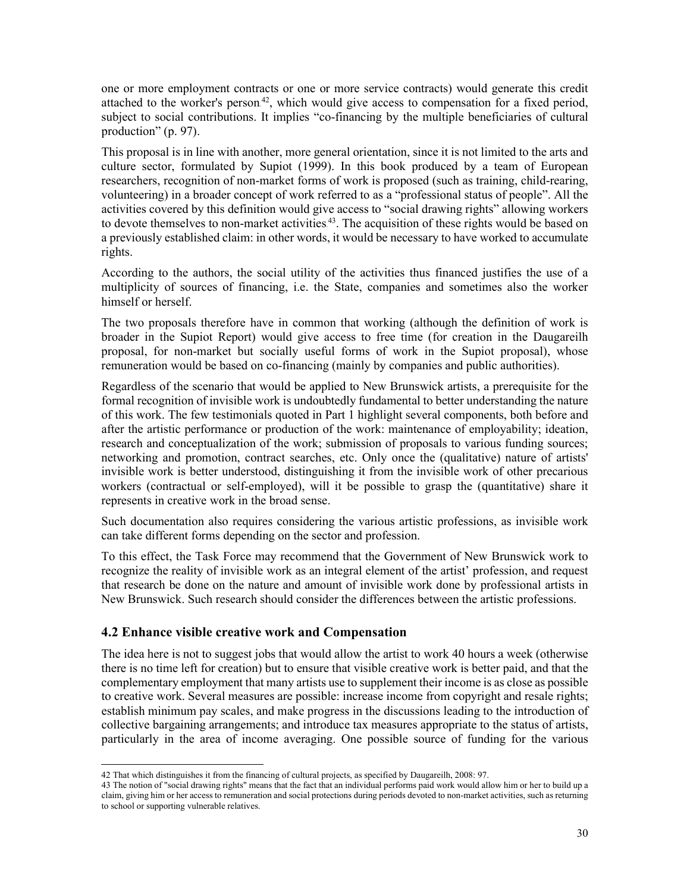one or more employment contracts or one or more service contracts) would generate this credit attached to the worker's person[42], which would give access to compensation for a fixed period, subject to social contributions. It implies "co-financing by the multiple beneficiaries of cultural production" (p. 97).

This proposal is in line with another, more general orientation, since it is not limited to the arts and culture sector, formulated by Supiot (1999). In this book produced by a team of European researchers, recognition of non-market forms of work is proposed (such as training, child-rearing, volunteering) in a broader concept of work referred to as a "professional status of people". All the activities covered by this definition would give access to "social drawing rights" allowing workers to devote themselves to non-market activities[43]. The acquisition of these rights would be based on a previously established claim: in other words, it would be necessary to have worked to accumulate rights.

According to the authors, the social utility of the activities thus financed justifies the use of a multiplicity of sources of financing, i.e. the State, companies and sometimes also the worker himself or herself.

The two proposals therefore have in common that working (although the definition of work is broader in the Supiot Report) would give access to free time (for creation in the Daugareilh proposal, for non-market but socially useful forms of work in the Supiot proposal), whose remuneration would be based on co-financing (mainly by companies and public authorities).

Regardless of the scenario that would be applied to New Brunswick artists, a prerequisite for the formal recognition of invisible work is undoubtedly fundamental to better understanding the nature of this work. The few testimonials quoted in Part 1 highlight several components, both before and after the artistic performance or production of the work: maintenance of employability; ideation, research and conceptualization of the work; submission of proposals to various funding sources; networking and promotion, contract searches, etc. Only once the (qualitative) nature of artists' invisible work is better understood, distinguishing it from the invisible work of other precarious workers (contractual or self-employed), will it be possible to grasp the (quantitative) share it represents in creative work in the broad sense.

Such documentation also requires considering the various artistic professions, as invisible work can take different forms depending on the sector and profession.

To this effect, the Task Force may recommend that the Government of New Brunswick work to recognize the reality of invisible work as an integral element of the artist' profession, and request that research be done on the nature and amount of invisible work done by professional artists in New Brunswick. Such research should consider the differences between the artistic professions.

### 4.2 Enhance visible creative work and Compensation

The idea here is not to suggest jobs that would allow the artist to work 40 hours a week (otherwise there is no time left for creation) but to ensure that visible creative work is better paid, and that the complementary employment that many artists use to supplement their income is as close as possible to creative work. Several measures are possible: increase income from copyright and resale rights; establish minimum pay scales, and make progress in the discussions leading to the introduction of collective bargaining arrangements; and introduce tax measures appropriate to the status of artists, particularly in the area of income averaging. One possible source of funding for the various

---

42 That which distinguishes it from the financing of cultural projects, as specified by Daugareilh, 2008: 97.

43 The notion of "social drawing rights" means that the fact that an individual performs paid work would allow him or her to build up a claim, giving him or her access to remuneration and social protections during periods devoted to non-market activities, such as returning to school or supporting vulnerable relatives.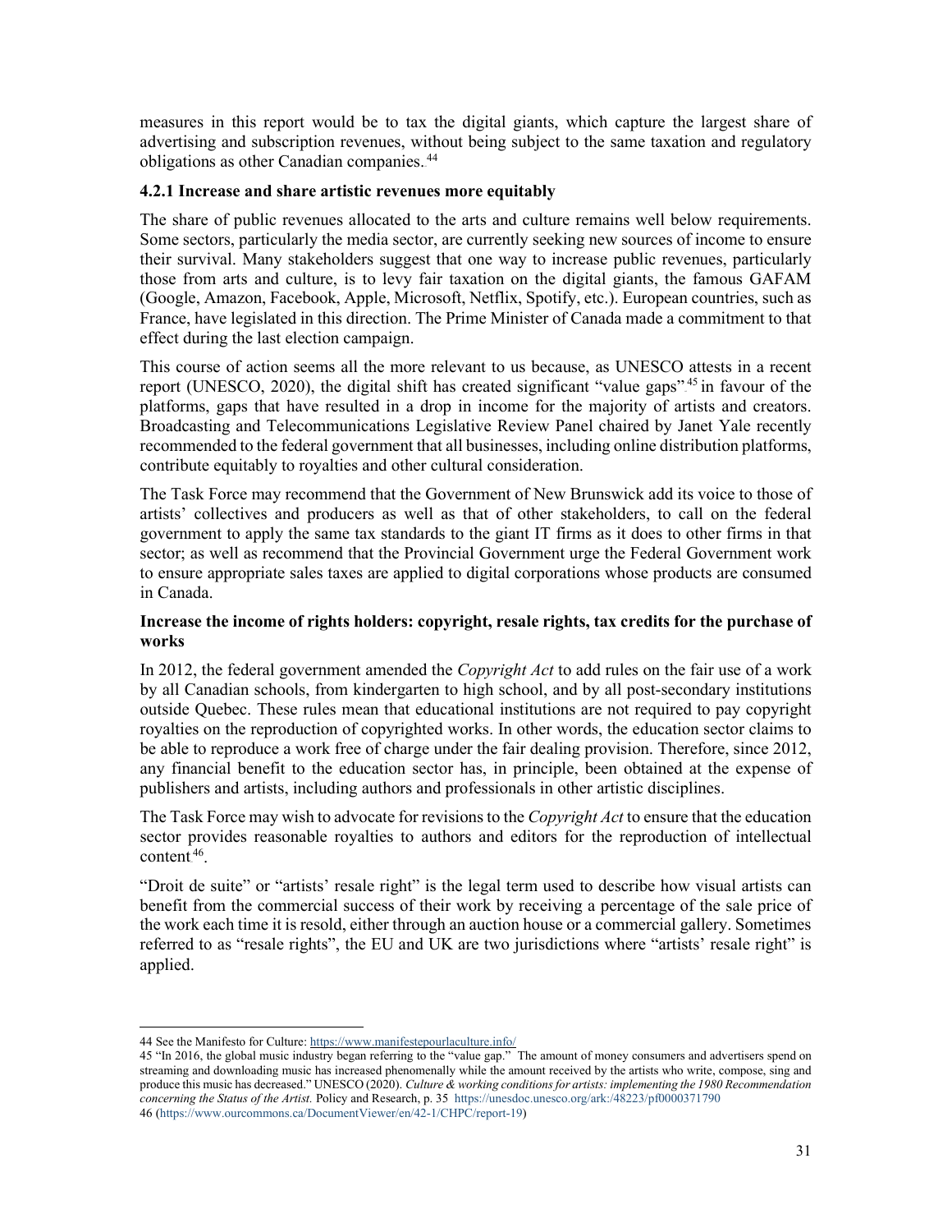measures in this report would be to tax the digital giants, which capture the largest share of advertising and subscription revenues, without being subject to the same taxation and regulatory obligations as other Canadian companies.[44]

### 4.2.1 Increase and share artistic revenues more equitably

The share of public revenues allocated to the arts and culture remains well below requirements. Some sectors, particularly the media sector, are currently seeking new sources of income to ensure their survival. Many stakeholders suggest that one way to increase public revenues, particularly those from arts and culture, is to levy fair taxation on the digital giants, the famous GAFAM (Google, Amazon, Facebook, Apple, Microsoft, Netflix, Spotify, etc.). European countries, such as France, have legislated in this direction. The Prime Minister of Canada made a commitment to that effect during the last election campaign.

This course of action seems all the more relevant to us because, as UNESCO attests in a recent report (UNESCO, 2020), the digital shift has created significant "value gaps"[45] in favour of the platforms, gaps that have resulted in a drop in income for the majority of artists and creators. Broadcasting and Telecommunications Legislative Review Panel chaired by Janet Yale recently recommended to the federal government that all businesses, including online distribution platforms, contribute equitably to royalties and other cultural consideration.

The Task Force may recommend that the Government of New Brunswick add its voice to those of artists' collectives and producers as well as that of other stakeholders, to call on the federal government to apply the same tax standards to the giant IT firms as it does to other firms in that sector; as well as recommend that the Provincial Government urge the Federal Government work to ensure appropriate sales taxes are applied to digital corporations whose products are consumed in Canada.

**Increase the income of rights holders: copyright, resale rights, tax credits for the purchase of works**

In 2012, the federal government amended the *Copyright Act* to add rules on the fair use of a work by all Canadian schools, from kindergarten to high school, and by all post-secondary institutions outside Quebec. These rules mean that educational institutions are not required to pay copyright royalties on the reproduction of copyrighted works. In other words, the education sector claims to be able to reproduce a work free of charge under the fair dealing provision. Therefore, since 2012, any financial benefit to the education sector has, in principle, been obtained at the expense of publishers and artists, including authors and professionals in other artistic disciplines.

The Task Force may wish to advocate for revisions to the *Copyright Act* to ensure that the education sector provides reasonable royalties to authors and editors for the reproduction of intellectual content[46].

"Droit de suite" or "artists' resale right" is the legal term used to describe how visual artists can benefit from the commercial success of their work by receiving a percentage of the sale price of the work each time it is resold, either through an auction house or a commercial gallery. Sometimes referred to as "resale rights", the EU and UK are two jurisdictions where "artists' resale right" is applied.

---

44 See the Manifesto for Culture: https://www.manifestepourlaculture.info/

45 "In 2016, the global music industry began referring to the "value gap." The amount of money consumers and advertisers spend on streaming and downloading music has increased phenomenally while the amount received by the artists who write, compose, sing and produce this music has decreased." UNESCO (2020). *Culture & working conditions for artists: implementing the 1980 Recommendation concerning the Status of the Artist.* Policy and Research, p. 35 https://unesdoc.unesco.org/ark:/48223/pf0000371790

46 (https://www.ourcommons.ca/DocumentViewer/en/42-1/CHPC/report-19)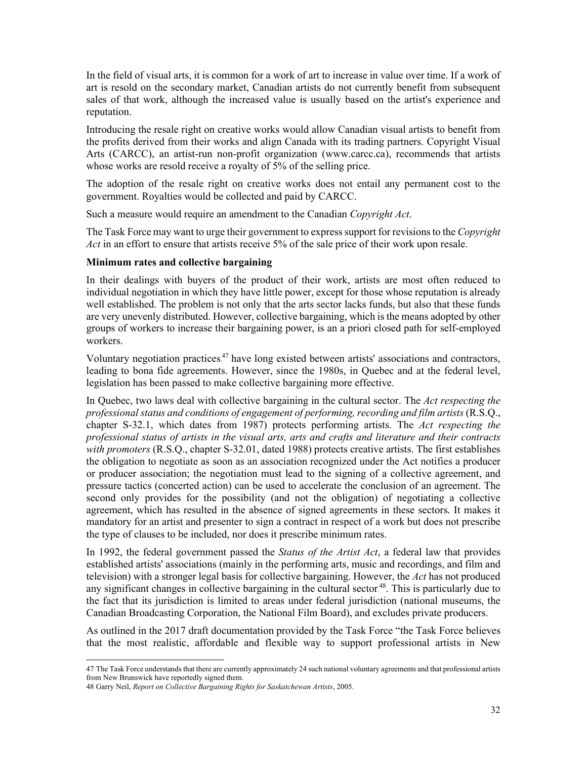In the field of visual arts, it is common for a work of art to increase in value over time. If a work of art is resold on the secondary market, Canadian artists do not currently benefit from subsequent sales of that work, although the increased value is usually based on the artist's experience and reputation.

Introducing the resale right on creative works would allow Canadian visual artists to benefit from the profits derived from their works and align Canada with its trading partners. Copyright Visual Arts (CARCC), an artist-run non-profit organization (www.carcc.ca), recommends that artists whose works are resold receive a royalty of 5% of the selling price.

The adoption of the resale right on creative works does not entail any permanent cost to the government. Royalties would be collected and paid by CARCC.

Such a measure would require an amendment to the Canadian *Copyright Act*.

The Task Force may want to urge their government to express support for revisions to the *Copyright Act* in an effort to ensure that artists receive 5% of the sale price of their work upon resale.

**Minimum rates and collective bargaining**

In their dealings with buyers of the product of their work, artists are most often reduced to individual negotiation in which they have little power, except for those whose reputation is already well established. The problem is not only that the arts sector lacks funds, but also that these funds are very unevenly distributed. However, collective bargaining, which is the means adopted by other groups of workers to increase their bargaining power, is an a priori closed path for self-employed workers.

Voluntary negotiation practices[47] have long existed between artists' associations and contractors, leading to bona fide agreements. However, since the 1980s, in Quebec and at the federal level, legislation has been passed to make collective bargaining more effective.

In Quebec, two laws deal with collective bargaining in the cultural sector. The *Act respecting the professional status and conditions of engagement of performing, recording and film artists* (R.S.Q., chapter S-32.1, which dates from 1987) protects performing artists. The *Act respecting the professional status of artists in the visual arts, arts and crafts and literature and their contracts with promoters* (R.S.Q., chapter S-32.01, dated 1988) protects creative artists. The first establishes the obligation to negotiate as soon as an association recognized under the Act notifies a producer or producer association; the negotiation must lead to the signing of a collective agreement, and pressure tactics (concerted action) can be used to accelerate the conclusion of an agreement. The second only provides for the possibility (and not the obligation) of negotiating a collective agreement, which has resulted in the absence of signed agreements in these sectors. It makes it mandatory for an artist and presenter to sign a contract in respect of a work but does not prescribe the type of clauses to be included, nor does it prescribe minimum rates.

In 1992, the federal government passed the *Status of the Artist Act*, a federal law that provides established artists' associations (mainly in the performing arts, music and recordings, and film and television) with a stronger legal basis for collective bargaining. However, the *Act* has not produced any significant changes in collective bargaining in the cultural sector[48]. This is particularly due to the fact that its jurisdiction is limited to areas under federal jurisdiction (national museums, the Canadian Broadcasting Corporation, the National Film Board), and excludes private producers.

As outlined in the 2017 draft documentation provided by the Task Force "the Task Force believes that the most realistic, affordable and flexible way to support professional artists in New

---

47 The Task Force understands that there are currently approximately 24 such national voluntary agreements and that professional artists from New Brunswick have reportedly signed them.

48 Garry Neil, *Report on Collective Bargaining Rights for Saskatchewan Artists*, 2005.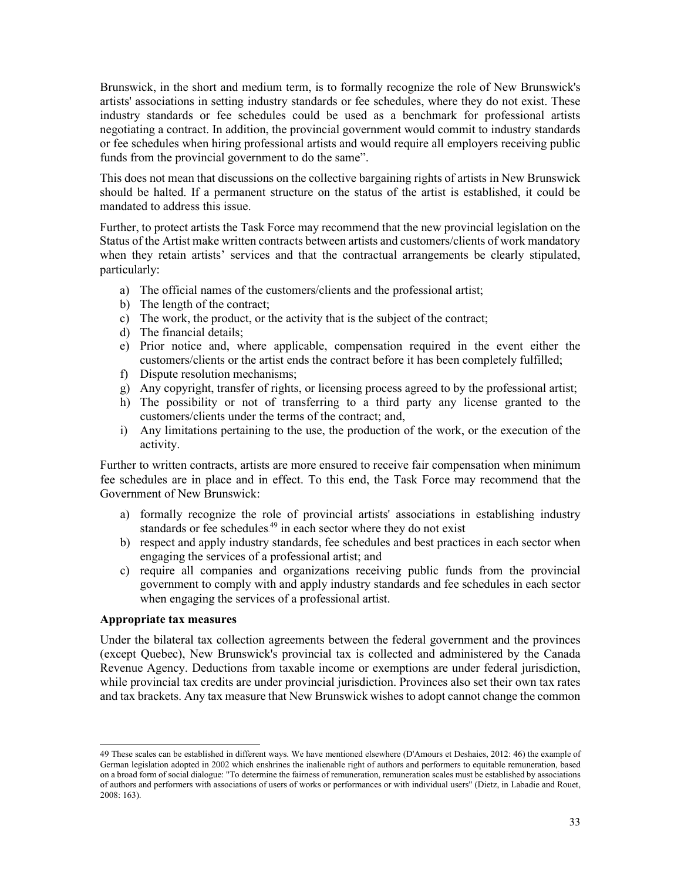Brunswick, in the short and medium term, is to formally recognize the role of New Brunswick's artists' associations in setting industry standards or fee schedules, where they do not exist. These industry standards or fee schedules could be used as a benchmark for professional artists negotiating a contract. In addition, the provincial government would commit to industry standards or fee schedules when hiring professional artists and would require all employers receiving public funds from the provincial government to do the same".

This does not mean that discussions on the collective bargaining rights of artists in New Brunswick should be halted. If a permanent structure on the status of the artist is established, it could be mandated to address this issue.

Further, to protect artists the Task Force may recommend that the new provincial legislation on the Status of the Artist make written contracts between artists and customers/clients of work mandatory when they retain artists' services and that the contractual arrangements be clearly stipulated, particularly:

a) The official names of the customers/clients and the professional artist;
b) The length of the contract;
c) The work, the product, or the activity that is the subject of the contract;
d) The financial details;
e) Prior notice and, where applicable, compensation required in the event either the customers/clients or the artist ends the contract before it has been completely fulfilled;
f) Dispute resolution mechanisms;
g) Any copyright, transfer of rights, or licensing process agreed to by the professional artist;
h) The possibility or not of transferring to a third party any license granted to the customers/clients under the terms of the contract; and,
i) Any limitations pertaining to the use, the production of the work, or the execution of the activity.

Further to written contracts, artists are more ensured to receive fair compensation when minimum fee schedules are in place and in effect. To this end, the Task Force may recommend that the Government of New Brunswick:

a) formally recognize the role of provincial artists' associations in establishing industry standards or fee schedules[49] in each sector where they do not exist
b) respect and apply industry standards, fee schedules and best practices in each sector when engaging the services of a professional artist; and
c) require all companies and organizations receiving public funds from the provincial government to comply with and apply industry standards and fee schedules in each sector when engaging the services of a professional artist.

**Appropriate tax measures**

Under the bilateral tax collection agreements between the federal government and the provinces (except Quebec), New Brunswick's provincial tax is collected and administered by the Canada Revenue Agency. Deductions from taxable income or exemptions are under federal jurisdiction, while provincial tax credits are under provincial jurisdiction. Provinces also set their own tax rates and tax brackets. Any tax measure that New Brunswick wishes to adopt cannot change the common

---

49 These scales can be established in different ways. We have mentioned elsewhere (D'Amours et Deshaies, 2012: 46) the example of German legislation adopted in 2002 which enshrines the inalienable right of authors and performers to equitable remuneration, based on a broad form of social dialogue: "To determine the fairness of remuneration, remuneration scales must be established by associations of authors and performers with associations of users of works or performances or with individual users" (Dietz, in Labadie and Rouet, 2008: 163).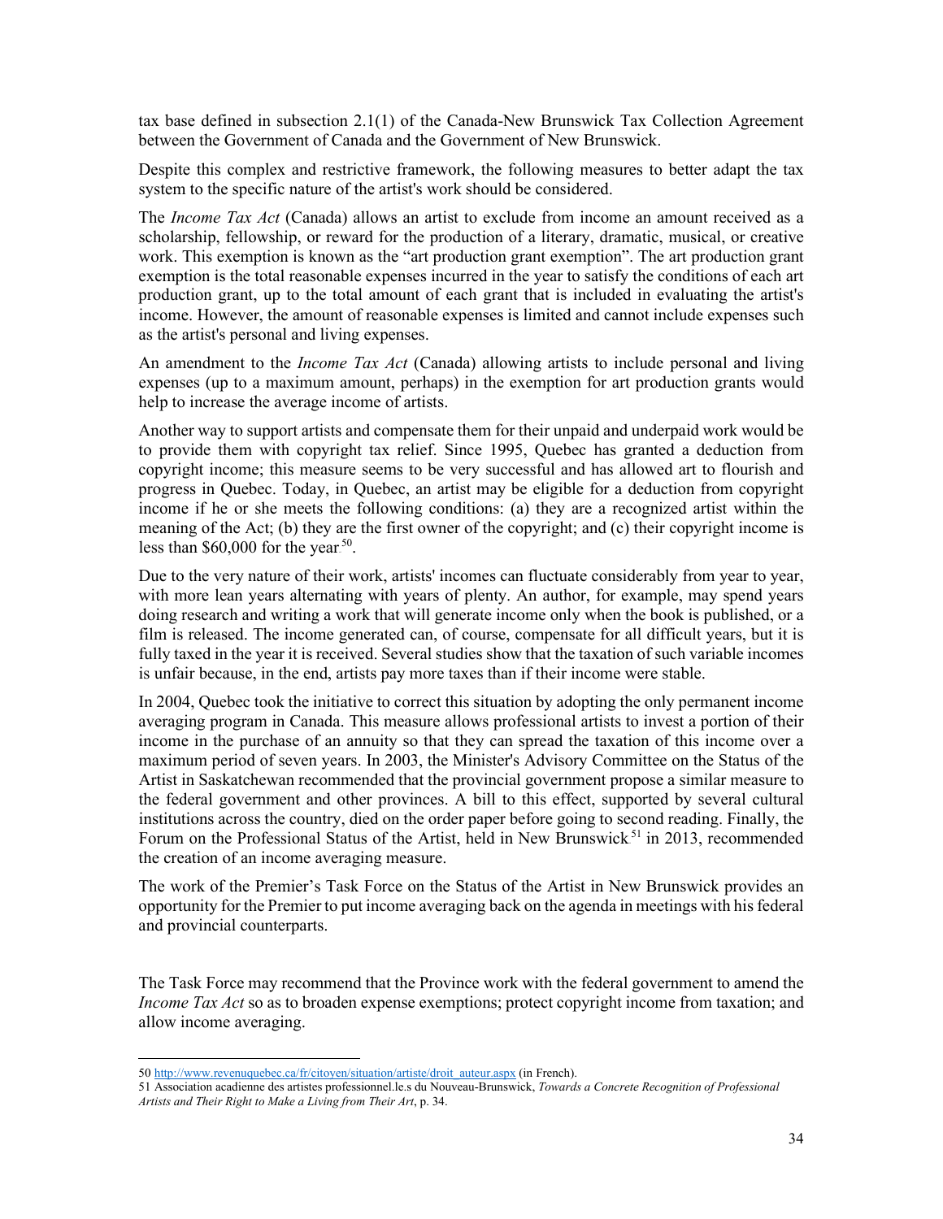tax base defined in subsection 2.1(1) of the Canada-New Brunswick Tax Collection Agreement between the Government of Canada and the Government of New Brunswick.

Despite this complex and restrictive framework, the following measures to better adapt the tax system to the specific nature of the artist's work should be considered.

The *Income Tax Act* (Canada) allows an artist to exclude from income an amount received as a scholarship, fellowship, or reward for the production of a literary, dramatic, musical, or creative work. This exemption is known as the "art production grant exemption". The art production grant exemption is the total reasonable expenses incurred in the year to satisfy the conditions of each art production grant, up to the total amount of each grant that is included in evaluating the artist's income. However, the amount of reasonable expenses is limited and cannot include expenses such as the artist's personal and living expenses.

An amendment to the *Income Tax Act* (Canada) allowing artists to include personal and living expenses (up to a maximum amount, perhaps) in the exemption for art production grants would help to increase the average income of artists.

Another way to support artists and compensate them for their unpaid and underpaid work would be to provide them with copyright tax relief. Since 1995, Quebec has granted a deduction from copyright income; this measure seems to be very successful and has allowed art to flourish and progress in Quebec. Today, in Quebec, an artist may be eligible for a deduction from copyright income if he or she meets the following conditions: (a) they are a recognized artist within the meaning of the Act; (b) they are the first owner of the copyright; and (c) their copyright income is less than $60,000 for the year[50].

Due to the very nature of their work, artists' incomes can fluctuate considerably from year to year, with more lean years alternating with years of plenty. An author, for example, may spend years doing research and writing a work that will generate income only when the book is published, or a film is released. The income generated can, of course, compensate for all difficult years, but it is fully taxed in the year it is received. Several studies show that the taxation of such variable incomes is unfair because, in the end, artists pay more taxes than if their income were stable.

In 2004, Quebec took the initiative to correct this situation by adopting the only permanent income averaging program in Canada. This measure allows professional artists to invest a portion of their income in the purchase of an annuity so that they can spread the taxation of this income over a maximum period of seven years. In 2003, the Minister's Advisory Committee on the Status of the Artist in Saskatchewan recommended that the provincial government propose a similar measure to the federal government and other provinces. A bill to this effect, supported by several cultural institutions across the country, died on the order paper before going to second reading. Finally, the Forum on the Professional Status of the Artist, held in New Brunswick[51] in 2013, recommended the creation of an income averaging measure.

The work of the Premier's Task Force on the Status of the Artist in New Brunswick provides an opportunity for the Premier to put income averaging back on the agenda in meetings with his federal and provincial counterparts.

The Task Force may recommend that the Province work with the federal government to amend the *Income Tax Act* so as to broaden expense exemptions; protect copyright income from taxation; and allow income averaging.

---

50 http://www.revenuquebec.ca/fr/citoyen/situation/artiste/droit_auteur.aspx (in French).

51 Association acadienne des artistes professionnel.le.s du Nouveau-Brunswick, *Towards a Concrete Recognition of Professional Artists and Their Right to Make a Living from Their Art*, p. 34.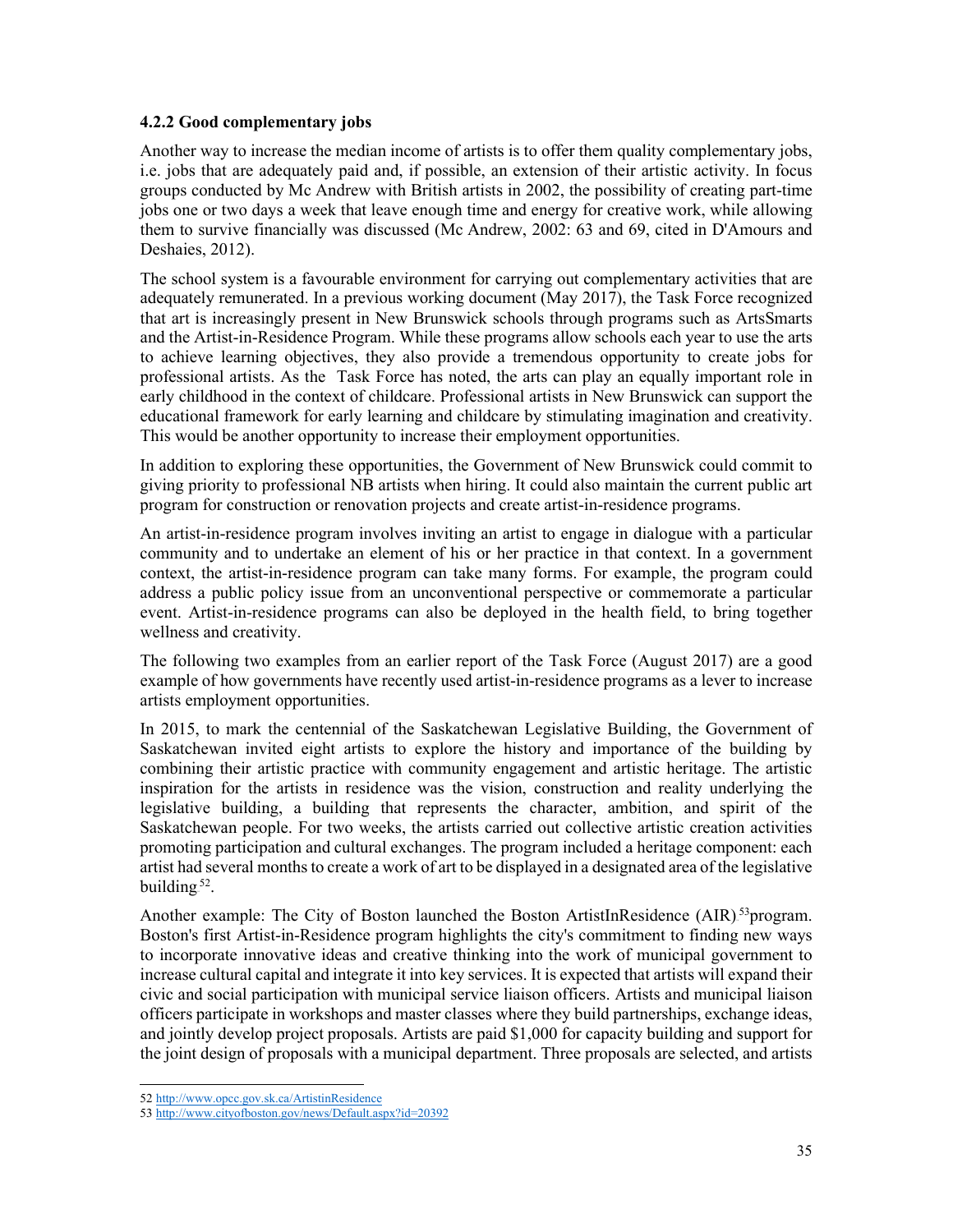### 4.2.2 Good complementary jobs

Another way to increase the median income of artists is to offer them quality complementary jobs, i.e. jobs that are adequately paid and, if possible, an extension of their artistic activity. In focus groups conducted by Mc Andrew with British artists in 2002, the possibility of creating part-time jobs one or two days a week that leave enough time and energy for creative work, while allowing them to survive financially was discussed (Mc Andrew, 2002: 63 and 69, cited in D'Amours and Deshaies, 2012).

The school system is a favourable environment for carrying out complementary activities that are adequately remunerated. In a previous working document (May 2017), the Task Force recognized that art is increasingly present in New Brunswick schools through programs such as ArtsSmarts and the Artist-in-Residence Program. While these programs allow schools each year to use the arts to achieve learning objectives, they also provide a tremendous opportunity to create jobs for professional artists. As the Task Force has noted, the arts can play an equally important role in early childhood in the context of childcare. Professional artists in New Brunswick can support the educational framework for early learning and childcare by stimulating imagination and creativity. This would be another opportunity to increase their employment opportunities.

In addition to exploring these opportunities, the Government of New Brunswick could commit to giving priority to professional NB artists when hiring. It could also maintain the current public art program for construction or renovation projects and create artist-in-residence programs.

An artist-in-residence program involves inviting an artist to engage in dialogue with a particular community and to undertake an element of his or her practice in that context. In a government context, the artist-in-residence program can take many forms. For example, the program could address a public policy issue from an unconventional perspective or commemorate a particular event. Artist-in-residence programs can also be deployed in the health field, to bring together wellness and creativity.

The following two examples from an earlier report of the Task Force (August 2017) are a good example of how governments have recently used artist-in-residence programs as a lever to increase artists employment opportunities.

In 2015, to mark the centennial of the Saskatchewan Legislative Building, the Government of Saskatchewan invited eight artists to explore the history and importance of the building by combining their artistic practice with community engagement and artistic heritage. The artistic inspiration for the artists in residence was the vision, construction and reality underlying the legislative building, a building that represents the character, ambition, and spirit of the Saskatchewan people. For two weeks, the artists carried out collective artistic creation activities promoting participation and cultural exchanges. The program included a heritage component: each artist had several months to create a work of art to be displayed in a designated area of the legislative building[52].

Another example: The City of Boston launched the Boston ArtistInResidence (AIR)[53]program. Boston's first Artist-in-Residence program highlights the city's commitment to finding new ways to incorporate innovative ideas and creative thinking into the work of municipal government to increase cultural capital and integrate it into key services. It is expected that artists will expand their civic and social participation with municipal service liaison officers. Artists and municipal liaison officers participate in workshops and master classes where they build partnerships, exchange ideas, and jointly develop project proposals. Artists are paid $1,000 for capacity building and support for the joint design of proposals with a municipal department. Three proposals are selected, and artists

---

52 http://www.opcc.gov.sk.ca/ArtistinResidence

53 http://www.cityofboston.gov/news/Default.aspx?id=20392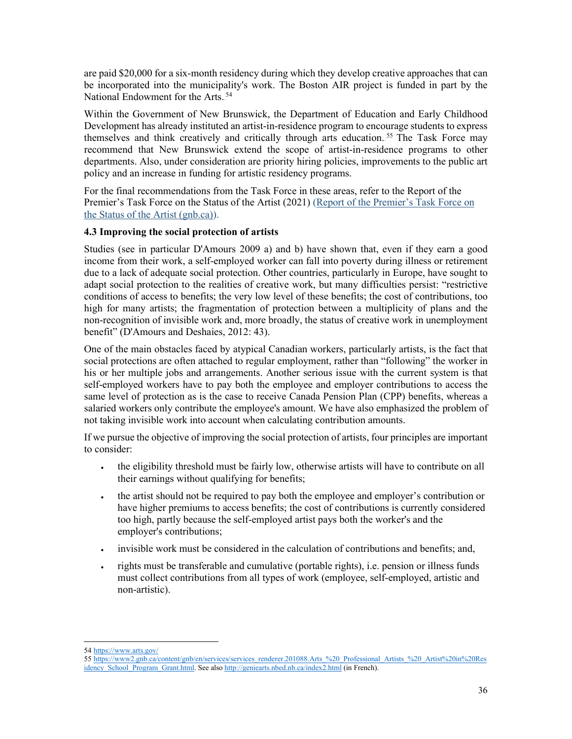are paid $20,000 for a six-month residency during which they develop creative approaches that can be incorporated into the municipality's work. The Boston AIR project is funded in part by the National Endowment for the Arts.[54]

Within the Government of New Brunswick, the Department of Education and Early Childhood Development has already instituted an artist-in-residence program to encourage students to express themselves and think creatively and critically through arts education.[55] The Task Force may recommend that New Brunswick extend the scope of artist-in-residence programs to other departments. Also, under consideration are priority hiring policies, improvements to the public art policy and an increase in funding for artistic residency programs.

For the final recommendations from the Task Force in these areas, refer to the Report of the Premier's Task Force on the Status of the Artist (2021) (Report of the Premier's Task Force on the Status of the Artist (gnb.ca)).

### 4.3 Improving the social protection of artists

Studies (see in particular D'Amours 2009 a) and b) have shown that, even if they earn a good income from their work, a self-employed worker can fall into poverty during illness or retirement due to a lack of adequate social protection. Other countries, particularly in Europe, have sought to adapt social protection to the realities of creative work, but many difficulties persist: "restrictive conditions of access to benefits; the very low level of these benefits; the cost of contributions, too high for many artists; the fragmentation of protection between a multiplicity of plans and the non-recognition of invisible work and, more broadly, the status of creative work in unemployment benefit" (D'Amours and Deshaies, 2012: 43).

One of the main obstacles faced by atypical Canadian workers, particularly artists, is the fact that social protections are often attached to regular employment, rather than "following" the worker in his or her multiple jobs and arrangements. Another serious issue with the current system is that self-employed workers have to pay both the employee and employer contributions to access the same level of protection as is the case to receive Canada Pension Plan (CPP) benefits, whereas a salaried workers only contribute the employee's amount. We have also emphasized the problem of not taking invisible work into account when calculating contribution amounts.

If we pursue the objective of improving the social protection of artists, four principles are important to consider:

- the eligibility threshold must be fairly low, otherwise artists will have to contribute on all their earnings without qualifying for benefits;
- the artist should not be required to pay both the employee and employer's contribution or have higher premiums to access benefits; the cost of contributions is currently considered too high, partly because the self-employed artist pays both the worker's and the employer's contributions;
- invisible work must be considered in the calculation of contributions and benefits; and,
- rights must be transferable and cumulative (portable rights), i.e. pension or illness funds must collect contributions from all types of work (employee, self-employed, artistic and non-artistic).

---

54 https://www.arts.gov/

55 https://www2.gnb.ca/content/gnb/en/services/services_renderer.201088.Arts_%20_Professional_Artists_%20_Artist%20in%20Residency_School_Program_Grant.html. See also http://geniearts.nbed.nb.ca/index2.html (in French).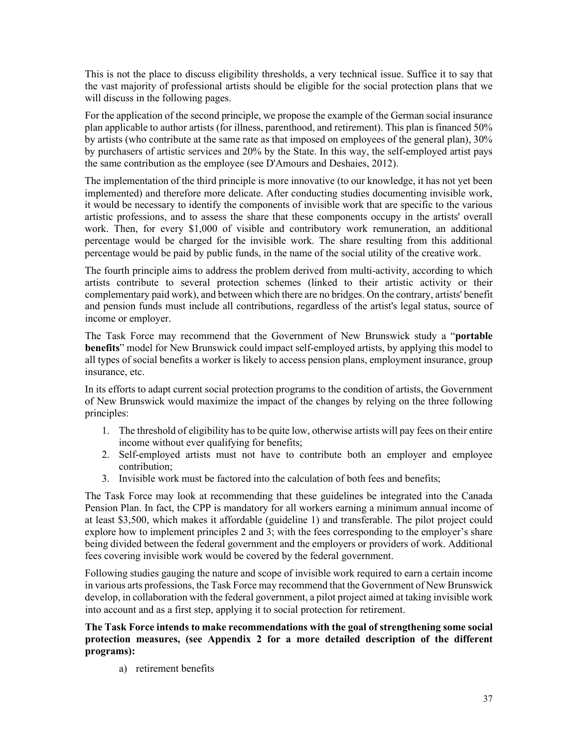This is not the place to discuss eligibility thresholds, a very technical issue. Suffice it to say that the vast majority of professional artists should be eligible for the social protection plans that we will discuss in the following pages.

For the application of the second principle, we propose the example of the German social insurance plan applicable to author artists (for illness, parenthood, and retirement). This plan is financed 50% by artists (who contribute at the same rate as that imposed on employees of the general plan), 30% by purchasers of artistic services and 20% by the State. In this way, the self-employed artist pays the same contribution as the employee (see D'Amours and Deshaies, 2012).

The implementation of the third principle is more innovative (to our knowledge, it has not yet been implemented) and therefore more delicate. After conducting studies documenting invisible work, it would be necessary to identify the components of invisible work that are specific to the various artistic professions, and to assess the share that these components occupy in the artists' overall work. Then, for every $1,000 of visible and contributory work remuneration, an additional percentage would be charged for the invisible work. The share resulting from this additional percentage would be paid by public funds, in the name of the social utility of the creative work.

The fourth principle aims to address the problem derived from multi-activity, according to which artists contribute to several protection schemes (linked to their artistic activity or their complementary paid work), and between which there are no bridges. On the contrary, artists' benefit and pension funds must include all contributions, regardless of the artist's legal status, source of income or employer.

The Task Force may recommend that the Government of New Brunswick study a "**portable benefits**" model for New Brunswick could impact self-employed artists, by applying this model to all types of social benefits a worker is likely to access pension plans, employment insurance, group insurance, etc.

In its efforts to adapt current social protection programs to the condition of artists, the Government of New Brunswick would maximize the impact of the changes by relying on the three following principles:

1. The threshold of eligibility has to be quite low, otherwise artists will pay fees on their entire income without ever qualifying for benefits;
2. Self-employed artists must not have to contribute both an employer and employee contribution;
3. Invisible work must be factored into the calculation of both fees and benefits;

The Task Force may look at recommending that these guidelines be integrated into the Canada Pension Plan. In fact, the CPP is mandatory for all workers earning a minimum annual income of at least $3,500, which makes it affordable (guideline 1) and transferable. The pilot project could explore how to implement principles 2 and 3; with the fees corresponding to the employer's share being divided between the federal government and the employers or providers of work. Additional fees covering invisible work would be covered by the federal government.

Following studies gauging the nature and scope of invisible work required to earn a certain income in various arts professions, the Task Force may recommend that the Government of New Brunswick develop, in collaboration with the federal government, a pilot project aimed at taking invisible work into account and as a first step, applying it to social protection for retirement.

**The Task Force intends to make recommendations with the goal of strengthening some social protection measures, (see Appendix 2 for a more detailed description of the different programs):**

a) retirement benefits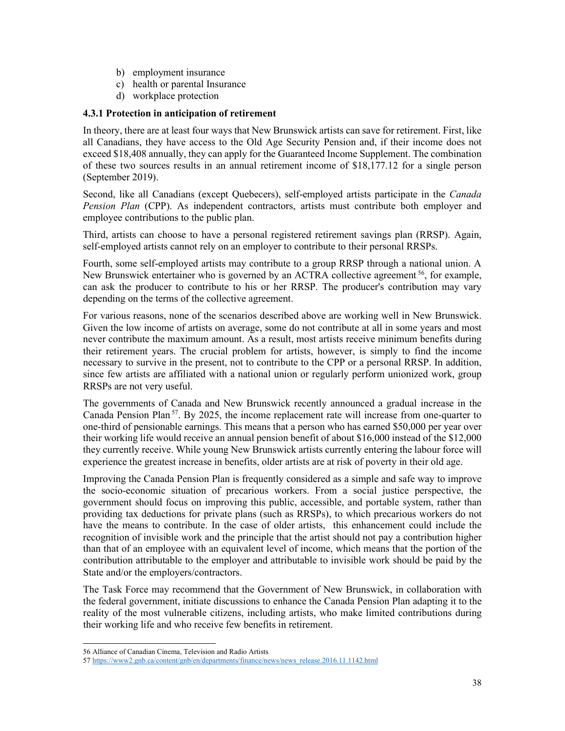b) employment insurance
c) health or parental Insurance
d) workplace protection

#### 4.3.1 Protection in anticipation of retirement

In theory, there are at least four ways that New Brunswick artists can save for retirement. First, like all Canadians, they have access to the Old Age Security Pension and, if their income does not exceed $18,408 annually, they can apply for the Guaranteed Income Supplement. The combination of these two sources results in an annual retirement income of $18,177.12 for a single person (September 2019).

Second, like all Canadians (except Quebecers), self-employed artists participate in the *Canada Pension Plan* (CPP). As independent contractors, artists must contribute both employer and employee contributions to the public plan.

Third, artists can choose to have a personal registered retirement savings plan (RRSP). Again, self-employed artists cannot rely on an employer to contribute to their personal RRSPs.

Fourth, some self-employed artists may contribute to a group RRSP through a national union. A New Brunswick entertainer who is governed by an ACTRA collective agreement[56], for example, can ask the producer to contribute to his or her RRSP. The producer's contribution may vary depending on the terms of the collective agreement.

For various reasons, none of the scenarios described above are working well in New Brunswick. Given the low income of artists on average, some do not contribute at all in some years and most never contribute the maximum amount. As a result, most artists receive minimum benefits during their retirement years. The crucial problem for artists, however, is simply to find the income necessary to survive in the present, not to contribute to the CPP or a personal RRSP. In addition, since few artists are affiliated with a national union or regularly perform unionized work, group RRSPs are not very useful.

The governments of Canada and New Brunswick recently announced a gradual increase in the Canada Pension Plan[57]. By 2025, the income replacement rate will increase from one-quarter to one-third of pensionable earnings. This means that a person who has earned $50,000 per year over their working life would receive an annual pension benefit of about $16,000 instead of the $12,000 they currently receive. While young New Brunswick artists currently entering the labour force will experience the greatest increase in benefits, older artists are at risk of poverty in their old age.

Improving the Canada Pension Plan is frequently considered as a simple and safe way to improve the socio-economic situation of precarious workers. From a social justice perspective, the government should focus on improving this public, accessible, and portable system, rather than providing tax deductions for private plans (such as RRSPs), to which precarious workers do not have the means to contribute. In the case of older artists, this enhancement could include the recognition of invisible work and the principle that the artist should not pay a contribution higher than that of an employee with an equivalent level of income, which means that the portion of the contribution attributable to the employer and attributable to invisible work should be paid by the State and/or the employers/contractors.

The Task Force may recommend that the Government of New Brunswick, in collaboration with the federal government, initiate discussions to enhance the Canada Pension Plan adapting it to the reality of the most vulnerable citizens, including artists, who make limited contributions during their working life and who receive few benefits in retirement.

---

56 Alliance of Canadian Cinema, Television and Radio Artists

57 https://www2.gnb.ca/content/gnb/en/departments/finance/news/news_release.2016.11.1142.html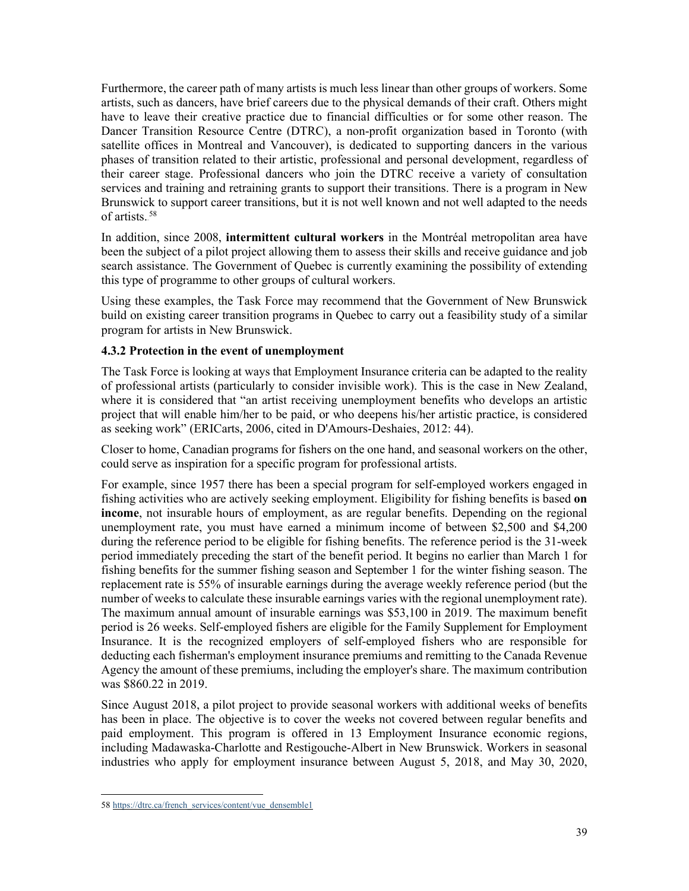Furthermore, the career path of many artists is much less linear than other groups of workers. Some artists, such as dancers, have brief careers due to the physical demands of their craft. Others might have to leave their creative practice due to financial difficulties or for some other reason. The Dancer Transition Resource Centre (DTRC), a non-profit organization based in Toronto (with satellite offices in Montreal and Vancouver), is dedicated to supporting dancers in the various phases of transition related to their artistic, professional and personal development, regardless of their career stage. Professional dancers who join the DTRC receive a variety of consultation services and training and retraining grants to support their transitions. There is a program in New Brunswick to support career transitions, but it is not well known and not well adapted to the needs of artists.[58]

In addition, since 2008, **intermittent cultural workers** in the Montréal metropolitan area have been the subject of a pilot project allowing them to assess their skills and receive guidance and job search assistance. The Government of Quebec is currently examining the possibility of extending this type of programme to other groups of cultural workers.

Using these examples, the Task Force may recommend that the Government of New Brunswick build on existing career transition programs in Quebec to carry out a feasibility study of a similar program for artists in New Brunswick.

#### 4.3.2 Protection in the event of unemployment

The Task Force is looking at ways that Employment Insurance criteria can be adapted to the reality of professional artists (particularly to consider invisible work). This is the case in New Zealand, where it is considered that "an artist receiving unemployment benefits who develops an artistic project that will enable him/her to be paid, or who deepens his/her artistic practice, is considered as seeking work" (ERICarts, 2006, cited in D'Amours-Deshaies, 2012: 44).

Closer to home, Canadian programs for fishers on the one hand, and seasonal workers on the other, could serve as inspiration for a specific program for professional artists.

For example, since 1957 there has been a special program for self-employed workers engaged in fishing activities who are actively seeking employment. Eligibility for fishing benefits is based **on income**, not insurable hours of employment, as are regular benefits. Depending on the regional unemployment rate, you must have earned a minimum income of between $2,500 and $4,200 during the reference period to be eligible for fishing benefits. The reference period is the 31-week period immediately preceding the start of the benefit period. It begins no earlier than March 1 for fishing benefits for the summer fishing season and September 1 for the winter fishing season. The replacement rate is 55% of insurable earnings during the average weekly reference period (but the number of weeks to calculate these insurable earnings varies with the regional unemployment rate). The maximum annual amount of insurable earnings was $53,100 in 2019. The maximum benefit period is 26 weeks. Self-employed fishers are eligible for the Family Supplement for Employment Insurance. It is the recognized employers of self-employed fishers who are responsible for deducting each fisherman's employment insurance premiums and remitting to the Canada Revenue Agency the amount of these premiums, including the employer's share. The maximum contribution was $860.22 in 2019.

Since August 2018, a pilot project to provide seasonal workers with additional weeks of benefits has been in place. The objective is to cover the weeks not covered between regular benefits and paid employment. This program is offered in 13 Employment Insurance economic regions, including Madawaska-Charlotte and Restigouche-Albert in New Brunswick. Workers in seasonal industries who apply for employment insurance between August 5, 2018, and May 30, 2020,

---

[58] https://dtrc.ca/french_services/content/vue_densemble1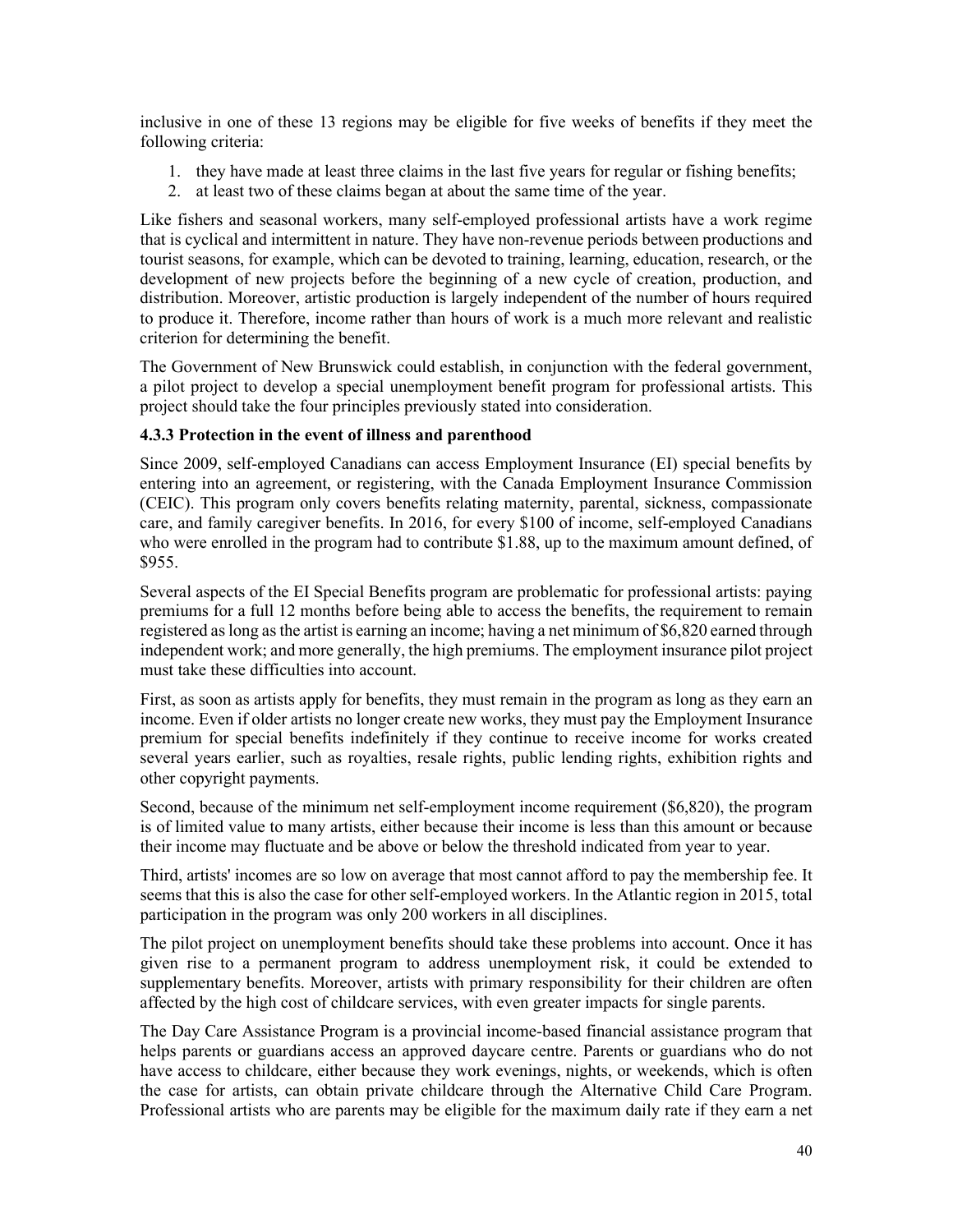inclusive in one of these 13 regions may be eligible for five weeks of benefits if they meet the following criteria:

1. they have made at least three claims in the last five years for regular or fishing benefits;
2. at least two of these claims began at about the same time of the year.

Like fishers and seasonal workers, many self-employed professional artists have a work regime that is cyclical and intermittent in nature. They have non-revenue periods between productions and tourist seasons, for example, which can be devoted to training, learning, education, research, or the development of new projects before the beginning of a new cycle of creation, production, and distribution. Moreover, artistic production is largely independent of the number of hours required to produce it. Therefore, income rather than hours of work is a much more relevant and realistic criterion for determining the benefit.

The Government of New Brunswick could establish, in conjunction with the federal government, a pilot project to develop a special unemployment benefit program for professional artists. This project should take the four principles previously stated into consideration.

#### 4.3.3 Protection in the event of illness and parenthood

Since 2009, self-employed Canadians can access Employment Insurance (EI) special benefits by entering into an agreement, or registering, with the Canada Employment Insurance Commission (CEIC). This program only covers benefits relating maternity, parental, sickness, compassionate care, and family caregiver benefits. In 2016, for every $100 of income, self-employed Canadians who were enrolled in the program had to contribute $1.88, up to the maximum amount defined, of $955.

Several aspects of the EI Special Benefits program are problematic for professional artists: paying premiums for a full 12 months before being able to access the benefits, the requirement to remain registered as long as the artist is earning an income; having a net minimum of $6,820 earned through independent work; and more generally, the high premiums. The employment insurance pilot project must take these difficulties into account.

First, as soon as artists apply for benefits, they must remain in the program as long as they earn an income. Even if older artists no longer create new works, they must pay the Employment Insurance premium for special benefits indefinitely if they continue to receive income for works created several years earlier, such as royalties, resale rights, public lending rights, exhibition rights and other copyright payments.

Second, because of the minimum net self-employment income requirement ($6,820), the program is of limited value to many artists, either because their income is less than this amount or because their income may fluctuate and be above or below the threshold indicated from year to year.

Third, artists' incomes are so low on average that most cannot afford to pay the membership fee. It seems that this is also the case for other self-employed workers. In the Atlantic region in 2015, total participation in the program was only 200 workers in all disciplines.

The pilot project on unemployment benefits should take these problems into account. Once it has given rise to a permanent program to address unemployment risk, it could be extended to supplementary benefits. Moreover, artists with primary responsibility for their children are often affected by the high cost of childcare services, with even greater impacts for single parents.

The Day Care Assistance Program is a provincial income-based financial assistance program that helps parents or guardians access an approved daycare centre. Parents or guardians who do not have access to childcare, either because they work evenings, nights, or weekends, which is often the case for artists, can obtain private childcare through the Alternative Child Care Program. Professional artists who are parents may be eligible for the maximum daily rate if they earn a net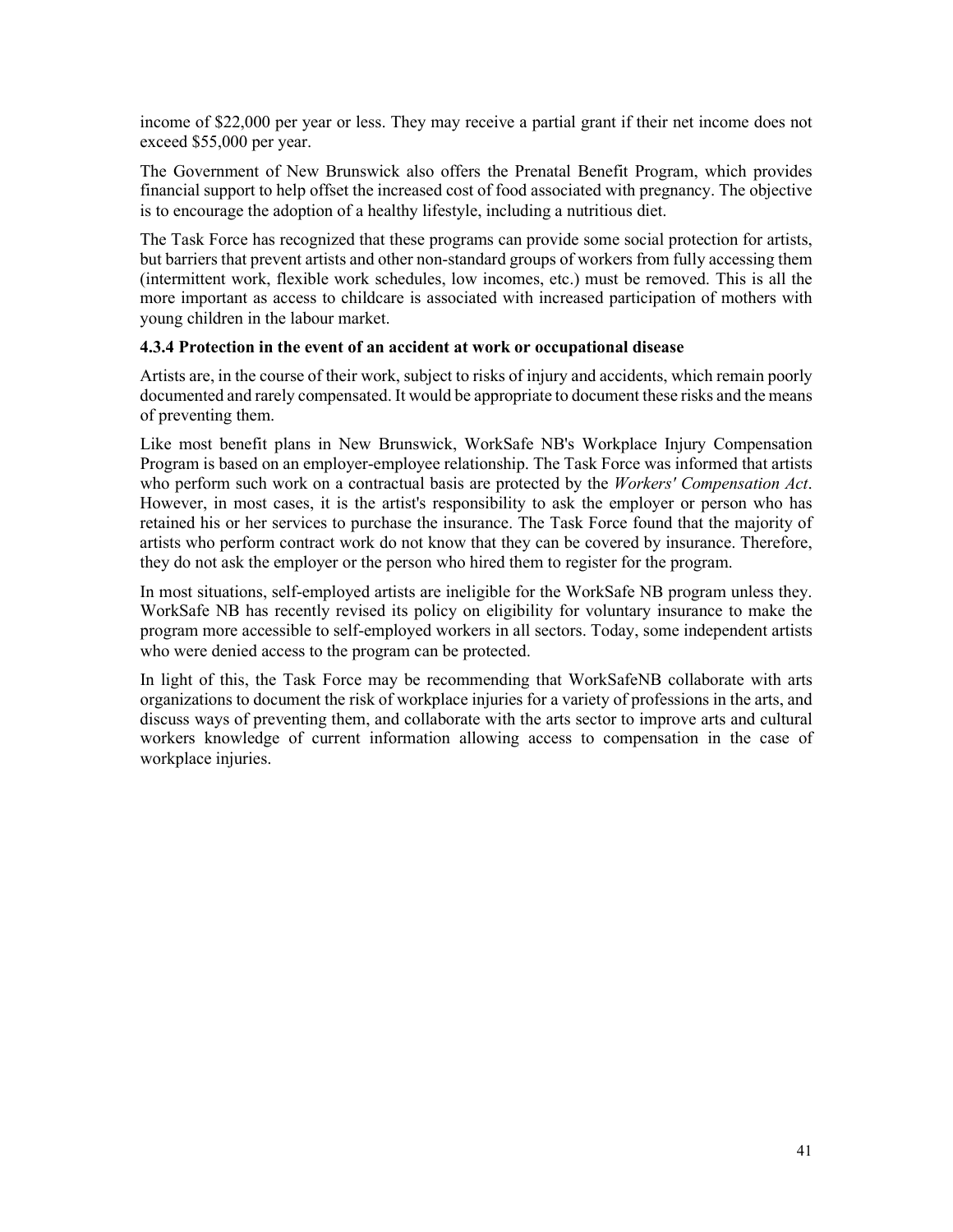income of $22,000 per year or less. They may receive a partial grant if their net income does not exceed $55,000 per year.

The Government of New Brunswick also offers the Prenatal Benefit Program, which provides financial support to help offset the increased cost of food associated with pregnancy. The objective is to encourage the adoption of a healthy lifestyle, including a nutritious diet.

The Task Force has recognized that these programs can provide some social protection for artists, but barriers that prevent artists and other non-standard groups of workers from fully accessing them (intermittent work, flexible work schedules, low incomes, etc.) must be removed. This is all the more important as access to childcare is associated with increased participation of mothers with young children in the labour market.

#### 4.3.4 Protection in the event of an accident at work or occupational disease

Artists are, in the course of their work, subject to risks of injury and accidents, which remain poorly documented and rarely compensated. It would be appropriate to document these risks and the means of preventing them.

Like most benefit plans in New Brunswick, WorkSafe NB's Workplace Injury Compensation Program is based on an employer-employee relationship. The Task Force was informed that artists who perform such work on a contractual basis are protected by the *Workers' Compensation Act*. However, in most cases, it is the artist's responsibility to ask the employer or person who has retained his or her services to purchase the insurance. The Task Force found that the majority of artists who perform contract work do not know that they can be covered by insurance. Therefore, they do not ask the employer or the person who hired them to register for the program.

In most situations, self-employed artists are ineligible for the WorkSafe NB program unless they. WorkSafe NB has recently revised its policy on eligibility for voluntary insurance to make the program more accessible to self-employed workers in all sectors. Today, some independent artists who were denied access to the program can be protected.

In light of this, the Task Force may be recommending that WorkSafeNB collaborate with arts organizations to document the risk of workplace injuries for a variety of professions in the arts, and discuss ways of preventing them, and collaborate with the arts sector to improve arts and cultural workers knowledge of current information allowing access to compensation in the case of workplace injuries.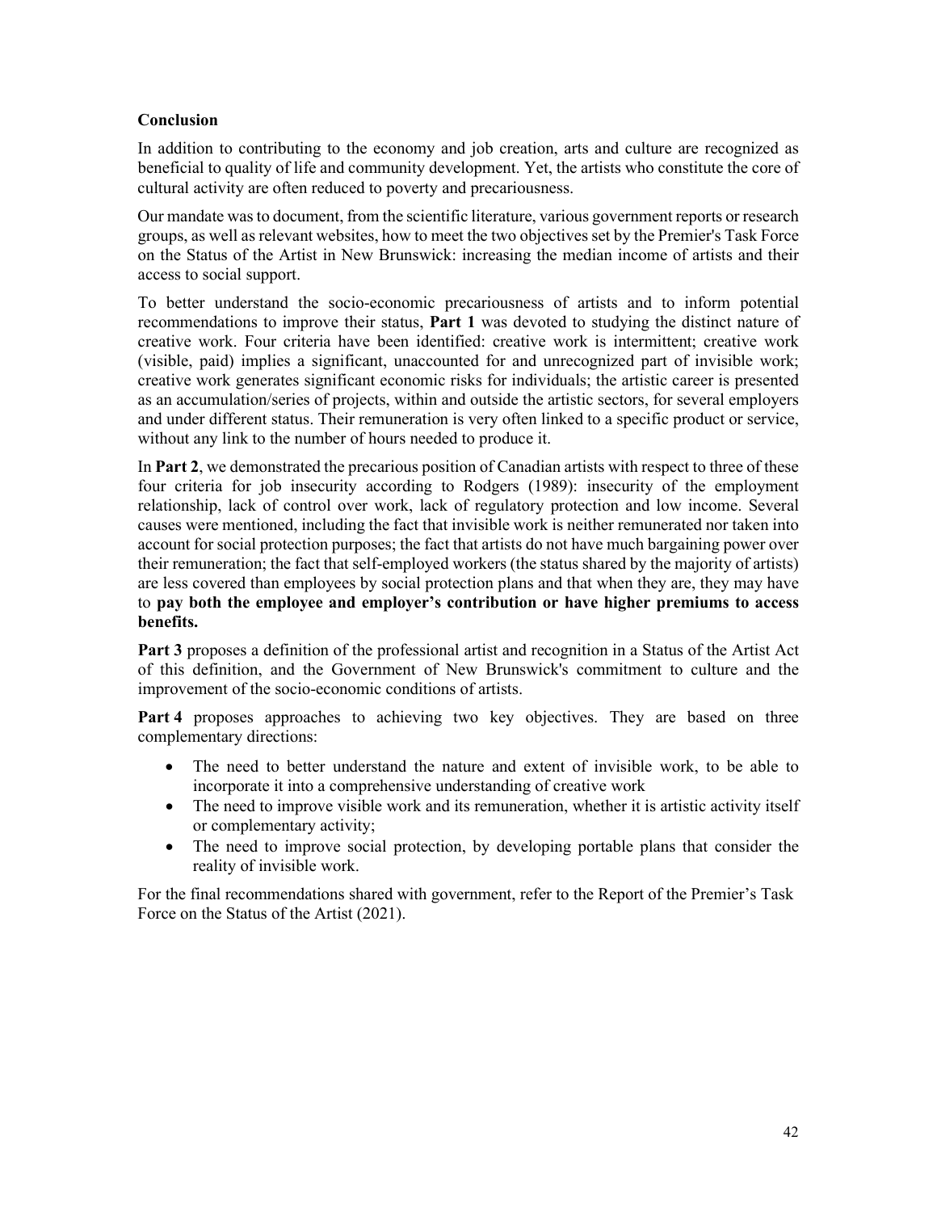## Conclusion

In addition to contributing to the economy and job creation, arts and culture are recognized as beneficial to quality of life and community development. Yet, the artists who constitute the core of cultural activity are often reduced to poverty and precariousness.

Our mandate was to document, from the scientific literature, various government reports or research groups, as well as relevant websites, how to meet the two objectives set by the Premier's Task Force on the Status of the Artist in New Brunswick: increasing the median income of artists and their access to social support.

To better understand the socio-economic precariousness of artists and to inform potential recommendations to improve their status, **Part 1** was devoted to studying the distinct nature of creative work. Four criteria have been identified: creative work is intermittent; creative work (visible, paid) implies a significant, unaccounted for and unrecognized part of invisible work; creative work generates significant economic risks for individuals; the artistic career is presented as an accumulation/series of projects, within and outside the artistic sectors, for several employers and under different status. Their remuneration is very often linked to a specific product or service, without any link to the number of hours needed to produce it.

In **Part 2**, we demonstrated the precarious position of Canadian artists with respect to three of these four criteria for job insecurity according to Rodgers (1989): insecurity of the employment relationship, lack of control over work, lack of regulatory protection and low income. Several causes were mentioned, including the fact that invisible work is neither remunerated nor taken into account for social protection purposes; the fact that artists do not have much bargaining power over their remuneration; the fact that self-employed workers (the status shared by the majority of artists) are less covered than employees by social protection plans and that when they are, they may have to **pay both the employee and employer's contribution or have higher premiums to access benefits.**

**Part 3** proposes a definition of the professional artist and recognition in a Status of the Artist Act of this definition, and the Government of New Brunswick's commitment to culture and the improvement of the socio-economic conditions of artists.

**Part 4** proposes approaches to achieving two key objectives. They are based on three complementary directions:

- The need to better understand the nature and extent of invisible work, to be able to incorporate it into a comprehensive understanding of creative work
- The need to improve visible work and its remuneration, whether it is artistic activity itself or complementary activity;
- The need to improve social protection, by developing portable plans that consider the reality of invisible work.

For the final recommendations shared with government, refer to the Report of the Premier's Task Force on the Status of the Artist (2021).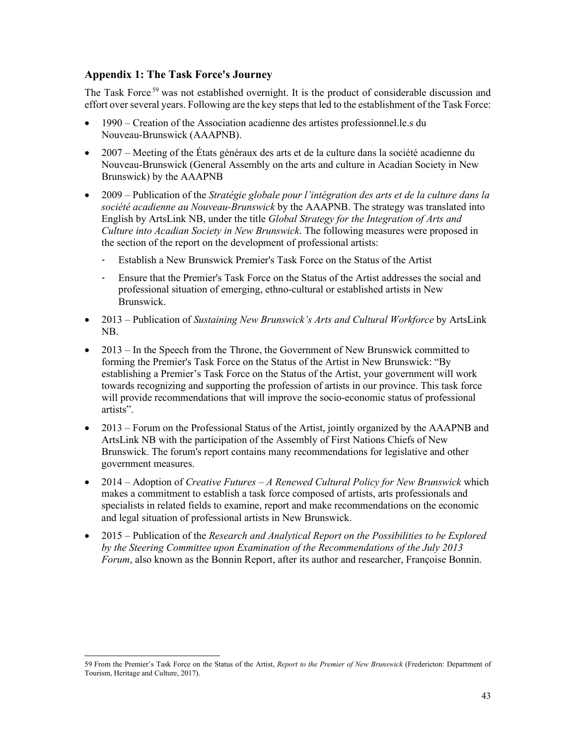## Appendix 1: The Task Force's Journey

The Task Force[59] was not established overnight. It is the product of considerable discussion and effort over several years. Following are the key steps that led to the establishment of the Task Force:

- 1990 – Creation of the Association acadienne des artistes professionnel.le.s du Nouveau-Brunswick (AAAPNB).
- 2007 – Meeting of the États généraux des arts et de la culture dans la société acadienne du Nouveau-Brunswick (General Assembly on the arts and culture in Acadian Society in New Brunswick) by the AAAPNB
- 2009 – Publication of the *Stratégie globale pour l'intégration des arts et de la culture dans la société acadienne au Nouveau-Brunswick* by the AAAPNB. The strategy was translated into English by ArtsLink NB, under the title *Global Strategy for the Integration of Arts and Culture into Acadian Society in New Brunswick*. The following measures were proposed in the section of the report on the development of professional artists:
  - Establish a New Brunswick Premier's Task Force on the Status of the Artist
  - Ensure that the Premier's Task Force on the Status of the Artist addresses the social and professional situation of emerging, ethno-cultural or established artists in New Brunswick.
- 2013 – Publication of *Sustaining New Brunswick's Arts and Cultural Workforce* by ArtsLink NB.
- 2013 – In the Speech from the Throne, the Government of New Brunswick committed to forming the Premier's Task Force on the Status of the Artist in New Brunswick: "By establishing a Premier's Task Force on the Status of the Artist, your government will work towards recognizing and supporting the profession of artists in our province. This task force will provide recommendations that will improve the socio-economic status of professional artists".
- 2013 – Forum on the Professional Status of the Artist, jointly organized by the AAAPNB and ArtsLink NB with the participation of the Assembly of First Nations Chiefs of New Brunswick. The forum's report contains many recommendations for legislative and other government measures.
- 2014 – Adoption of *Creative Futures – A Renewed Cultural Policy for New Brunswick* which makes a commitment to establish a task force composed of artists, arts professionals and specialists in related fields to examine, report and make recommendations on the economic and legal situation of professional artists in New Brunswick.
- 2015 – Publication of the *Research and Analytical Report on the Possibilities to be Explored by the Steering Committee upon Examination of the Recommendations of the July 2013 Forum*, also known as the Bonnin Report, after its author and researcher, Françoise Bonnin.

---

59 From the Premier's Task Force on the Status of the Artist, *Report to the Premier of New Brunswick* (Fredericton: Department of Tourism, Heritage and Culture, 2017).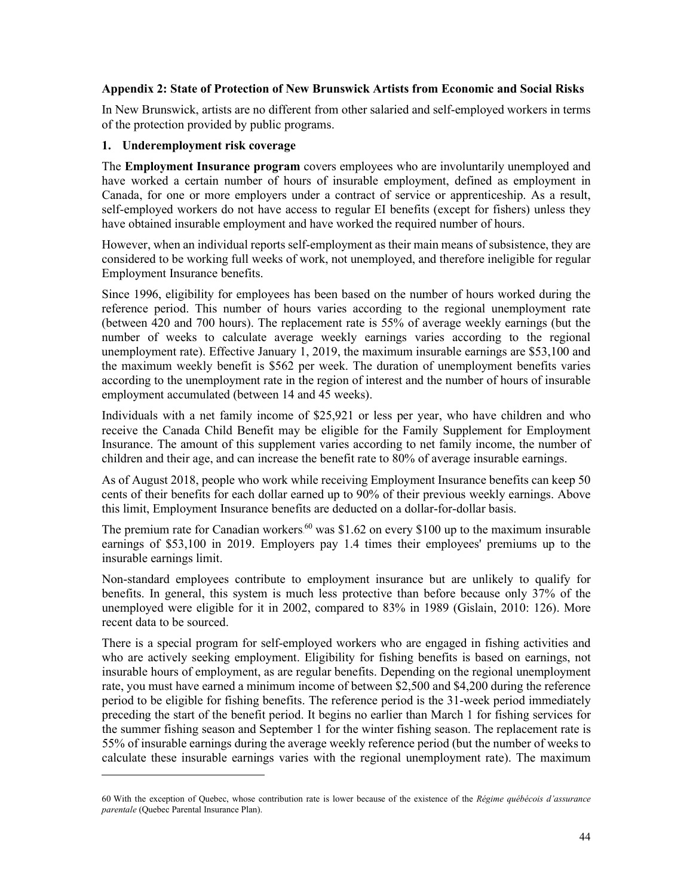### Appendix 2: State of Protection of New Brunswick Artists from Economic and Social Risks

In New Brunswick, artists are no different from other salaried and self-employed workers in terms of the protection provided by public programs.

#### 1. Underemployment risk coverage

The **Employment Insurance program** covers employees who are involuntarily unemployed and have worked a certain number of hours of insurable employment, defined as employment in Canada, for one or more employers under a contract of service or apprenticeship. As a result, self-employed workers do not have access to regular EI benefits (except for fishers) unless they have obtained insurable employment and have worked the required number of hours.

However, when an individual reports self-employment as their main means of subsistence, they are considered to be working full weeks of work, not unemployed, and therefore ineligible for regular Employment Insurance benefits.

Since 1996, eligibility for employees has been based on the number of hours worked during the reference period. This number of hours varies according to the regional unemployment rate (between 420 and 700 hours). The replacement rate is 55% of average weekly earnings (but the number of weeks to calculate average weekly earnings varies according to the regional unemployment rate). Effective January 1, 2019, the maximum insurable earnings are $53,100 and the maximum weekly benefit is $562 per week. The duration of unemployment benefits varies according to the unemployment rate in the region of interest and the number of hours of insurable employment accumulated (between 14 and 45 weeks).

Individuals with a net family income of $25,921 or less per year, who have children and who receive the Canada Child Benefit may be eligible for the Family Supplement for Employment Insurance. The amount of this supplement varies according to net family income, the number of children and their age, and can increase the benefit rate to 80% of average insurable earnings.

As of August 2018, people who work while receiving Employment Insurance benefits can keep 50 cents of their benefits for each dollar earned up to 90% of their previous weekly earnings. Above this limit, Employment Insurance benefits are deducted on a dollar-for-dollar basis.

The premium rate for Canadian workers[60] was $1.62 on every $100 up to the maximum insurable earnings of $53,100 in 2019. Employers pay 1.4 times their employees' premiums up to the insurable earnings limit.

Non-standard employees contribute to employment insurance but are unlikely to qualify for benefits. In general, this system is much less protective than before because only 37% of the unemployed were eligible for it in 2002, compared to 83% in 1989 (Gislain, 2010: 126). More recent data to be sourced.

There is a special program for self-employed workers who are engaged in fishing activities and who are actively seeking employment. Eligibility for fishing benefits is based on earnings, not insurable hours of employment, as are regular benefits. Depending on the regional unemployment rate, you must have earned a minimum income of between $2,500 and $4,200 during the reference period to be eligible for fishing benefits. The reference period is the 31-week period immediately preceding the start of the benefit period. It begins no earlier than March 1 for fishing services for the summer fishing season and September 1 for the winter fishing season. The replacement rate is 55% of insurable earnings during the average weekly reference period (but the number of weeks to calculate these insurable earnings varies with the regional unemployment rate). The maximum

---

60 With the exception of Quebec, whose contribution rate is lower because of the existence of the *Régime québécois d'assurance parentale* (Quebec Parental Insurance Plan).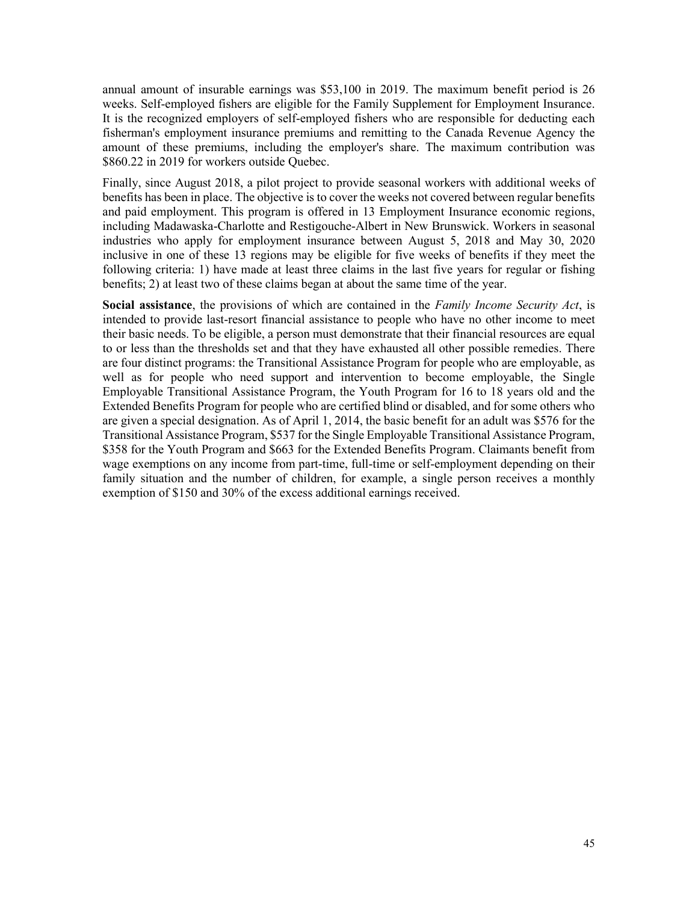annual amount of insurable earnings was $53,100 in 2019. The maximum benefit period is 26 weeks. Self-employed fishers are eligible for the Family Supplement for Employment Insurance. It is the recognized employers of self-employed fishers who are responsible for deducting each fisherman's employment insurance premiums and remitting to the Canada Revenue Agency the amount of these premiums, including the employer's share. The maximum contribution was $860.22 in 2019 for workers outside Quebec.

Finally, since August 2018, a pilot project to provide seasonal workers with additional weeks of benefits has been in place. The objective is to cover the weeks not covered between regular benefits and paid employment. This program is offered in 13 Employment Insurance economic regions, including Madawaska-Charlotte and Restigouche-Albert in New Brunswick. Workers in seasonal industries who apply for employment insurance between August 5, 2018 and May 30, 2020 inclusive in one of these 13 regions may be eligible for five weeks of benefits if they meet the following criteria: 1) have made at least three claims in the last five years for regular or fishing benefits; 2) at least two of these claims began at about the same time of the year.

**Social assistance**, the provisions of which are contained in the *Family Income Security Act*, is intended to provide last-resort financial assistance to people who have no other income to meet their basic needs. To be eligible, a person must demonstrate that their financial resources are equal to or less than the thresholds set and that they have exhausted all other possible remedies. There are four distinct programs: the Transitional Assistance Program for people who are employable, as well as for people who need support and intervention to become employable, the Single Employable Transitional Assistance Program, the Youth Program for 16 to 18 years old and the Extended Benefits Program for people who are certified blind or disabled, and for some others who are given a special designation. As of April 1, 2014, the basic benefit for an adult was $576 for the Transitional Assistance Program, $537 for the Single Employable Transitional Assistance Program, $358 for the Youth Program and $663 for the Extended Benefits Program. Claimants benefit from wage exemptions on any income from part-time, full-time or self-employment depending on their family situation and the number of children, for example, a single person receives a monthly exemption of $150 and 30% of the excess additional earnings received.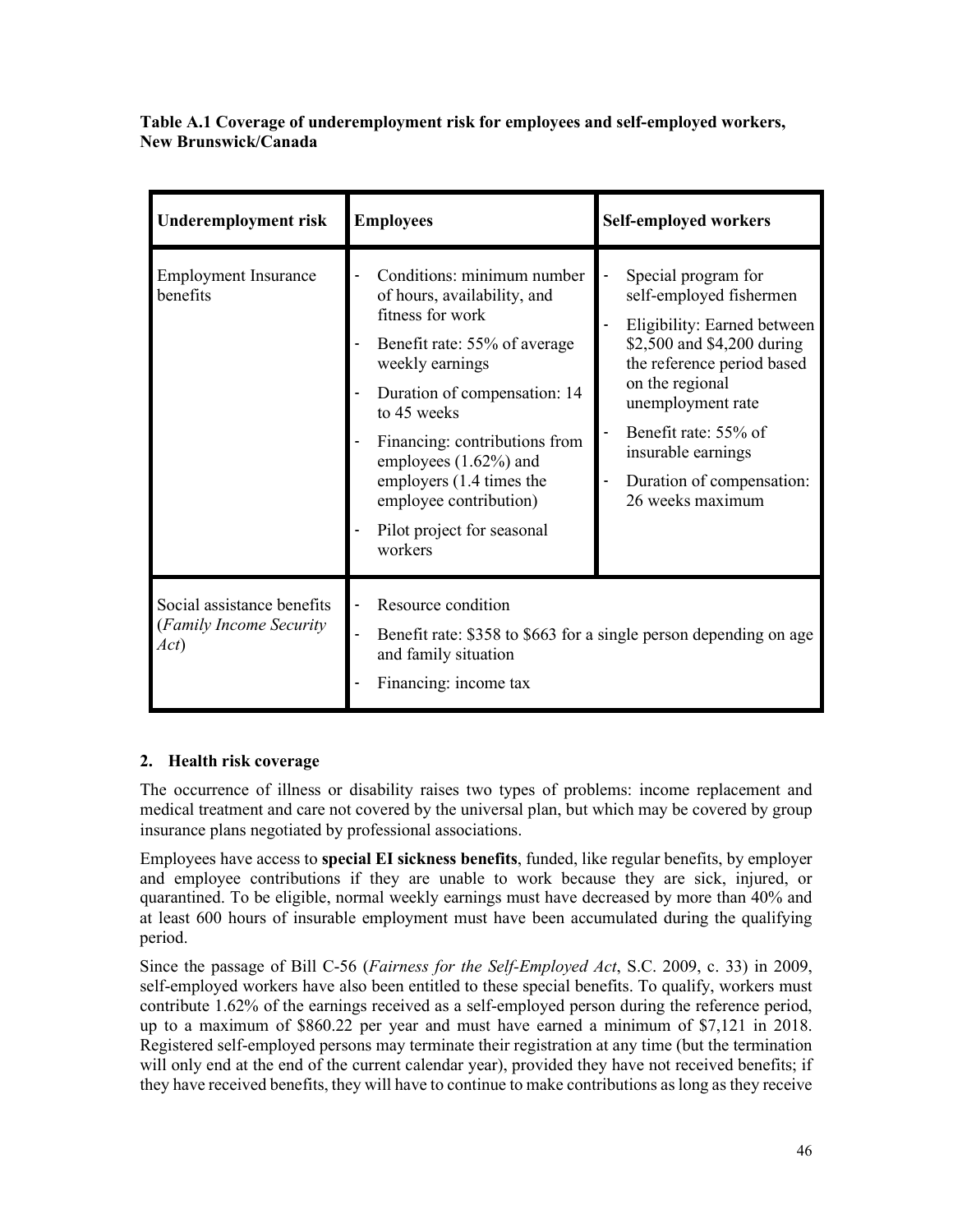**Table A.1 Coverage of underemployment risk for employees and self-employed workers, New Brunswick/Canada**

| Underemployment risk | Employees | Self-employed workers |
|---|---|---|
| Employment Insurance benefits | - Conditions: minimum number of hours, availability, and fitness for work<br>- Benefit rate: 55% of average weekly earnings<br>- Duration of compensation: 14 to 45 weeks<br>- Financing: contributions from employees (1.62%) and employers (1.4 times the employee contribution)<br>- Pilot project for seasonal workers | - Special program for self-employed fishermen<br>- Eligibility: Earned between \$2,500 and \$4,200 during the reference period based on the regional unemployment rate<br>- Benefit rate: 55% of insurable earnings<br>- Duration of compensation: 26 weeks maximum |
| Social assistance benefits (*Family Income Security Act*) | - Resource condition<br>- Benefit rate: \$358 to \$663 for a single person depending on age and family situation<br>- Financing: income tax | |

## 2. Health risk coverage

The occurrence of illness or disability raises two types of problems: income replacement and medical treatment and care not covered by the universal plan, but which may be covered by group insurance plans negotiated by professional associations.

Employees have access to **special EI sickness benefits**, funded, like regular benefits, by employer and employee contributions if they are unable to work because they are sick, injured, or quarantined. To be eligible, normal weekly earnings must have decreased by more than 40% and at least 600 hours of insurable employment must have been accumulated during the qualifying period.

Since the passage of Bill C-56 (*Fairness for the Self-Employed Act*, S.C. 2009, c. 33) in 2009, self-employed workers have also been entitled to these special benefits. To qualify, workers must contribute 1.62% of the earnings received as a self-employed person during the reference period, up to a maximum of \$860.22 per year and must have earned a minimum of \$7,121 in 2018. Registered self-employed persons may terminate their registration at any time (but the termination will only end at the end of the current calendar year), provided they have not received benefits; if they have received benefits, they will have to continue to make contributions as long as they receive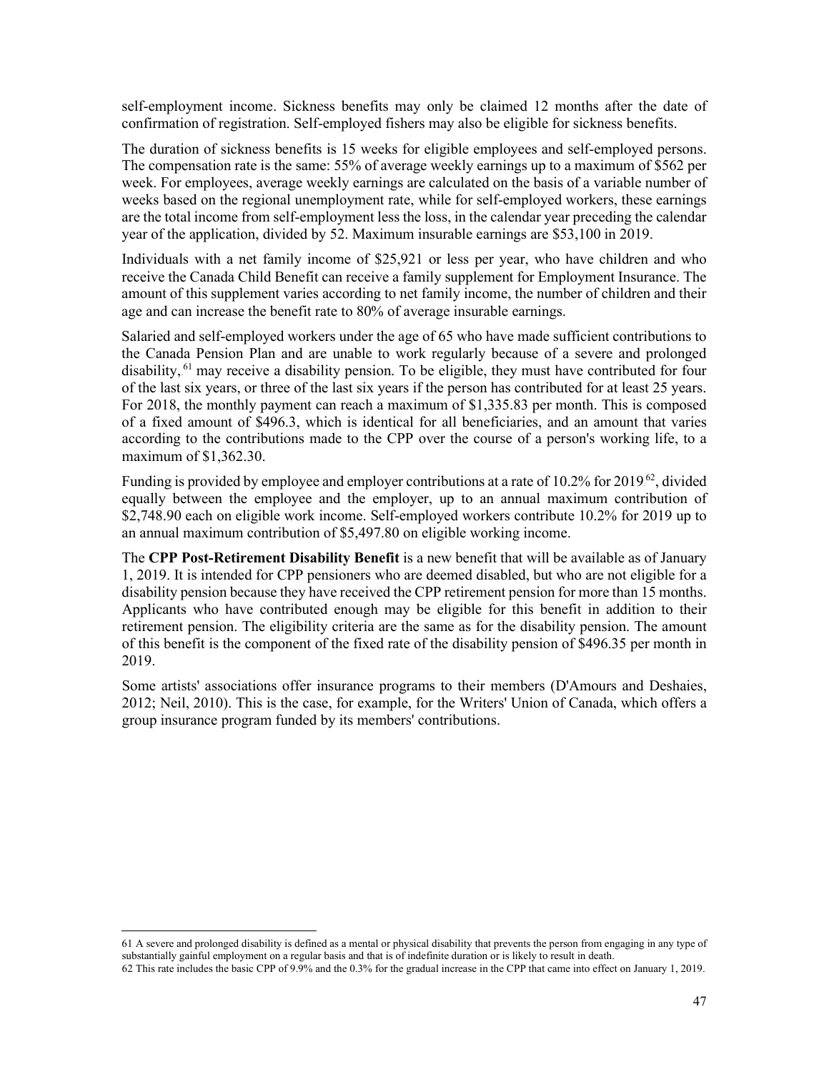self-employment income. Sickness benefits may only be claimed 12 months after the date of confirmation of registration. Self-employed fishers may also be eligible for sickness benefits.

The duration of sickness benefits is 15 weeks for eligible employees and self-employed persons. The compensation rate is the same: 55% of average weekly earnings up to a maximum of $562 per week. For employees, average weekly earnings are calculated on the basis of a variable number of weeks based on the regional unemployment rate, while for self-employed workers, these earnings are the total income from self-employment less the loss, in the calendar year preceding the calendar year of the application, divided by 52. Maximum insurable earnings are $53,100 in 2019.

Individuals with a net family income of $25,921 or less per year, who have children and who receive the Canada Child Benefit can receive a family supplement for Employment Insurance. The amount of this supplement varies according to net family income, the number of children and their age and can increase the benefit rate to 80% of average insurable earnings.

Salaried and self-employed workers under the age of 65 who have made sufficient contributions to the Canada Pension Plan and are unable to work regularly because of a severe and prolonged disability,[61] may receive a disability pension. To be eligible, they must have contributed for four of the last six years, or three of the last six years if the person has contributed for at least 25 years. For 2018, the monthly payment can reach a maximum of $1,335.83 per month. This is composed of a fixed amount of $496.3, which is identical for all beneficiaries, and an amount that varies according to the contributions made to the CPP over the course of a person's working life, to a maximum of $1,362.30.

Funding is provided by employee and employer contributions at a rate of 10.2% for 2019[62], divided equally between the employee and the employer, up to an annual maximum contribution of $2,748.90 each on eligible work income. Self-employed workers contribute 10.2% for 2019 up to an annual maximum contribution of $5,497.80 on eligible working income.

The **CPP Post-Retirement Disability Benefit** is a new benefit that will be available as of January 1, 2019. It is intended for CPP pensioners who are deemed disabled, but who are not eligible for a disability pension because they have received the CPP retirement pension for more than 15 months. Applicants who have contributed enough may be eligible for this benefit in addition to their retirement pension. The eligibility criteria are the same as for the disability pension. The amount of this benefit is the component of the fixed rate of the disability pension of $496.35 per month in 2019.

Some artists' associations offer insurance programs to their members (D'Amours and Deshaies, 2012; Neil, 2010). This is the case, for example, for the Writers' Union of Canada, which offers a group insurance program funded by its members' contributions.

---

61 A severe and prolonged disability is defined as a mental or physical disability that prevents the person from engaging in any type of substantially gainful employment on a regular basis and that is of indefinite duration or is likely to result in death.

62 This rate includes the basic CPP of 9.9% and the 0.3% for the gradual increase in the CPP that came into effect on January 1, 2019.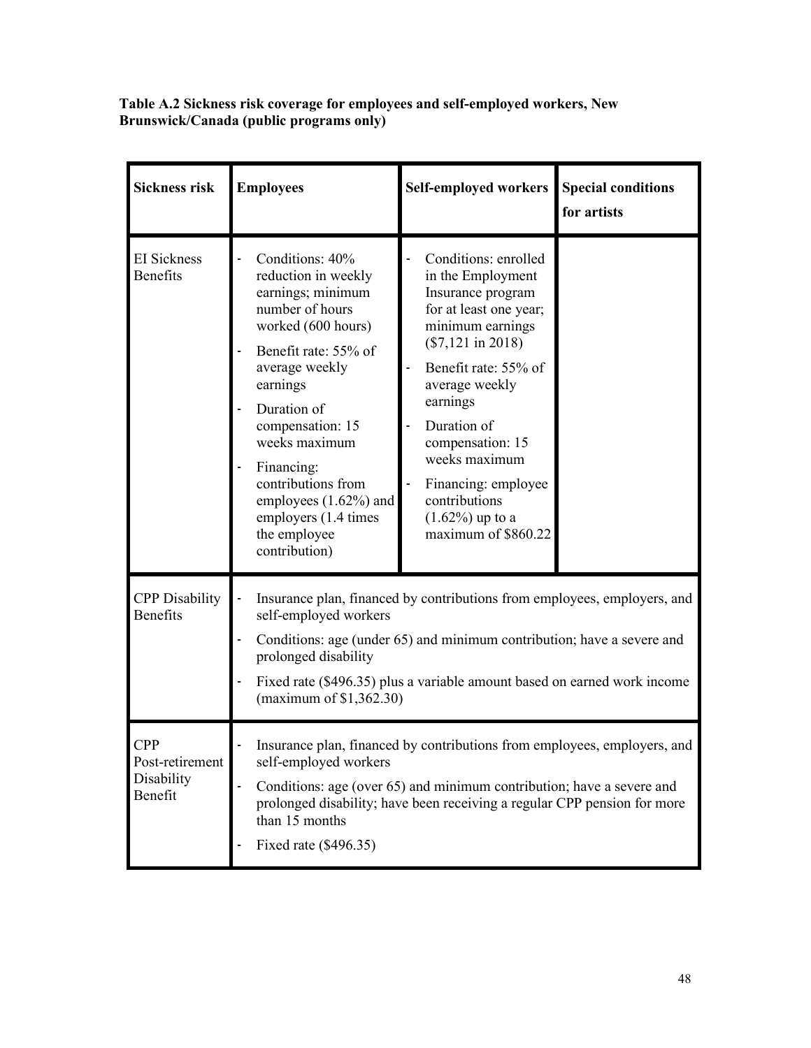**Table A.2 Sickness risk coverage for employees and self-employed workers, New Brunswick/Canada (public programs only)**

| Sickness risk | Employees | Self-employed workers | Special conditions for artists |
|---|---|---|---|
| EI Sickness Benefits | - Conditions: 40% reduction in weekly earnings; minimum number of hours worked (600 hours)<br>- Benefit rate: 55% of average weekly earnings<br>- Duration of compensation: 15 weeks maximum<br>- Financing: contributions from employees (1.62%) and employers (1.4 times the employee contribution) | - Conditions: enrolled in the Employment Insurance program for at least one year; minimum earnings ($7,121 in 2018)<br>- Benefit rate: 55% of average weekly earnings<br>- Duration of compensation: 15 weeks maximum<br>- Financing: employee contributions (1.62%) up to a maximum of $860.22 | |
| CPP Disability Benefits | - Insurance plan, financed by contributions from employees, employers, and self-employed workers<br>- Conditions: age (under 65) and minimum contribution; have a severe and prolonged disability<br>- Fixed rate ($496.35) plus a variable amount based on earned work income (maximum of $1,362.30) | | |
| CPP Post-retirement Disability Benefit | - Insurance plan, financed by contributions from employees, employers, and self-employed workers<br>- Conditions: age (over 65) and minimum contribution; have a severe and prolonged disability; have been receiving a regular CPP pension for more than 15 months<br>- Fixed rate ($496.35) | | |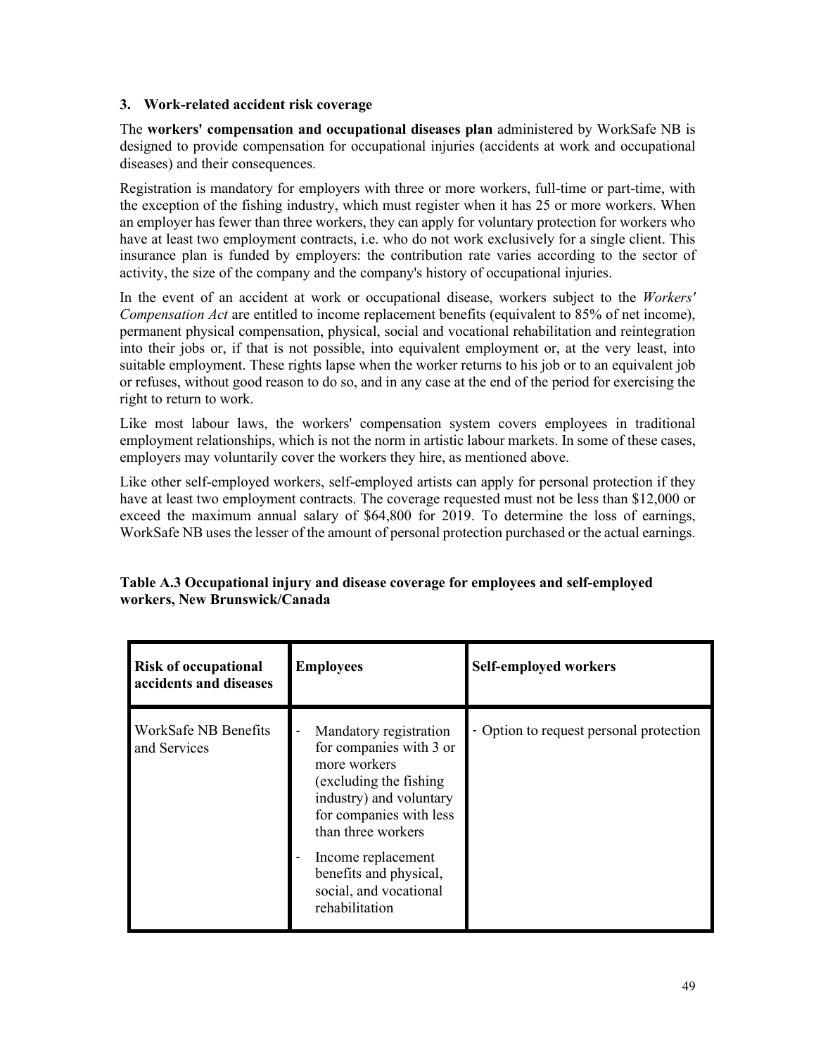### 3. Work-related accident risk coverage

The **workers' compensation and occupational diseases plan** administered by WorkSafe NB is designed to provide compensation for occupational injuries (accidents at work and occupational diseases) and their consequences.

Registration is mandatory for employers with three or more workers, full-time or part-time, with the exception of the fishing industry, which must register when it has 25 or more workers. When an employer has fewer than three workers, they can apply for voluntary protection for workers who have at least two employment contracts, i.e. who do not work exclusively for a single client. This insurance plan is funded by employers: the contribution rate varies according to the sector of activity, the size of the company and the company's history of occupational injuries.

In the event of an accident at work or occupational disease, workers subject to the *Workers' Compensation Act* are entitled to income replacement benefits (equivalent to 85% of net income), permanent physical compensation, physical, social and vocational rehabilitation and reintegration into their jobs or, if that is not possible, into equivalent employment or, at the very least, into suitable employment. These rights lapse when the worker returns to his job or to an equivalent job or refuses, without good reason to do so, and in any case at the end of the period for exercising the right to return to work.

Like most labour laws, the workers' compensation system covers employees in traditional employment relationships, which is not the norm in artistic labour markets. In some of these cases, employers may voluntarily cover the workers they hire, as mentioned above.

Like other self-employed workers, self-employed artists can apply for personal protection if they have at least two employment contracts. The coverage requested must not be less than $12,000 or exceed the maximum annual salary of $64,800 for 2019. To determine the loss of earnings, WorkSafe NB uses the lesser of the amount of personal protection purchased or the actual earnings.

**Table A.3 Occupational injury and disease coverage for employees and self-employed workers, New Brunswick/Canada**

| Risk of occupational accidents and diseases | Employees | Self-employed workers |
|---|---|---|
| WorkSafe NB Benefits and Services | - Mandatory registration for companies with 3 or more workers (excluding the fishing industry) and voluntary for companies with less than three workers<br>- Income replacement benefits and physical, social, and vocational rehabilitation | - Option to request personal protection |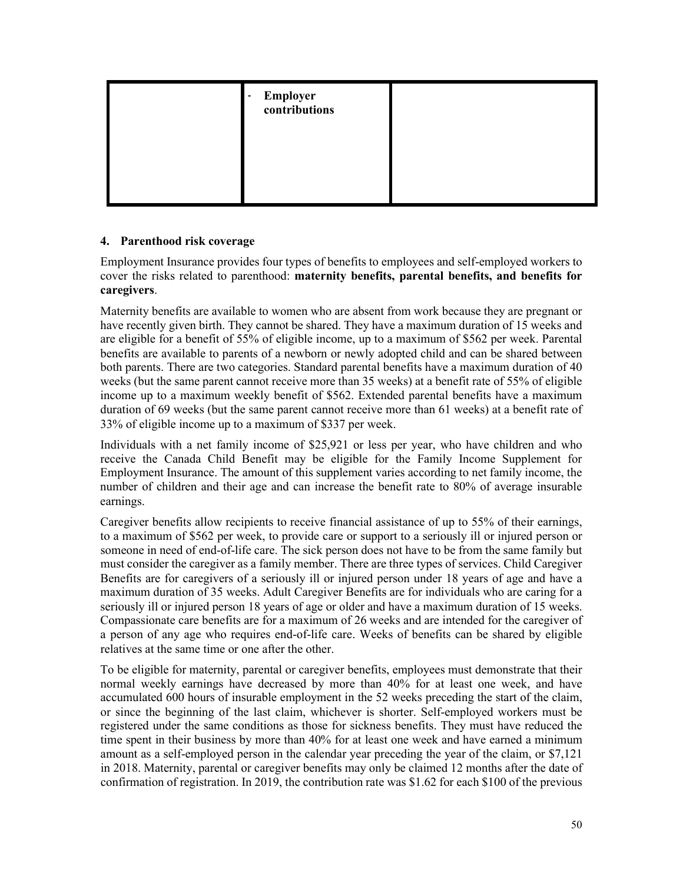|  | - **Employer contributions** |  |
|---|---|---|

## 4. Parenthood risk coverage

Employment Insurance provides four types of benefits to employees and self-employed workers to cover the risks related to parenthood: **maternity benefits, parental benefits, and benefits for caregivers**.

Maternity benefits are available to women who are absent from work because they are pregnant or have recently given birth. They cannot be shared. They have a maximum duration of 15 weeks and are eligible for a benefit of 55% of eligible income, up to a maximum of $562 per week. Parental benefits are available to parents of a newborn or newly adopted child and can be shared between both parents. There are two categories. Standard parental benefits have a maximum duration of 40 weeks (but the same parent cannot receive more than 35 weeks) at a benefit rate of 55% of eligible income up to a maximum weekly benefit of $562. Extended parental benefits have a maximum duration of 69 weeks (but the same parent cannot receive more than 61 weeks) at a benefit rate of 33% of eligible income up to a maximum of $337 per week.

Individuals with a net family income of $25,921 or less per year, who have children and who receive the Canada Child Benefit may be eligible for the Family Income Supplement for Employment Insurance. The amount of this supplement varies according to net family income, the number of children and their age and can increase the benefit rate to 80% of average insurable earnings.

Caregiver benefits allow recipients to receive financial assistance of up to 55% of their earnings, to a maximum of $562 per week, to provide care or support to a seriously ill or injured person or someone in need of end-of-life care. The sick person does not have to be from the same family but must consider the caregiver as a family member. There are three types of services. Child Caregiver Benefits are for caregivers of a seriously ill or injured person under 18 years of age and have a maximum duration of 35 weeks. Adult Caregiver Benefits are for individuals who are caring for a seriously ill or injured person 18 years of age or older and have a maximum duration of 15 weeks. Compassionate care benefits are for a maximum of 26 weeks and are intended for the caregiver of a person of any age who requires end-of-life care. Weeks of benefits can be shared by eligible relatives at the same time or one after the other.

To be eligible for maternity, parental or caregiver benefits, employees must demonstrate that their normal weekly earnings have decreased by more than 40% for at least one week, and have accumulated 600 hours of insurable employment in the 52 weeks preceding the start of the claim, or since the beginning of the last claim, whichever is shorter. Self-employed workers must be registered under the same conditions as those for sickness benefits. They must have reduced the time spent in their business by more than 40% for at least one week and have earned a minimum amount as a self-employed person in the calendar year preceding the year of the claim, or $7,121 in 2018. Maternity, parental or caregiver benefits may only be claimed 12 months after the date of confirmation of registration. In 2019, the contribution rate was $1.62 for each $100 of the previous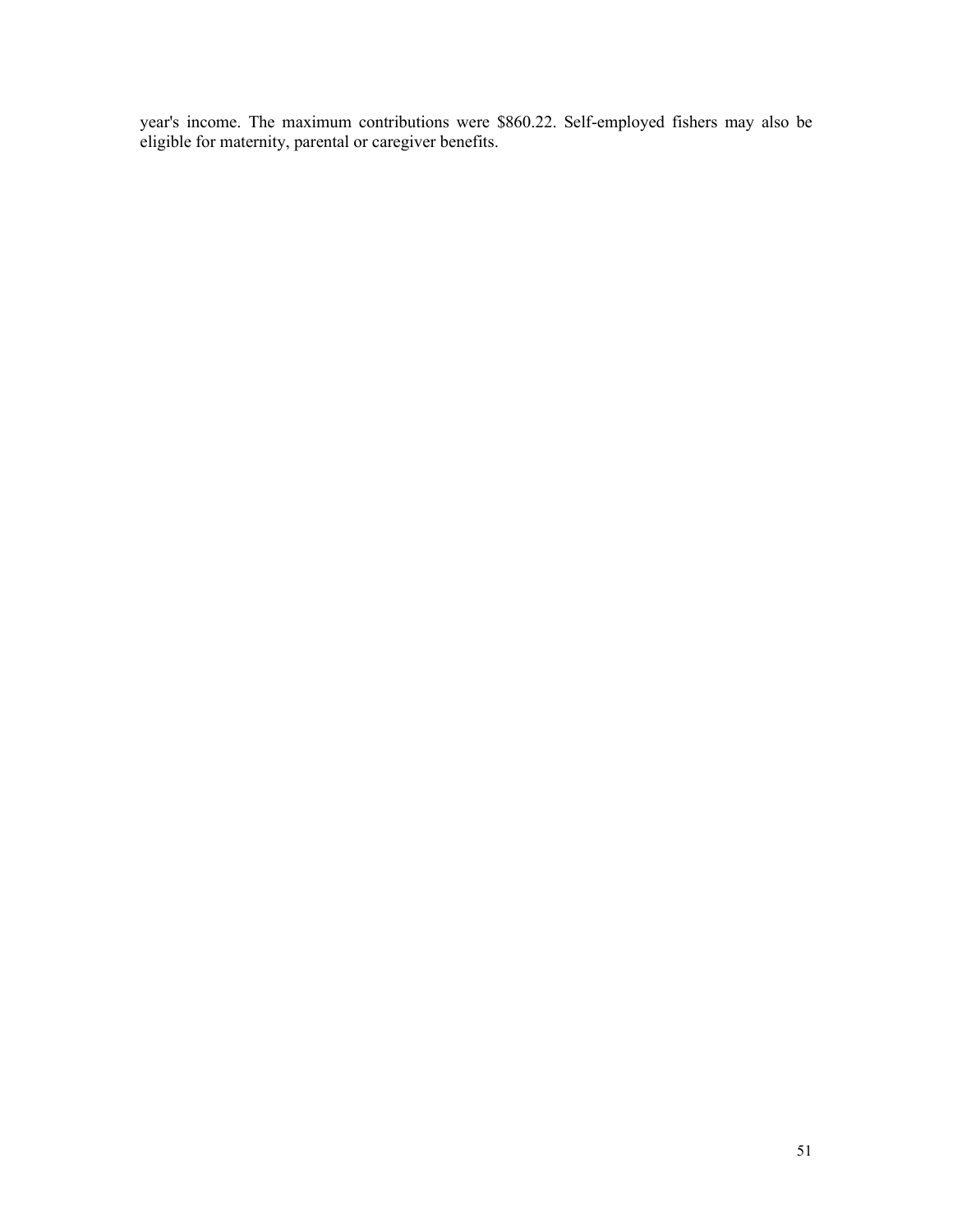year's income. The maximum contributions were $860.22. Self-employed fishers may also be eligible for maternity, parental or caregiver benefits.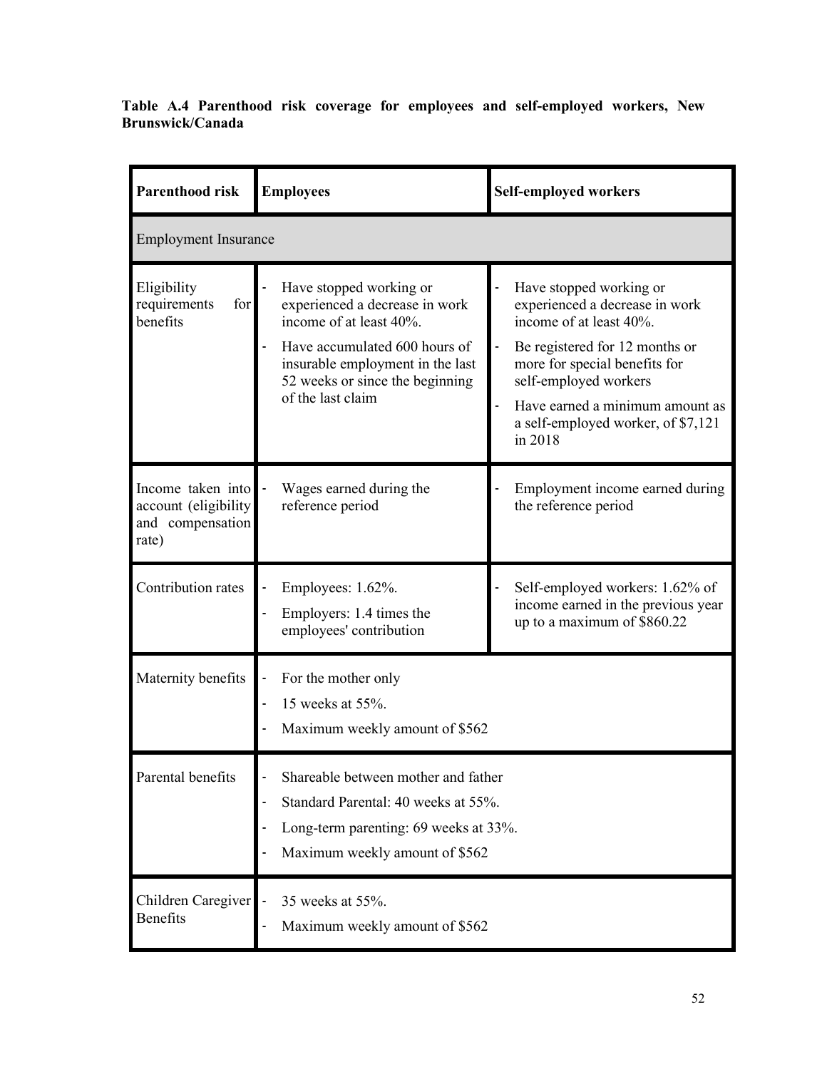**Table A.4 Parenthood risk coverage for employees and self-employed workers, New Brunswick/Canada**

| Parenthood risk | Employees | Self-employed workers |
|---|---|---|
| Employment Insurance | | |
| Eligibility requirements for benefits | - Have stopped working or experienced a decrease in work income of at least 40%.<br>- Have accumulated 600 hours of insurable employment in the last 52 weeks or since the beginning of the last claim | - Have stopped working or experienced a decrease in work income of at least 40%.<br>- Be registered for 12 months or more for special benefits for self-employed workers<br>- Have earned a minimum amount as a self-employed worker, of $7,121 in 2018 |
| Income taken into account (eligibility and compensation rate) | - Wages earned during the reference period | - Employment income earned during the reference period |
| Contribution rates | - Employees: 1.62%.<br>- Employers: 1.4 times the employees' contribution | - Self-employed workers: 1.62% of income earned in the previous year up to a maximum of $860.22 |
| Maternity benefits | - For the mother only<br>- 15 weeks at 55%.<br>- Maximum weekly amount of $562 | |
| Parental benefits | - Shareable between mother and father<br>- Standard Parental: 40 weeks at 55%.<br>- Long-term parenting: 69 weeks at 33%.<br>- Maximum weekly amount of $562 | |
| Children Caregiver Benefits | - 35 weeks at 55%.<br>- Maximum weekly amount of $562 | |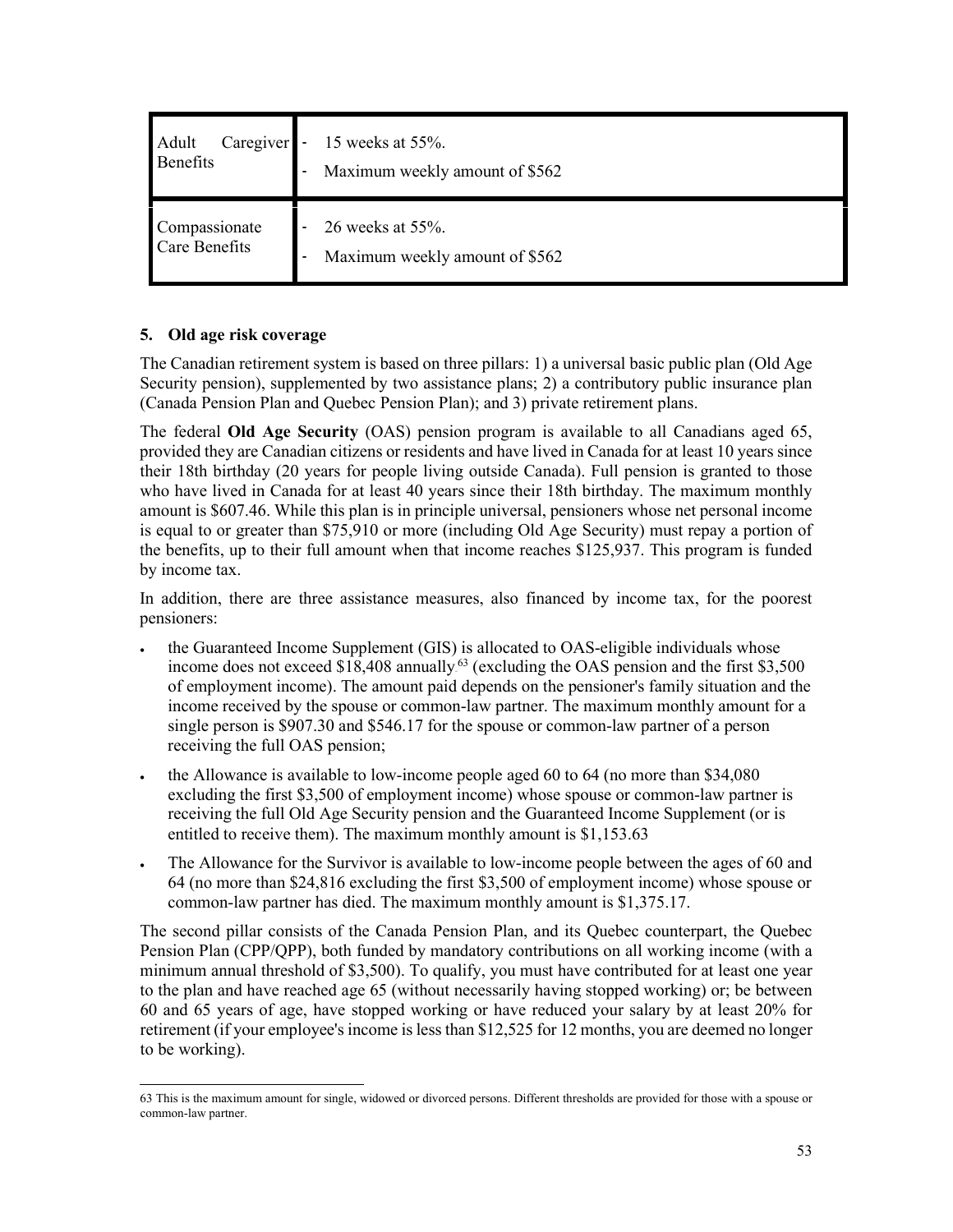| Adult Caregiver Benefits | - 15 weeks at 55%.<br>- Maximum weekly amount of $562 |
|---|---|
| Compassionate Care Benefits | - 26 weeks at 55%.<br>- Maximum weekly amount of $562 |

### 5. Old age risk coverage

The Canadian retirement system is based on three pillars: 1) a universal basic public plan (Old Age Security pension), supplemented by two assistance plans; 2) a contributory public insurance plan (Canada Pension Plan and Quebec Pension Plan); and 3) private retirement plans.

The federal **Old Age Security** (OAS) pension program is available to all Canadians aged 65, provided they are Canadian citizens or residents and have lived in Canada for at least 10 years since their 18th birthday (20 years for people living outside Canada). Full pension is granted to those who have lived in Canada for at least 40 years since their 18th birthday. The maximum monthly amount is $607.46. While this plan is in principle universal, pensioners whose net personal income is equal to or greater than $75,910 or more (including Old Age Security) must repay a portion of the benefits, up to their full amount when that income reaches $125,937. This program is funded by income tax.

In addition, there are three assistance measures, also financed by income tax, for the poorest pensioners:

- the Guaranteed Income Supplement (GIS) is allocated to OAS-eligible individuals whose income does not exceed $18,408 annually[63] (excluding the OAS pension and the first $3,500 of employment income). The amount paid depends on the pensioner's family situation and the income received by the spouse or common-law partner. The maximum monthly amount for a single person is $907.30 and $546.17 for the spouse or common-law partner of a person receiving the full OAS pension;
- the Allowance is available to low-income people aged 60 to 64 (no more than $34,080 excluding the first $3,500 of employment income) whose spouse or common-law partner is receiving the full Old Age Security pension and the Guaranteed Income Supplement (or is entitled to receive them). The maximum monthly amount is $1,153.63
- The Allowance for the Survivor is available to low-income people between the ages of 60 and 64 (no more than $24,816 excluding the first $3,500 of employment income) whose spouse or common-law partner has died. The maximum monthly amount is $1,375.17.

The second pillar consists of the Canada Pension Plan, and its Quebec counterpart, the Quebec Pension Plan (CPP/QPP), both funded by mandatory contributions on all working income (with a minimum annual threshold of $3,500). To qualify, you must have contributed for at least one year to the plan and have reached age 65 (without necessarily having stopped working) or; be between 60 and 65 years of age, have stopped working or have reduced your salary by at least 20% for retirement (if your employee's income is less than $12,525 for 12 months, you are deemed no longer to be working).

63 This is the maximum amount for single, widowed or divorced persons. Different thresholds are provided for those with a spouse or common-law partner.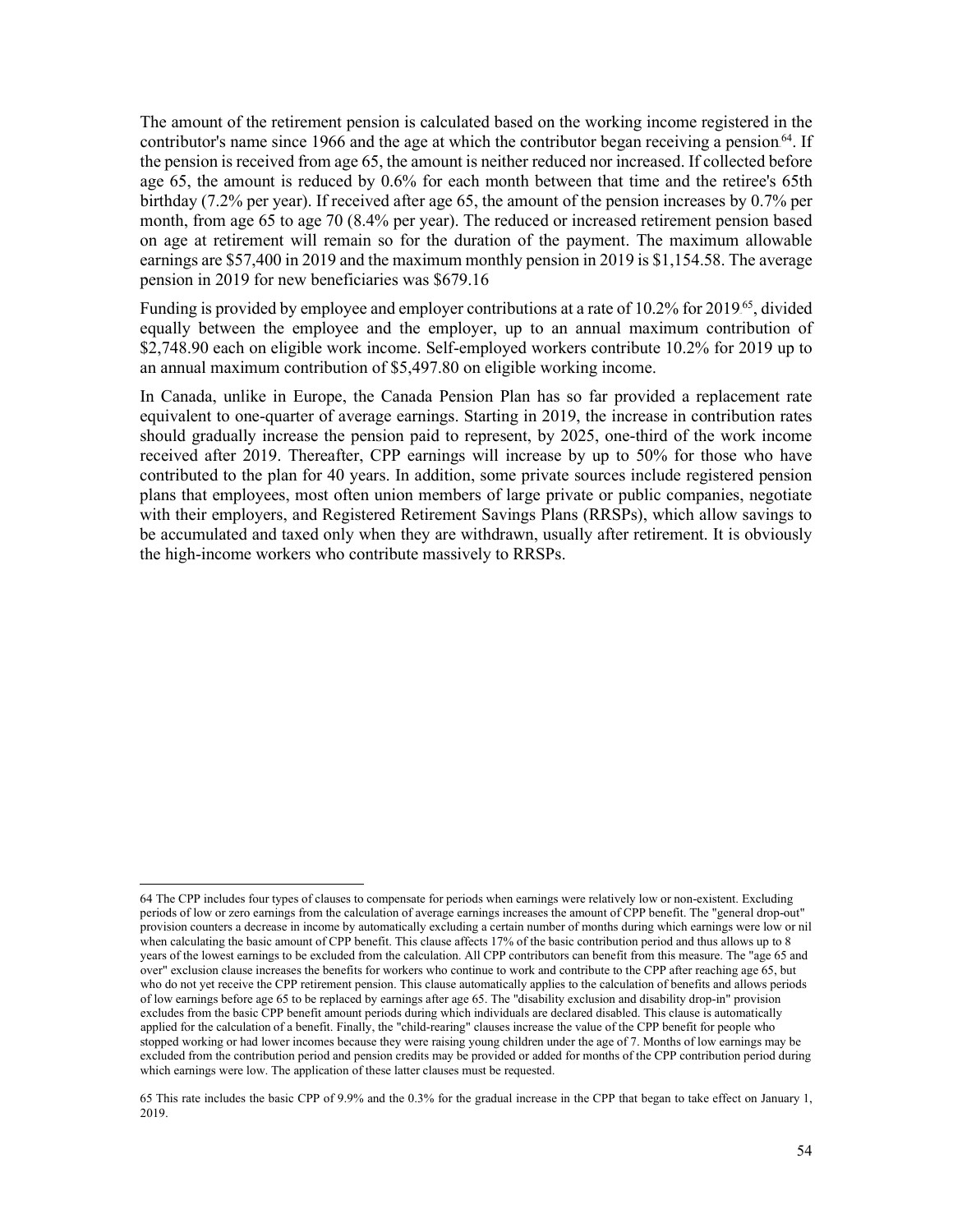The amount of the retirement pension is calculated based on the working income registered in the contributor's name since 1966 and the age at which the contributor began receiving a pension[64]. If the pension is received from age 65, the amount is neither reduced nor increased. If collected before age 65, the amount is reduced by 0.6% for each month between that time and the retiree's 65th birthday (7.2% per year). If received after age 65, the amount of the pension increases by 0.7% per month, from age 65 to age 70 (8.4% per year). The reduced or increased retirement pension based on age at retirement will remain so for the duration of the payment. The maximum allowable earnings are $57,400 in 2019 and the maximum monthly pension in 2019 is $1,154.58. The average pension in 2019 for new beneficiaries was $679.16

Funding is provided by employee and employer contributions at a rate of 10.2% for 2019[65], divided equally between the employee and the employer, up to an annual maximum contribution of $2,748.90 each on eligible work income. Self-employed workers contribute 10.2% for 2019 up to an annual maximum contribution of $5,497.80 on eligible working income.

In Canada, unlike in Europe, the Canada Pension Plan has so far provided a replacement rate equivalent to one-quarter of average earnings. Starting in 2019, the increase in contribution rates should gradually increase the pension paid to represent, by 2025, one-third of the work income received after 2019. Thereafter, CPP earnings will increase by up to 50% for those who have contributed to the plan for 40 years. In addition, some private sources include registered pension plans that employees, most often union members of large private or public companies, negotiate with their employers, and Registered Retirement Savings Plans (RRSPs), which allow savings to be accumulated and taxed only when they are withdrawn, usually after retirement. It is obviously the high-income workers who contribute massively to RRSPs.

---

64 The CPP includes four types of clauses to compensate for periods when earnings were relatively low or non-existent. Excluding periods of low or zero earnings from the calculation of average earnings increases the amount of CPP benefit. The "general drop-out" provision counters a decrease in income by automatically excluding a certain number of months during which earnings were low or nil when calculating the basic amount of CPP benefit. This clause affects 17% of the basic contribution period and thus allows up to 8 years of the lowest earnings to be excluded from the calculation. All CPP contributors can benefit from this measure. The "age 65 and over" exclusion clause increases the benefits for workers who continue to work and contribute to the CPP after reaching age 65, but who do not yet receive the CPP retirement pension. This clause automatically applies to the calculation of benefits and allows periods of low earnings before age 65 to be replaced by earnings after age 65. The "disability exclusion and disability drop-in" provision excludes from the basic CPP benefit amount periods during which individuals are declared disabled. This clause is automatically applied for the calculation of a benefit. Finally, the "child-rearing" clauses increase the value of the CPP benefit for people who stopped working or had lower incomes because they were raising young children under the age of 7. Months of low earnings may be excluded from the contribution period and pension credits may be provided or added for months of the CPP contribution period during which earnings were low. The application of these latter clauses must be requested.

65 This rate includes the basic CPP of 9.9% and the 0.3% for the gradual increase in the CPP that began to take effect on January 1, 2019.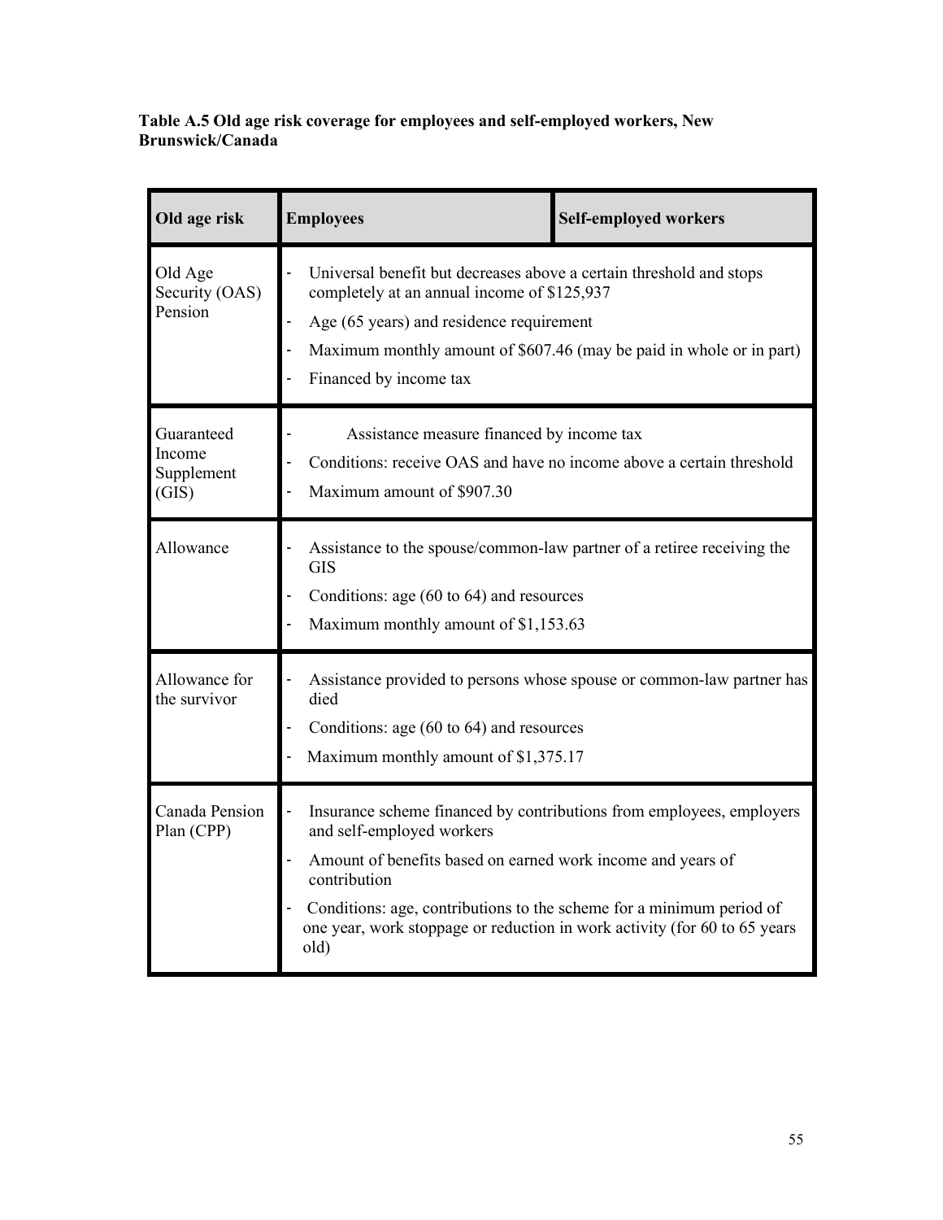**Table A.5 Old age risk coverage for employees and self-employed workers, New Brunswick/Canada**

| Old age risk | Employees | Self-employed workers |
|---|---|---|
| Old Age Security (OAS) Pension | - Universal benefit but decreases above a certain threshold and stops completely at an annual income of $125,937<br>- Age (65 years) and residence requirement<br>- Maximum monthly amount of $607.46 (may be paid in whole or in part)<br>- Financed by income tax | |
| Guaranteed Income Supplement (GIS) | - Assistance measure financed by income tax<br>- Conditions: receive OAS and have no income above a certain threshold<br>- Maximum amount of $907.30 | |
| Allowance | - Assistance to the spouse/common-law partner of a retiree receiving the GIS<br>- Conditions: age (60 to 64) and resources<br>- Maximum monthly amount of $1,153.63 | |
| Allowance for the survivor | - Assistance provided to persons whose spouse or common-law partner has died<br>- Conditions: age (60 to 64) and resources<br>- Maximum monthly amount of $1,375.17 | |
| Canada Pension Plan (CPP) | - Insurance scheme financed by contributions from employees, employers and self-employed workers<br>- Amount of benefits based on earned work income and years of contribution<br>- Conditions: age, contributions to the scheme for a minimum period of one year, work stoppage or reduction in work activity (for 60 to 65 years old) | |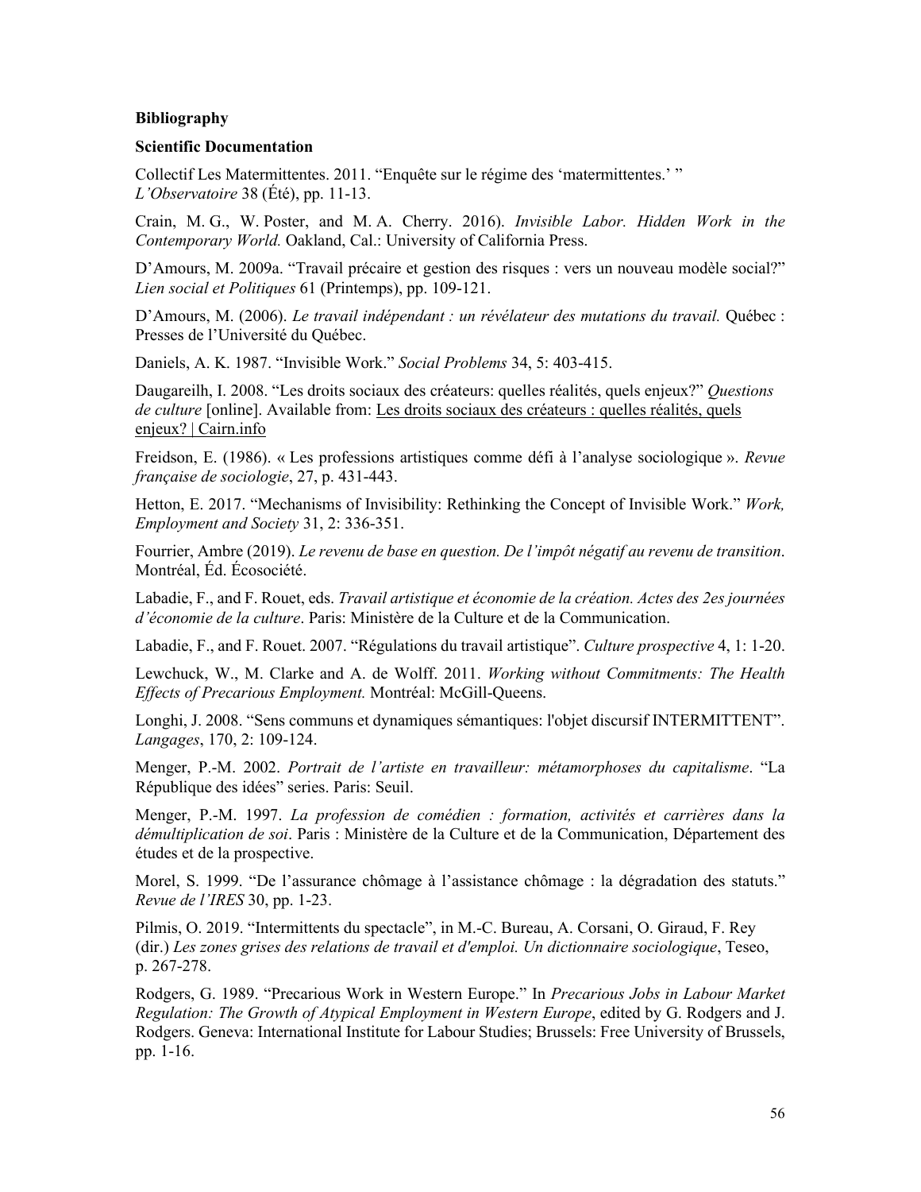**Bibliography**

**Scientific Documentation**

Collectif Les Matermittentes. 2011. “Enquête sur le régime des ‘matermittentes.’ ” *L’Observatoire* 38 (Été), pp. 11-13.

Crain, M. G., W. Poster, and M. A. Cherry. 2016). *Invisible Labor. Hidden Work in the Contemporary World.* Oakland, Cal.: University of California Press.

D’Amours, M. 2009a. “Travail précaire et gestion des risques : vers un nouveau modèle social?” *Lien social et Politiques* 61 (Printemps), pp. 109-121.

D’Amours, M. (2006). *Le travail indépendant : un révélateur des mutations du travail.* Québec : Presses de l’Université du Québec.

Daniels, A. K. 1987. “Invisible Work.” *Social Problems* 34, 5: 403-415.

Daugareilh, I. 2008. “Les droits sociaux des créateurs: quelles réalités, quels enjeux?” *Questions de culture* [online]. Available from: Les droits sociaux des créateurs : quelles réalités, quels enjeux? | Cairn.info

Freidson, E. (1986). « Les professions artistiques comme défi à l’analyse sociologique ». *Revue française de sociologie*, 27, p. 431-443.

Hetton, E. 2017. “Mechanisms of Invisibility: Rethinking the Concept of Invisible Work.” *Work, Employment and Society* 31, 2: 336-351.

Fourrier, Ambre (2019). *Le revenu de base en question. De l’impôt négatif au revenu de transition*. Montréal, Éd. Écosociété.

Labadie, F., and F. Rouet, eds. *Travail artistique et économie de la création. Actes des 2es journées d’économie de la culture*. Paris: Ministère de la Culture et de la Communication.

Labadie, F., and F. Rouet. 2007. “Régulations du travail artistique”. *Culture prospective* 4, 1: 1-20.

Lewchuck, W., M. Clarke and A. de Wolff. 2011. *Working without Commitments: The Health Effects of Precarious Employment.* Montréal: McGill-Queens.

Longhi, J. 2008. “Sens communs et dynamiques sémantiques: l'objet discursif INTERMITTENT”. *Langages*, 170, 2: 109-124.

Menger, P.-M. 2002. *Portrait de l’artiste en travailleur: métamorphoses du capitalisme*. “La République des idées” series. Paris: Seuil.

Menger, P.-M. 1997. *La profession de comédien : formation, activités et carrières dans la démultiplication de soi*. Paris : Ministère de la Culture et de la Communication, Département des études et de la prospective.

Morel, S. 1999. “De l’assurance chômage à l’assistance chômage : la dégradation des statuts.” *Revue de l’IRES* 30, pp. 1-23.

Pilmis, O. 2019. “Intermittents du spectacle”, in M.-C. Bureau, A. Corsani, O. Giraud, F. Rey (dir.) *Les zones grises des relations de travail et d'emploi. Un dictionnaire sociologique*, Teseo, p. 267-278.

Rodgers, G. 1989. “Precarious Work in Western Europe.” In *Precarious Jobs in Labour Market Regulation: The Growth of Atypical Employment in Western Europe*, edited by G. Rodgers and J. Rodgers. Geneva: International Institute for Labour Studies; Brussels: Free University of Brussels, pp. 1-16.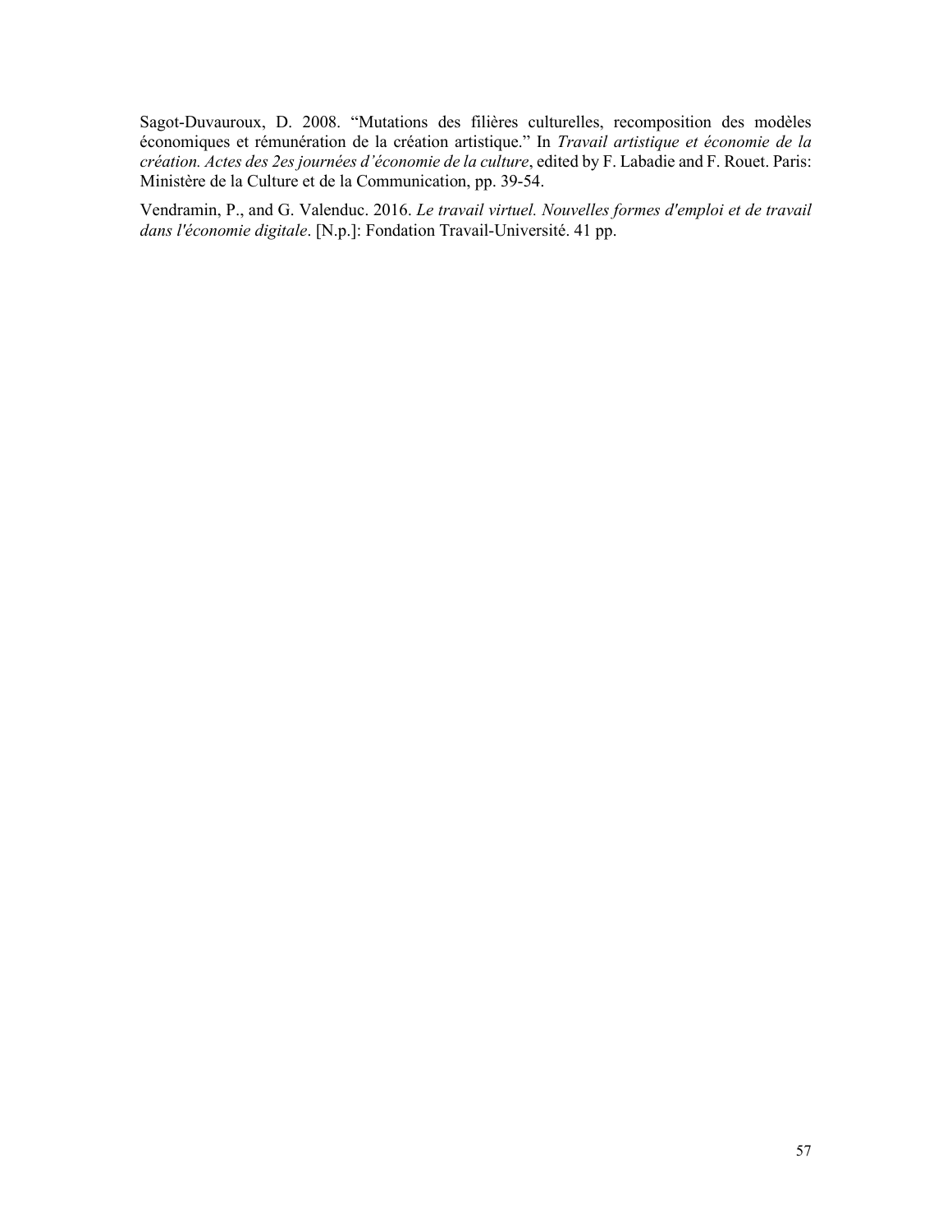Sagot-Duvauroux, D. 2008. "Mutations des filières culturelles, recomposition des modèles économiques et rémunération de la création artistique." In *Travail artistique et économie de la création. Actes des 2es journées d'économie de la culture*, edited by F. Labadie and F. Rouet. Paris: Ministère de la Culture et de la Communication, pp. 39-54.

Vendramin, P., and G. Valenduc. 2016. *Le travail virtuel. Nouvelles formes d'emploi et de travail dans l'économie digitale*. [N.p.]: Fondation Travail-Université. 41 pp.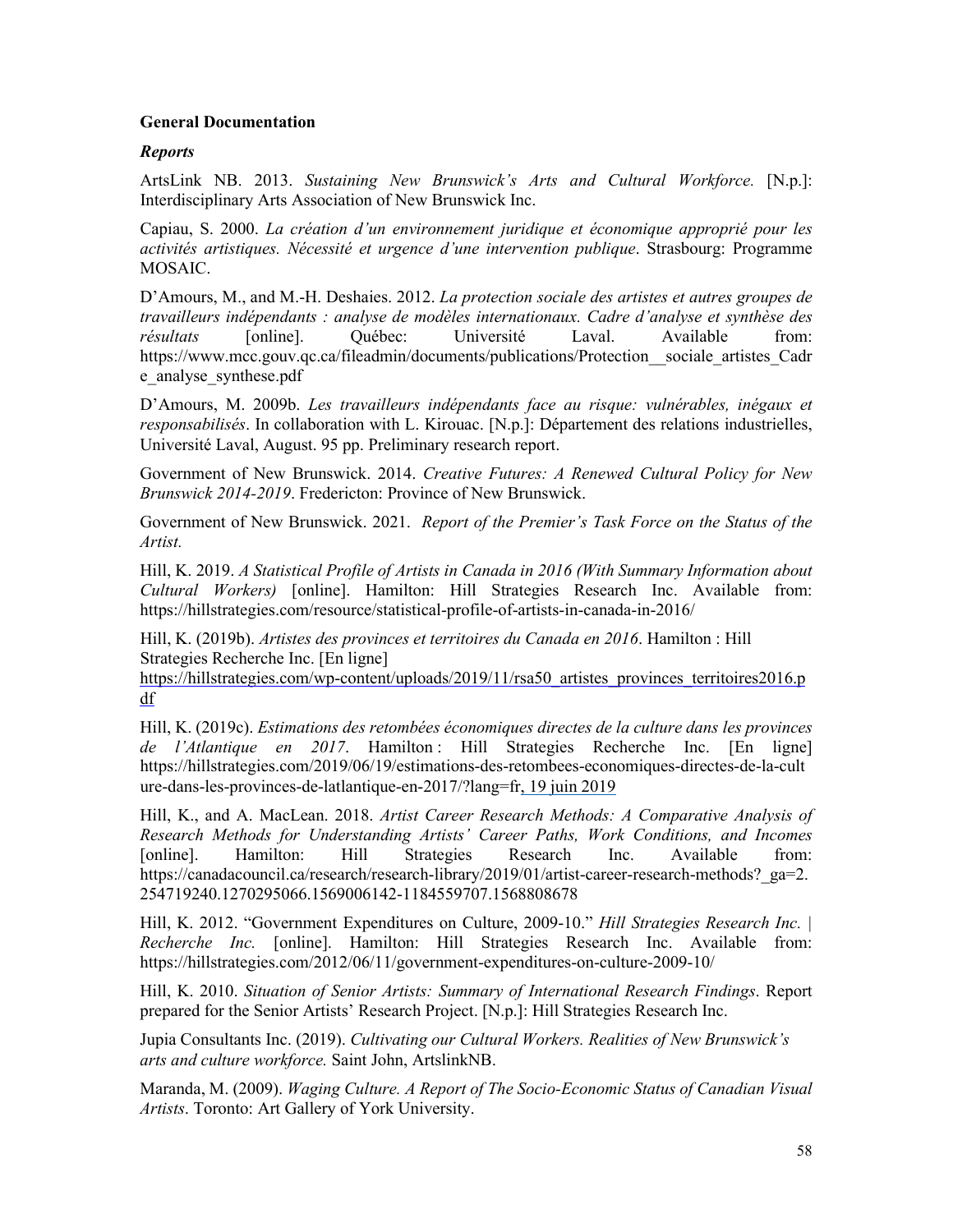**General Documentation**

***Reports***

ArtsLink NB. 2013. *Sustaining New Brunswick's Arts and Cultural Workforce.* [N.p.]: Interdisciplinary Arts Association of New Brunswick Inc.

Capiau, S. 2000. *La création d'un environnement juridique et économique approprié pour les activités artistiques. Nécessité et urgence d'une intervention publique*. Strasbourg: Programme MOSAIC.

D'Amours, M., and M.-H. Deshaies. 2012. *La protection sociale des artistes et autres groupes de travailleurs indépendants : analyse de modèles internationaux. Cadre d'analyse et synthèse des résultats* [online]. Québec: Université Laval. Available from: https://www.mcc.gouv.qc.ca/fileadmin/documents/publications/Protection__sociale_artistes_Cadre_analyse_synthese.pdf

D'Amours, M. 2009b. *Les travailleurs indépendants face au risque: vulnérables, inégaux et responsabilisés*. In collaboration with L. Kirouac. [N.p.]: Département des relations industrielles, Université Laval, August. 95 pp. Preliminary research report.

Government of New Brunswick. 2014. *Creative Futures: A Renewed Cultural Policy for New Brunswick 2014-2019*. Fredericton: Province of New Brunswick.

Government of New Brunswick. 2021. *Report of the Premier's Task Force on the Status of the Artist.*

Hill, K. 2019. *A Statistical Profile of Artists in Canada in 2016 (With Summary Information about Cultural Workers)* [online]. Hamilton: Hill Strategies Research Inc. Available from: https://hillstrategies.com/resource/statistical-profile-of-artists-in-canada-in-2016/

Hill, K. (2019b). *Artistes des provinces et territoires du Canada en 2016*. Hamilton : Hill Strategies Recherche Inc. [En ligne] https://hillstrategies.com/wp-content/uploads/2019/11/rsa50_artistes_provinces_territoires2016.pdf

Hill, K. (2019c). *Estimations des retombées économiques directes de la culture dans les provinces de l'Atlantique en 2017*. Hamilton : Hill Strategies Recherche Inc. [En ligne] https://hillstrategies.com/2019/06/19/estimations-des-retombees-economiques-directes-de-la-culture-dans-les-provinces-de-latlantique-en-2017/?lang=fr, 19 juin 2019

Hill, K., and A. MacLean. 2018. *Artist Career Research Methods: A Comparative Analysis of Research Methods for Understanding Artists' Career Paths, Work Conditions, and Incomes* [online]. Hamilton: Hill Strategies Research Inc. Available from: https://canadacouncil.ca/research/research-library/2019/01/artist-career-research-methods?_ga=2.254719240.1270295066.1569006142-1184559707.1568808678

Hill, K. 2012. "Government Expenditures on Culture, 2009-10." *Hill Strategies Research Inc. | Recherche Inc.* [online]. Hamilton: Hill Strategies Research Inc. Available from: https://hillstrategies.com/2012/06/11/government-expenditures-on-culture-2009-10/

Hill, K. 2010. *Situation of Senior Artists: Summary of International Research Findings*. Report prepared for the Senior Artists' Research Project. [N.p.]: Hill Strategies Research Inc.

Jupia Consultants Inc. (2019). *Cultivating our Cultural Workers. Realities of New Brunswick's arts and culture workforce.* Saint John, ArtslinkNB.

Maranda, M. (2009). *Waging Culture. A Report of The Socio-Economic Status of Canadian Visual Artists*. Toronto: Art Gallery of York University.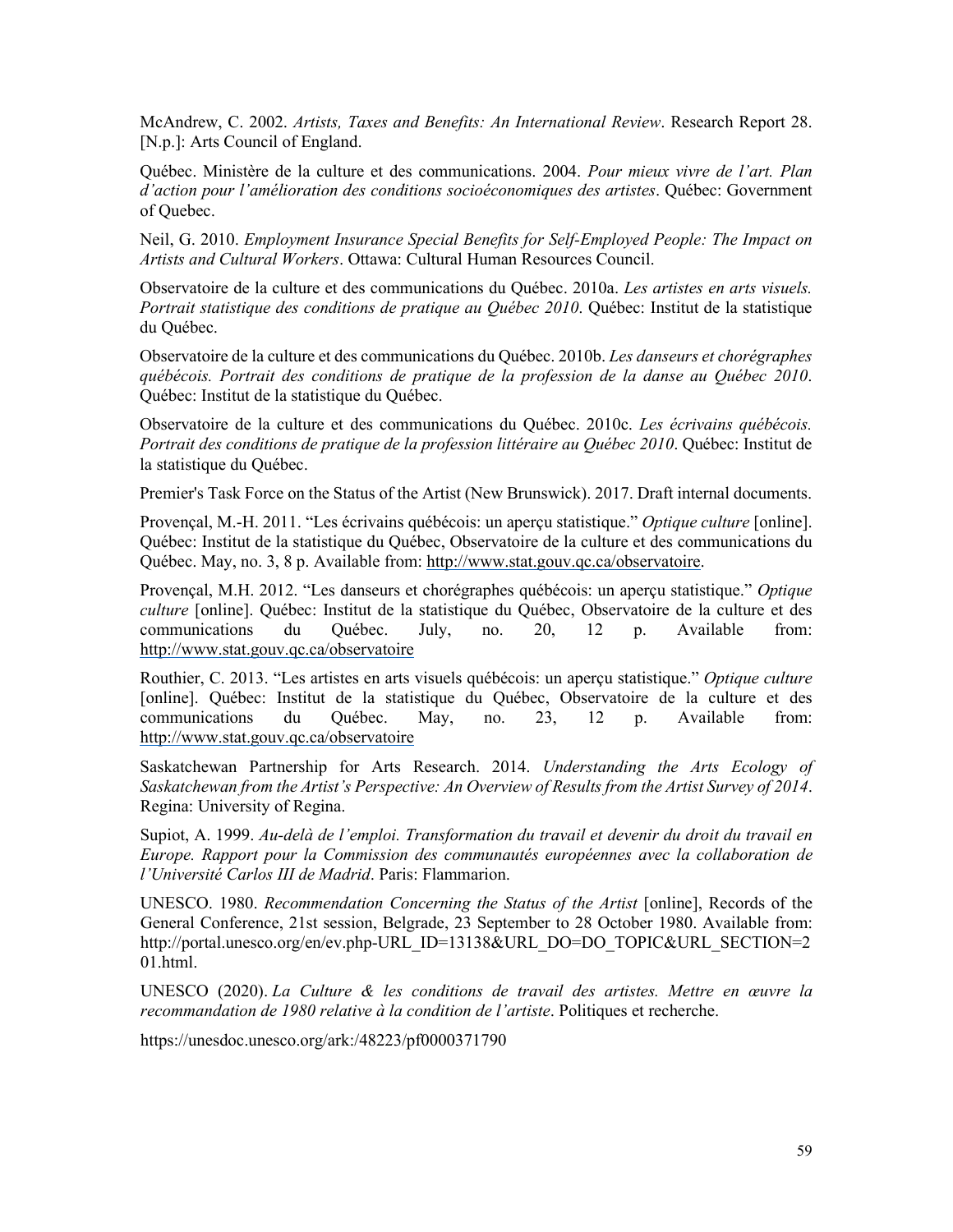McAndrew, C. 2002. *Artists, Taxes and Benefits: An International Review*. Research Report 28. [N.p.]: Arts Council of England.

Québec. Ministère de la culture et des communications. 2004. *Pour mieux vivre de l'art. Plan d'action pour l'amélioration des conditions socioéconomiques des artistes*. Québec: Government of Quebec.

Neil, G. 2010. *Employment Insurance Special Benefits for Self-Employed People: The Impact on Artists and Cultural Workers*. Ottawa: Cultural Human Resources Council.

Observatoire de la culture et des communications du Québec. 2010a. *Les artistes en arts visuels. Portrait statistique des conditions de pratique au Québec 2010*. Québec: Institut de la statistique du Québec.

Observatoire de la culture et des communications du Québec. 2010b. *Les danseurs et chorégraphes québécois. Portrait des conditions de pratique de la profession de la danse au Québec 2010*. Québec: Institut de la statistique du Québec.

Observatoire de la culture et des communications du Québec. 2010c. *Les écrivains québécois. Portrait des conditions de pratique de la profession littéraire au Québec 2010*. Québec: Institut de la statistique du Québec.

Premier's Task Force on the Status of the Artist (New Brunswick). 2017. Draft internal documents.

Provençal, M.-H. 2011. "Les écrivains québécois: un aperçu statistique." *Optique culture* [online]. Québec: Institut de la statistique du Québec, Observatoire de la culture et des communications du Québec. May, no. 3, 8 p. Available from: http://www.stat.gouv.qc.ca/observatoire.

Provençal, M.H. 2012. "Les danseurs et chorégraphes québécois: un aperçu statistique." *Optique culture* [online]. Québec: Institut de la statistique du Québec, Observatoire de la culture et des communications du Québec. July, no. 20, 12 p. Available from: http://www.stat.gouv.qc.ca/observatoire

Routhier, C. 2013. "Les artistes en arts visuels québécois: un aperçu statistique." *Optique culture* [online]. Québec: Institut de la statistique du Québec, Observatoire de la culture et des communications du Québec. May, no. 23, 12 p. Available from: http://www.stat.gouv.qc.ca/observatoire

Saskatchewan Partnership for Arts Research. 2014. *Understanding the Arts Ecology of Saskatchewan from the Artist's Perspective: An Overview of Results from the Artist Survey of 2014*. Regina: University of Regina.

Supiot, A. 1999. *Au-delà de l'emploi. Transformation du travail et devenir du droit du travail en Europe. Rapport pour la Commission des communautés européennes avec la collaboration de l'Université Carlos III de Madrid*. Paris: Flammarion.

UNESCO. 1980. *Recommendation Concerning the Status of the Artist* [online], Records of the General Conference, 21st session, Belgrade, 23 September to 28 October 1980. Available from: http://portal.unesco.org/en/ev.php-URL_ID=13138&URL_DO=DO_TOPIC&URL_SECTION=201.html.

UNESCO (2020). *La Culture & les conditions de travail des artistes. Mettre en œuvre la recommandation de 1980 relative à la condition de l'artiste*. Politiques et recherche.

https://unesdoc.unesco.org/ark:/48223/pf0000371790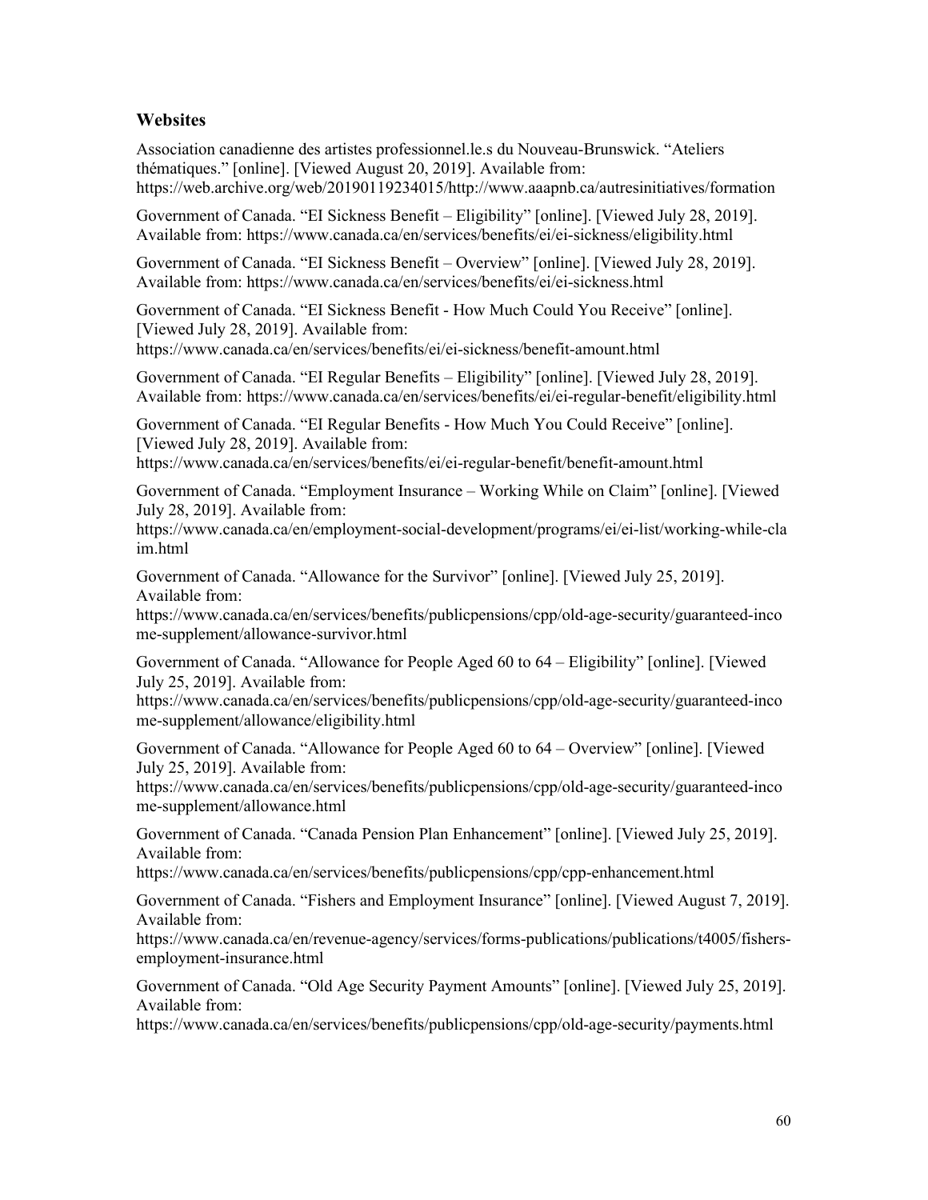## Websites

Association canadienne des artistes professionnel.le.s du Nouveau-Brunswick. "Ateliers thématiques." [online]. [Viewed August 20, 2019]. Available from: https://web.archive.org/web/20190119234015/http://www.aaapnb.ca/autresinitiatives/formation

Government of Canada. "EI Sickness Benefit – Eligibility" [online]. [Viewed July 28, 2019]. Available from: https://www.canada.ca/en/services/benefits/ei/ei-sickness/eligibility.html

Government of Canada. "EI Sickness Benefit – Overview" [online]. [Viewed July 28, 2019]. Available from: https://www.canada.ca/en/services/benefits/ei/ei-sickness.html

Government of Canada. "EI Sickness Benefit - How Much Could You Receive" [online]. [Viewed July 28, 2019]. Available from: https://www.canada.ca/en/services/benefits/ei/ei-sickness/benefit-amount.html

Government of Canada. "EI Regular Benefits – Eligibility" [online]. [Viewed July 28, 2019]. Available from: https://www.canada.ca/en/services/benefits/ei/ei-regular-benefit/eligibility.html

Government of Canada. "EI Regular Benefits - How Much You Could Receive" [online]. [Viewed July 28, 2019]. Available from: https://www.canada.ca/en/services/benefits/ei/ei-regular-benefit/benefit-amount.html

Government of Canada. "Employment Insurance – Working While on Claim" [online]. [Viewed July 28, 2019]. Available from: https://www.canada.ca/en/employment-social-development/programs/ei/ei-list/working-while-claim.html

Government of Canada. "Allowance for the Survivor" [online]. [Viewed July 25, 2019]. Available from: https://www.canada.ca/en/services/benefits/publicpensions/cpp/old-age-security/guaranteed-income-supplement/allowance-survivor.html

Government of Canada. "Allowance for People Aged 60 to 64 – Eligibility" [online]. [Viewed July 25, 2019]. Available from: https://www.canada.ca/en/services/benefits/publicpensions/cpp/old-age-security/guaranteed-income-supplement/allowance/eligibility.html

Government of Canada. "Allowance for People Aged 60 to 64 – Overview" [online]. [Viewed July 25, 2019]. Available from: https://www.canada.ca/en/services/benefits/publicpensions/cpp/old-age-security/guaranteed-income-supplement/allowance.html

Government of Canada. "Canada Pension Plan Enhancement" [online]. [Viewed July 25, 2019]. Available from: https://www.canada.ca/en/services/benefits/publicpensions/cpp/cpp-enhancement.html

Government of Canada. "Fishers and Employment Insurance" [online]. [Viewed August 7, 2019]. Available from: https://www.canada.ca/en/revenue-agency/services/forms-publications/publications/t4005/fishers-employment-insurance.html

Government of Canada. "Old Age Security Payment Amounts" [online]. [Viewed July 25, 2019]. Available from: https://www.canada.ca/en/services/benefits/publicpensions/cpp/old-age-security/payments.html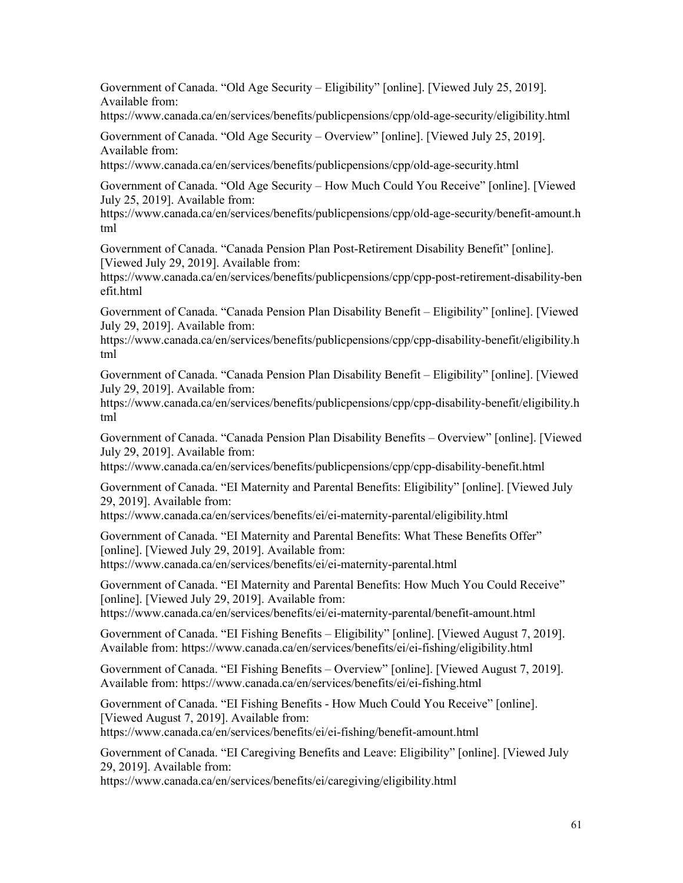Government of Canada. “Old Age Security – Eligibility” [online]. [Viewed July 25, 2019]. Available from: https://www.canada.ca/en/services/benefits/publicpensions/cpp/old-age-security/eligibility.html

Government of Canada. “Old Age Security – Overview” [online]. [Viewed July 25, 2019]. Available from: https://www.canada.ca/en/services/benefits/publicpensions/cpp/old-age-security.html

Government of Canada. “Old Age Security – How Much Could You Receive” [online]. [Viewed July 25, 2019]. Available from: https://www.canada.ca/en/services/benefits/publicpensions/cpp/old-age-security/benefit-amount.html

Government of Canada. “Canada Pension Plan Post-Retirement Disability Benefit” [online]. [Viewed July 29, 2019]. Available from: https://www.canada.ca/en/services/benefits/publicpensions/cpp/cpp-post-retirement-disability-benefit.html

Government of Canada. “Canada Pension Plan Disability Benefit – Eligibility” [online]. [Viewed July 29, 2019]. Available from: https://www.canada.ca/en/services/benefits/publicpensions/cpp/cpp-disability-benefit/eligibility.html

Government of Canada. “Canada Pension Plan Disability Benefit – Eligibility” [online]. [Viewed July 29, 2019]. Available from: https://www.canada.ca/en/services/benefits/publicpensions/cpp/cpp-disability-benefit/eligibility.html

Government of Canada. “Canada Pension Plan Disability Benefits – Overview” [online]. [Viewed July 29, 2019]. Available from: https://www.canada.ca/en/services/benefits/publicpensions/cpp/cpp-disability-benefit.html

Government of Canada. “EI Maternity and Parental Benefits: Eligibility” [online]. [Viewed July 29, 2019]. Available from: https://www.canada.ca/en/services/benefits/ei/ei-maternity-parental/eligibility.html

Government of Canada. “EI Maternity and Parental Benefits: What These Benefits Offer” [online]. [Viewed July 29, 2019]. Available from: https://www.canada.ca/en/services/benefits/ei/ei-maternity-parental.html

Government of Canada. “EI Maternity and Parental Benefits: How Much You Could Receive” [online]. [Viewed July 29, 2019]. Available from: https://www.canada.ca/en/services/benefits/ei/ei-maternity-parental/benefit-amount.html

Government of Canada. “EI Fishing Benefits – Eligibility” [online]. [Viewed August 7, 2019]. Available from: https://www.canada.ca/en/services/benefits/ei/ei-fishing/eligibility.html

Government of Canada. “EI Fishing Benefits – Overview” [online]. [Viewed August 7, 2019]. Available from: https://www.canada.ca/en/services/benefits/ei/ei-fishing.html

Government of Canada. “EI Fishing Benefits - How Much Could You Receive” [online]. [Viewed August 7, 2019]. Available from: https://www.canada.ca/en/services/benefits/ei/ei-fishing/benefit-amount.html

Government of Canada. “EI Caregiving Benefits and Leave: Eligibility” [online]. [Viewed July 29, 2019]. Available from: https://www.canada.ca/en/services/benefits/ei/caregiving/eligibility.html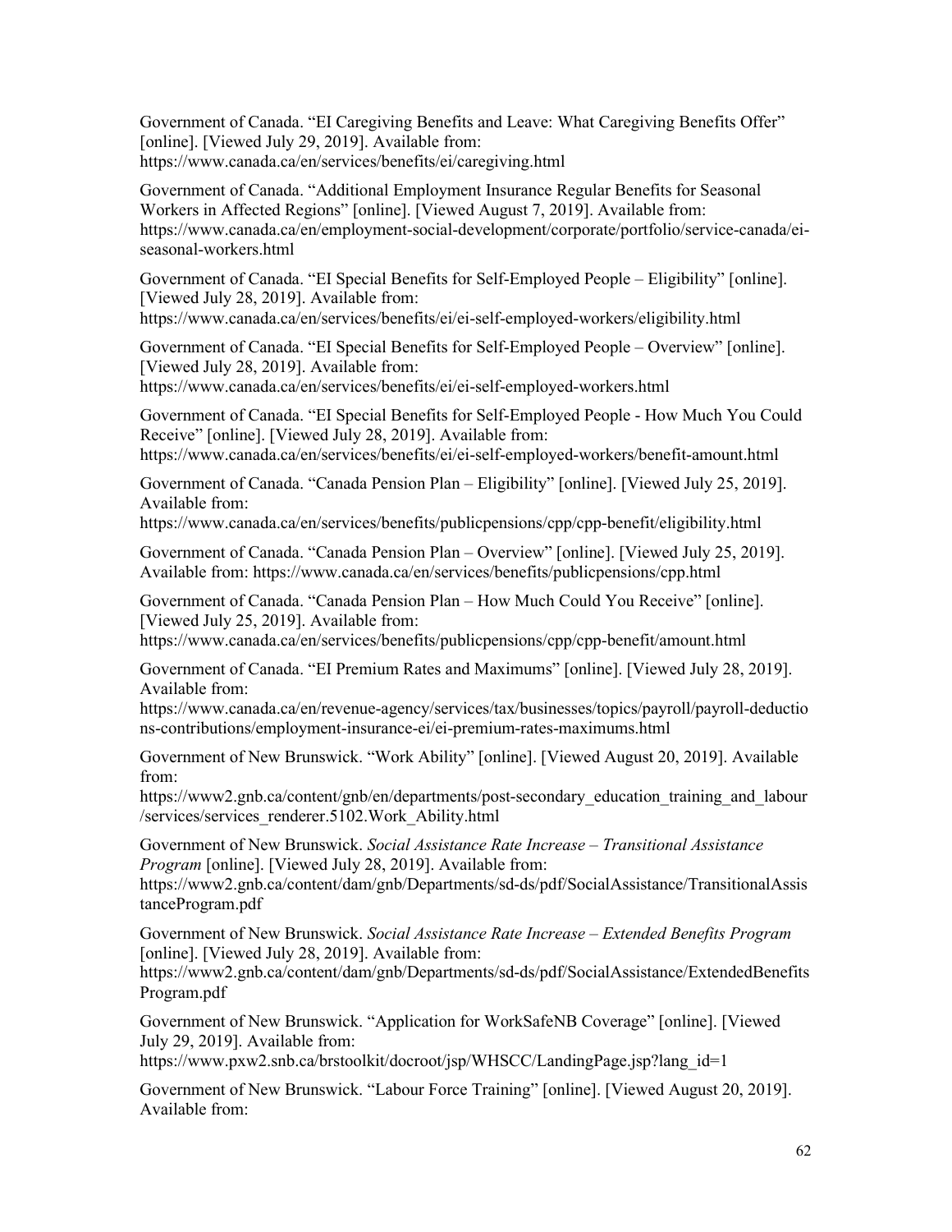Government of Canada. “EI Caregiving Benefits and Leave: What Caregiving Benefits Offer” [online]. [Viewed July 29, 2019]. Available from: https://www.canada.ca/en/services/benefits/ei/caregiving.html

Government of Canada. “Additional Employment Insurance Regular Benefits for Seasonal Workers in Affected Regions” [online]. [Viewed August 7, 2019]. Available from: https://www.canada.ca/en/employment-social-development/corporate/portfolio/service-canada/ei-seasonal-workers.html

Government of Canada. “EI Special Benefits for Self-Employed People – Eligibility” [online]. [Viewed July 28, 2019]. Available from: https://www.canada.ca/en/services/benefits/ei/ei-self-employed-workers/eligibility.html

Government of Canada. “EI Special Benefits for Self-Employed People – Overview” [online]. [Viewed July 28, 2019]. Available from: https://www.canada.ca/en/services/benefits/ei/ei-self-employed-workers.html

Government of Canada. “EI Special Benefits for Self-Employed People - How Much You Could Receive” [online]. [Viewed July 28, 2019]. Available from: https://www.canada.ca/en/services/benefits/ei/ei-self-employed-workers/benefit-amount.html

Government of Canada. “Canada Pension Plan – Eligibility” [online]. [Viewed July 25, 2019]. Available from: https://www.canada.ca/en/services/benefits/publicpensions/cpp/cpp-benefit/eligibility.html

Government of Canada. “Canada Pension Plan – Overview” [online]. [Viewed July 25, 2019]. Available from: https://www.canada.ca/en/services/benefits/publicpensions/cpp.html

Government of Canada. “Canada Pension Plan – How Much Could You Receive” [online]. [Viewed July 25, 2019]. Available from: https://www.canada.ca/en/services/benefits/publicpensions/cpp/cpp-benefit/amount.html

Government of Canada. “EI Premium Rates and Maximums” [online]. [Viewed July 28, 2019]. Available from: https://www.canada.ca/en/revenue-agency/services/tax/businesses/topics/payroll/payroll-deductions-contributions/employment-insurance-ei/ei-premium-rates-maximums.html

Government of New Brunswick. “Work Ability” [online]. [Viewed August 20, 2019]. Available from: https://www2.gnb.ca/content/gnb/en/departments/post-secondary_education_training_and_labour/services/services_renderer.5102.Work_Ability.html

Government of New Brunswick. *Social Assistance Rate Increase – Transitional Assistance Program* [online]. [Viewed July 28, 2019]. Available from: https://www2.gnb.ca/content/dam/gnb/Departments/sd-ds/pdf/SocialAssistance/TransitionalAssistanceProgram.pdf

Government of New Brunswick. *Social Assistance Rate Increase – Extended Benefits Program* [online]. [Viewed July 28, 2019]. Available from: https://www2.gnb.ca/content/dam/gnb/Departments/sd-ds/pdf/SocialAssistance/ExtendedBenefitsProgram.pdf

Government of New Brunswick. “Application for WorkSafeNB Coverage” [online]. [Viewed July 29, 2019]. Available from: https://www.pxw2.snb.ca/brstoolkit/docroot/jsp/WHSCC/LandingPage.jsp?lang_id=1

Government of New Brunswick. “Labour Force Training” [online]. [Viewed August 20, 2019]. Available from: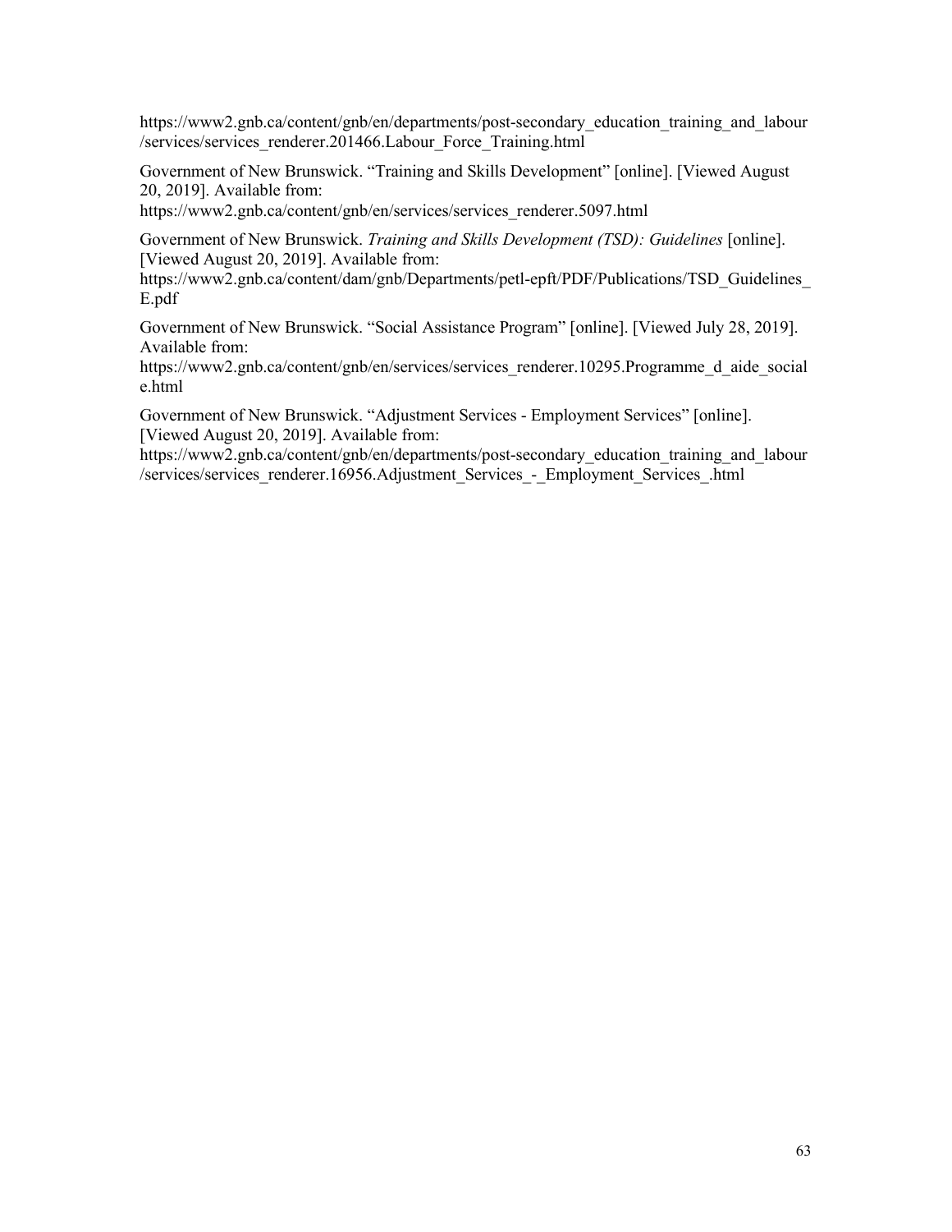https://www2.gnb.ca/content/gnb/en/departments/post-secondary_education_training_and_labour/services/services_renderer.201466.Labour_Force_Training.html

Government of New Brunswick. "Training and Skills Development" [online]. [Viewed August 20, 2019]. Available from: https://www2.gnb.ca/content/gnb/en/services/services_renderer.5097.html

Government of New Brunswick. *Training and Skills Development (TSD): Guidelines* [online]. [Viewed August 20, 2019]. Available from: https://www2.gnb.ca/content/dam/gnb/Departments/petl-epft/PDF/Publications/TSD_Guidelines_E.pdf

Government of New Brunswick. "Social Assistance Program" [online]. [Viewed July 28, 2019]. Available from: https://www2.gnb.ca/content/gnb/en/services/services_renderer.10295.Programme_d_aide_sociale.html

Government of New Brunswick. "Adjustment Services - Employment Services" [online]. [Viewed August 20, 2019]. Available from: https://www2.gnb.ca/content/gnb/en/departments/post-secondary_education_training_and_labour/services/services_renderer.16956.Adjustment_Services_-_Employment_Services_.html